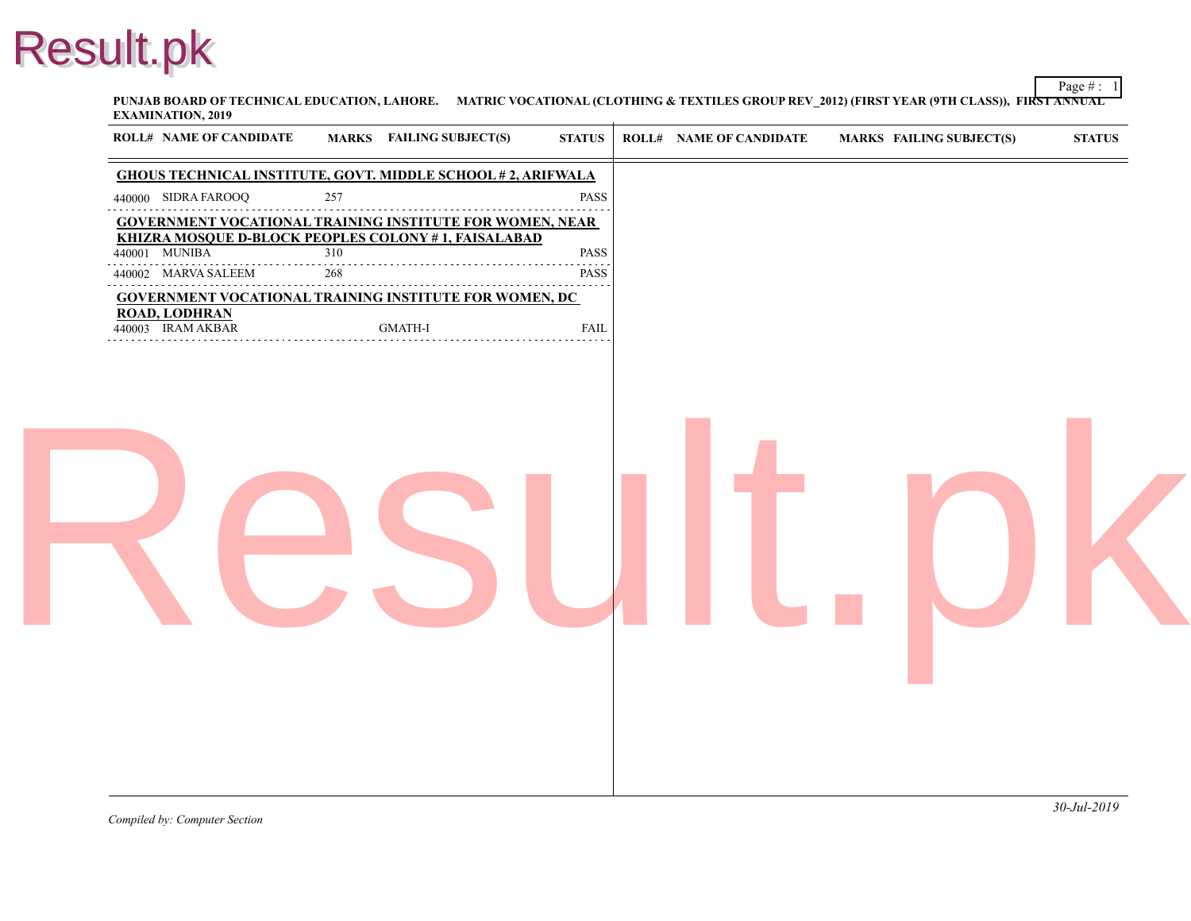**PUNJAB BOARD OF TECHNICAL EDUCATION, LAHORE. MATRIC VOCATIONAL (CLOTHING & TEXTILES GROUP REV_2012) (FIRST YEAR (9TH CLASS)), FIRST ANNUAL EXAMINATION, 2019**

| ROLL# | NAME OF CANDIDATE | MARKS | FAILING SUBJECT(S) | STATUS |
|---|---|---|---|---|
| **GHOUS TECHNICAL INSTITUTE, GOVT. MIDDLE SCHOOL # 2, ARIFWALA** | | | | |
| 440000 | SIDRA FAROOQ | 257 | | PASS |
| **GOVERNMENT VOCATIONAL TRAINING INSTITUTE FOR WOMEN, NEAR KHIZRA MOSQUE D-BLOCK PEOPLES COLONY # 1, FAISALABAD** | | | | |
| 440001 | MUNIBA | 310 | | PASS |
| 440002 | MARVA SALEEM | 268 | | PASS |
| **GOVERNMENT VOCATIONAL TRAINING INSTITUTE FOR WOMEN, DC ROAD, LODHRAN** | | | | |
| 440003 | IRAM AKBAR | | GMATH-I | FAIL |

*Compiled by: Computer Section*

*30-Jul-2019*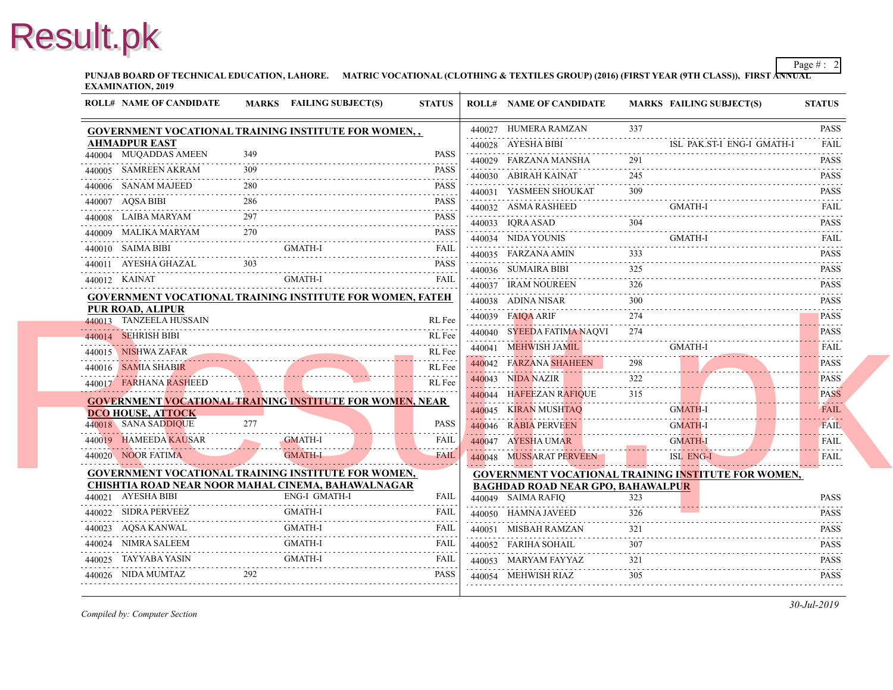**PUNJAB BOARD OF TECHNICAL EDUCATION, LAHORE. MATRIC VOCATIONAL (CLOTHING & TEXTILES GROUP) (2016) (FIRST YEAR (9TH CLASS)), FIRST ANNUAL EXAMINATION, 2019**

| ROLL# | NAME OF CANDIDATE | MARKS | FAILING SUBJECT(S) | STATUS |
|---|---|---|---|---|
| **GOVERNMENT VOCATIONAL TRAINING INSTITUTE FOR WOMEN, , AHMADPUR EAST** | | | | |
| 440004 | MUQADDAS AMEEN | 349 | | PASS |
| 440005 | SAMREEN AKRAM | 309 | | PASS |
| 440006 | SANAM MAJEED | 280 | | PASS |
| 440007 | AQSA BIBI | 286 | | PASS |
| 440008 | LAIBA MARYAM | 297 | | PASS |
| 440009 | MALIKA MARYAM | 270 | | PASS |
| 440010 | SAIMA BIBI | | GMATH-I | FAIL |
| 440011 | AYESHA GHAZAL | 303 | | PASS |
| 440012 | KAINAT | | GMATH-I | FAIL |
| **GOVERNMENT VOCATIONAL TRAINING INSTITUTE FOR WOMEN, FATEH PUR ROAD, ALIPUR** | | | | |
| 440013 | TANZEELA HUSSAIN | | | RL Fee |
| 440014 | SEHRISH BIBI | | | RL Fee |
| 440015 | NISHWA ZAFAR | | | RL Fee |
| 440016 | SAMIA SHABIR | | | RL Fee |
| 440017 | FARHANA RASHEED | | | RL Fee |
| **GOVERNMENT VOCATIONAL TRAINING INSTITUTE FOR WOMEN, NEAR DCO HOUSE, ATTOCK** | | | | |
| 440018 | SANA SADDIQUE | 277 | | PASS |
| 440019 | HAMEEDA KAUSAR | | GMATH-I | FAIL |
| 440020 | NOOR FATIMA | | GMATH-I | FAIL |
| **GOVERNMENT VOCATIONAL TRAINING INSTITUTE FOR WOMEN, CHISHTIA ROAD NEAR NOOR MAHAL CINEMA, BAHAWALNAGAR** | | | | |
| 440021 | AYESHA BIBI | | ENG-I GMATH-I | FAIL |
| 440022 | SIDRA PERVEEZ | | GMATH-I | FAIL |
| 440023 | AQSA KANWAL | | GMATH-I | FAIL |
| 440024 | NIMRA SALEEM | | GMATH-I | FAIL |
| 440025 | TAYYABA YASIN | | GMATH-I | FAIL |
| 440026 | NIDA MUMTAZ | 292 | | PASS |
| 440027 | HUMERA RAMZAN | 337 | | PASS |
| 440028 | AYESHA BIBI | | ISL PAK.ST-I ENG-I GMATH-I | FAIL |
| 440029 | FARZANA MANSHA | 291 | | PASS |
| 440030 | ABIRAH KAINAT | 245 | | PASS |
| 440031 | YASMEEN SHOUKAT | 309 | | PASS |
| 440032 | ASMA RASHEED | | GMATH-I | FAIL |
| 440033 | IQRA ASAD | 304 | | PASS |
| 440034 | NIDA YOUNIS | | GMATH-I | FAIL |
| 440035 | FARZANA AMIN | 333 | | PASS |
| 440036 | SUMAIRA BIBI | 325 | | PASS |
| 440037 | IRAM NOUREEN | 326 | | PASS |
| 440038 | ADINA NISAR | 300 | | PASS |
| 440039 | FAIQA ARIF | 274 | | PASS |
| 440040 | SYEEDA FATIMA NAQVI | 274 | | PASS |
| 440041 | MEHWISH JAMIL | | GMATH-I | FAIL |
| 440042 | FARZANA SHAHEEN | 298 | | PASS |
| 440043 | NIDA NAZIR | 322 | | PASS |
| 440044 | HAFEEZAN RAFIQUE | 315 | | PASS |
| 440045 | KIRAN MUSHTAQ | | GMATH-I | FAIL |
| 440046 | RABIA PERVEEN | | GMATH-I | FAIL |
| 440047 | AYESHA UMAR | | GMATH-I | FAIL |
| 440048 | MUSSARAT PERVEEN | | ISL ENG-I | FAIL |
| **GOVERNMENT VOCATIONAL TRAINING INSTITUTE FOR WOMEN, BAGHDAD ROAD NEAR GPO, BAHAWALPUR** | | | | |
| 440049 | SAIMA RAFIQ | 323 | | PASS |
| 440050 | HAMNA JAVEED | 326 | | PASS |
| 440051 | MISBAH RAMZAN | 321 | | PASS |
| 440052 | FARIHA SOHAIL | 307 | | PASS |
| 440053 | MARYAM FAYYAZ | 321 | | PASS |
| 440054 | MEHWISH RIAZ | 305 | | PASS |

*Compiled by: Computer Section*

*30-Jul-2019*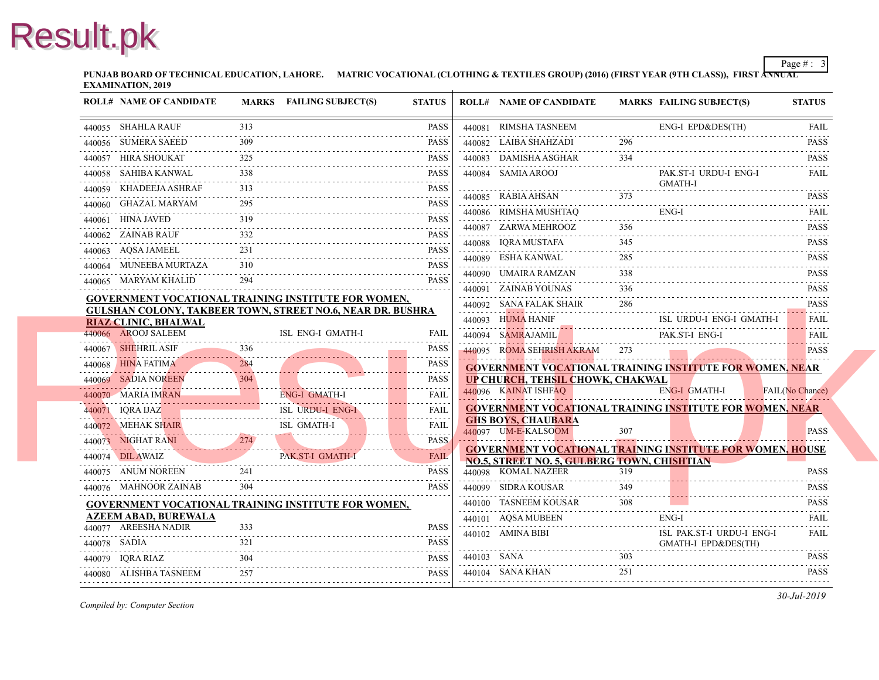PUNJAB BOARD OF TECHNICAL EDUCATION, LAHORE.    MATRIC VOCATIONAL (CLOTHING & TEXTILES GROUP) (2016) (FIRST YEAR (9TH CLASS)), FIRST ANNUAL EXAMINATION, 2019

| ROLL# | NAME OF CANDIDATE | MARKS | FAILING SUBJECT(S) | STATUS |
|---|---|---|---|---|
| 440055 | SHAHLA RAUF | 313 | | PASS |
| 440056 | SUMERA SAEED | 309 | | PASS |
| 440057 | HIRA SHOUKAT | 325 | | PASS |
| 440058 | SAHIBA KANWAL | 338 | | PASS |
| 440059 | KHADEEJA ASHRAF | 313 | | PASS |
| 440060 | GHAZAL MARYAM | 295 | | PASS |
| 440061 | HINA JAVED | 319 | | PASS |
| 440062 | ZAINAB RAUF | 332 | | PASS |
| 440063 | AQSA JAMEEL | 231 | | PASS |
| 440064 | MUNEEBA MURTAZA | 310 | | PASS |
| 440065 | MARYAM KHALID | 294 | | PASS |

**GOVERNMENT VOCATIONAL TRAINING INSTITUTE FOR WOMEN, GULSHAN COLONY, TAKBEER TOWN, STREET NO.6, NEAR DR. BUSHRA RIAZ CLINIC, BHALWAL**

| ROLL# | NAME OF CANDIDATE | MARKS | FAILING SUBJECT(S) | STATUS |
|---|---|---|---|---|
| 440066 | AROOJ SALEEM | | ISL ENG-I GMATH-I | FAIL |
| 440067 | SHEHRIL ASIF | 336 | | PASS |
| 440068 | HINA FATIMA | 284 | | PASS |
| 440069 | SADIA NOREEN | 304 | | PASS |
| 440070 | MARIA IMRAN | | ENG-I GMATH-I | FAIL |
| 440071 | IQRA IJAZ | | ISL URDU-I ENG-I | FAIL |
| 440072 | MEHAK SHAIR | | ISL GMATH-I | FAIL |
| 440073 | NIGHAT RANI | 274 | | PASS |
| 440074 | DIL AWAIZ | | PAK.ST-I GMATH-I | FAIL |
| 440075 | ANUM NOREEN | 241 | | PASS |
| 440076 | MAHNOOR ZAINAB | 304 | | PASS |

**GOVERNMENT VOCATIONAL TRAINING INSTITUTE FOR WOMEN, AZEEM ABAD, BUREWALA**

| ROLL# | NAME OF CANDIDATE | MARKS | FAILING SUBJECT(S) | STATUS |
|---|---|---|---|---|
| 440077 | AREESHA NADIR | 333 | | PASS |
| 440078 | SADIA | 321 | | PASS |
| 440079 | IQRA RIAZ | 304 | | PASS |
| 440080 | ALISHBA TASNEEM | 257 | | PASS |
| 440081 | RIMSHA TASNEEM | | ENG-I EPD&DES(TH) | FAIL |
| 440082 | LAIBA SHAHZADI | 296 | | PASS |
| 440083 | DAMISHA ASGHAR | 334 | | PASS |
| 440084 | SAMIA AROOJ | | PAK.ST-I URDU-I ENG-I GMATH-I | FAIL |
| 440085 | RABIA AHSAN | 373 | | PASS |
| 440086 | RIMSHA MUSHTAQ | | ENG-I | FAIL |
| 440087 | ZARWA MEHROOZ | 356 | | PASS |
| 440088 | IQRA MUSTAFA | 345 | | PASS |
| 440089 | ESHA KANWAL | 285 | | PASS |
| 440090 | UMAIRA RAMZAN | 338 | | PASS |
| 440091 | ZAINAB YOUNAS | 336 | | PASS |
| 440092 | SANA FALAK SHAIR | 286 | | PASS |
| 440093 | HUMA HANIF | | ISL URDU-I ENG-I GMATH-I | FAIL |
| 440094 | SAMRAJAMIL | | PAK.ST-I ENG-I | FAIL |
| 440095 | ROMA SEHRISH AKRAM | 273 | | PASS |

**GOVERNMENT VOCATIONAL TRAINING INSTITUTE FOR WOMEN, NEAR UP CHURCH, TEHSIL CHOWK, CHAKWAL**

| ROLL# | NAME OF CANDIDATE | MARKS | FAILING SUBJECT(S) | STATUS |
|---|---|---|---|---|
| 440096 | KAINAT ISHFAQ | | ENG-I GMATH-I | FAIL(No Chance) |

**GOVERNMENT VOCATIONAL TRAINING INSTITUTE FOR WOMEN, NEAR GHS BOYS, CHAUBARA**

| ROLL# | NAME OF CANDIDATE | MARKS | FAILING SUBJECT(S) | STATUS |
|---|---|---|---|---|
| 440097 | UM-E-KALSOOM | 307 | | PASS |

**GOVERNMENT VOCATIONAL TRAINING INSTITUTE FOR WOMEN, HOUSE NO.5, STREET NO. 5, GULBERG TOWN, CHISHTIAN**

| ROLL# | NAME OF CANDIDATE | MARKS | FAILING SUBJECT(S) | STATUS |
|---|---|---|---|---|
| 440098 | KOMAL NAZEER | 319 | | PASS |
| 440099 | SIDRA KOUSAR | 349 | | PASS |
| 440100 | TASNEEM KOUSAR | 308 | | PASS |
| 440101 | AQSA MUBEEN | | ENG-I | FAIL |
| 440102 | AMINA BIBI | | ISL PAK.ST-I URDU-I ENG-I GMATH-I EPD&DES(TH) | FAIL |
| 440103 | SANA | 303 | | PASS |
| 440104 | SANA KHAN | 251 | | PASS |

*Compiled by: Computer Section*

*30-Jul-2019*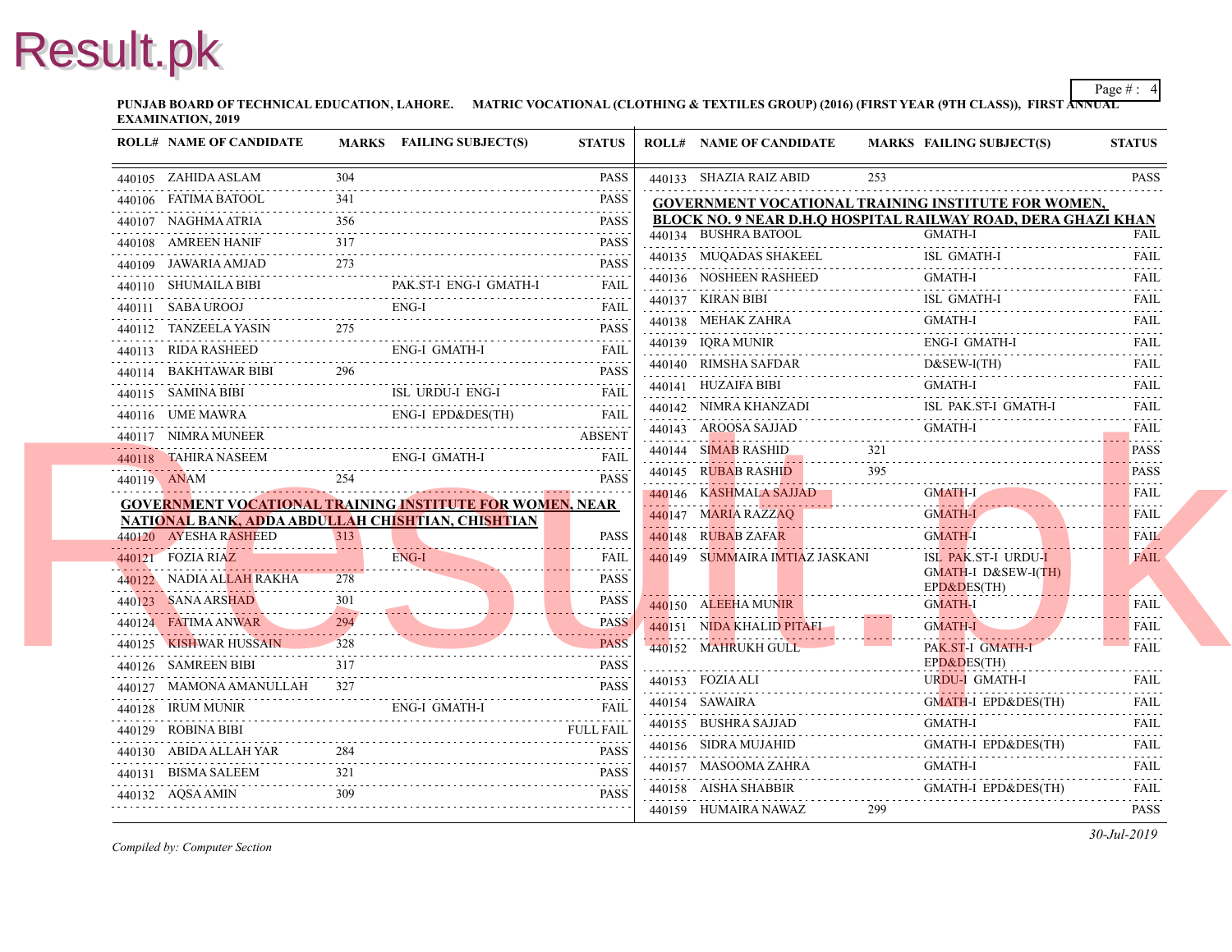PUNJAB BOARD OF TECHNICAL EDUCATION, LAHORE. MATRIC VOCATIONAL (CLOTHING & TEXTILES GROUP) (2016) (FIRST YEAR (9TH CLASS)), FIRST ANNUAL EXAMINATION, 2019

| ROLL# | NAME OF CANDIDATE | MARKS | FAILING SUBJECT(S) | STATUS |
|---|---|---|---|---|
| 440105 | ZAHIDA ASLAM | 304 | | PASS |
| 440106 | FATIMA BATOOL | 341 | | PASS |
| 440107 | NAGHMA ATRIA | 356 | | PASS |
| 440108 | AMREEN HANIF | 317 | | PASS |
| 440109 | JAWARIA AMJAD | 273 | | PASS |
| 440110 | SHUMAILA BIBI | | PAK.ST-I ENG-I GMATH-I | FAIL |
| 440111 | SABA UROOJ | | ENG-I | FAIL |
| 440112 | TANZEELA YASIN | 275 | | PASS |
| 440113 | RIDA RASHEED | | ENG-I GMATH-I | FAIL |
| 440114 | BAKHTAWAR BIBI | 296 | | PASS |
| 440115 | SAMINA BIBI | | ISL URDU-I ENG-I | FAIL |
| 440116 | UME MAWRA | | ENG-I EPD&DES(TH) | FAIL |
| 440117 | NIMRA MUNEER | | | ABSENT |
| 440118 | TAHIRA NASEEM | | ENG-I GMATH-I | FAIL |
| 440119 | ANAM | 254 | | PASS |

**GOVERNMENT VOCATIONAL TRAINING INSTITUTE FOR WOMEN, NEAR NATIONAL BANK, ADDA ABDULLAH CHISHTIAN, CHISHTIAN**

| ROLL# | NAME OF CANDIDATE | MARKS | FAILING SUBJECT(S) | STATUS |
|---|---|---|---|---|
| 440120 | AYESHA RASHEED | 313 | | PASS |
| 440121 | FOZIA RIAZ | | ENG-I | FAIL |
| 440122 | NADIA ALLAH RAKHA | 278 | | PASS |
| 440123 | SANA ARSHAD | 301 | | PASS |
| 440124 | FATIMA ANWAR | 294 | | PASS |
| 440125 | KISHWAR HUSSAIN | 328 | | PASS |
| 440126 | SAMREEN BIBI | 317 | | PASS |
| 440127 | MAMONA AMANULLAH | 327 | | PASS |
| 440128 | IRUM MUNIR | | ENG-I GMATH-I | FAIL |
| 440129 | ROBINA BIBI | | | FULL FAIL |
| 440130 | ABIDA ALLAH YAR | 284 | | PASS |
| 440131 | BISMA SALEEM | 321 | | PASS |
| 440132 | AQSA AMIN | 309 | | PASS |
| 440133 | SHAZIA RAIZ ABID | 253 | | PASS |

**GOVERNMENT VOCATIONAL TRAINING INSTITUTE FOR WOMEN, BLOCK NO. 9 NEAR D.H.Q HOSPITAL RAILWAY ROAD, DERA GHAZI KHAN**

| ROLL# | NAME OF CANDIDATE | MARKS | FAILING SUBJECT(S) | STATUS |
|---|---|---|---|---|
| 440134 | BUSHRA BATOOL | | GMATH-I | FAIL |
| 440135 | MUQADAS SHAKEEL | | ISL GMATH-I | FAIL |
| 440136 | NOSHEEN RASHEED | | GMATH-I | FAIL |
| 440137 | KIRAN BIBI | | ISL GMATH-I | FAIL |
| 440138 | MEHAK ZAHRA | | GMATH-I | FAIL |
| 440139 | IQRA MUNIR | | ENG-I GMATH-I | FAIL |
| 440140 | RIMSHA SAFDAR | | D&SEW-I(TH) | FAIL |
| 440141 | HUZAIFA BIBI | | GMATH-I | FAIL |
| 440142 | NIMRA KHANZADI | | ISL PAK.ST-I GMATH-I | FAIL |
| 440143 | AROOSA SAJJAD | | GMATH-I | FAIL |
| 440144 | SIMAB RASHID | 321 | | PASS |
| 440145 | RUBAB RASHID | 395 | | PASS |
| 440146 | KASHMALA SAJJAD | | GMATH-I | FAIL |
| 440147 | MARIA RAZZAQ | | GMATH-I | FAIL |
| 440148 | RUBAB ZAFAR | | GMATH-I | FAIL |
| 440149 | SUMMAIRA IMTIAZ JASKANI | | ISL PAK.ST-I URDU-I GMATH-I D&SEW-I(TH) EPD&DES(TH) | FAIL |
| 440150 | ALEEHA MUNIR | | GMATH-I | FAIL |
| 440151 | NIDA KHALID PITAFI | | GMATH-I | FAIL |
| 440152 | MAHRUKH GULL | | PAK.ST-I GMATH-I EPD&DES(TH) | FAIL |
| 440153 | FOZIA ALI | | URDU-I GMATH-I | FAIL |
| 440154 | SAWAIRA | | GMATH-I EPD&DES(TH) | FAIL |
| 440155 | BUSHRA SAJJAD | | GMATH-I | FAIL |
| 440156 | SIDRA MUJAHID | | GMATH-I EPD&DES(TH) | FAIL |
| 440157 | MASOOMA ZAHRA | | GMATH-I | FAIL |
| 440158 | AISHA SHABBIR | | GMATH-I EPD&DES(TH) | FAIL |
| 440159 | HUMAIRA NAWAZ | 299 | | PASS |

*Compiled by: Computer Section*

*30-Jul-2019*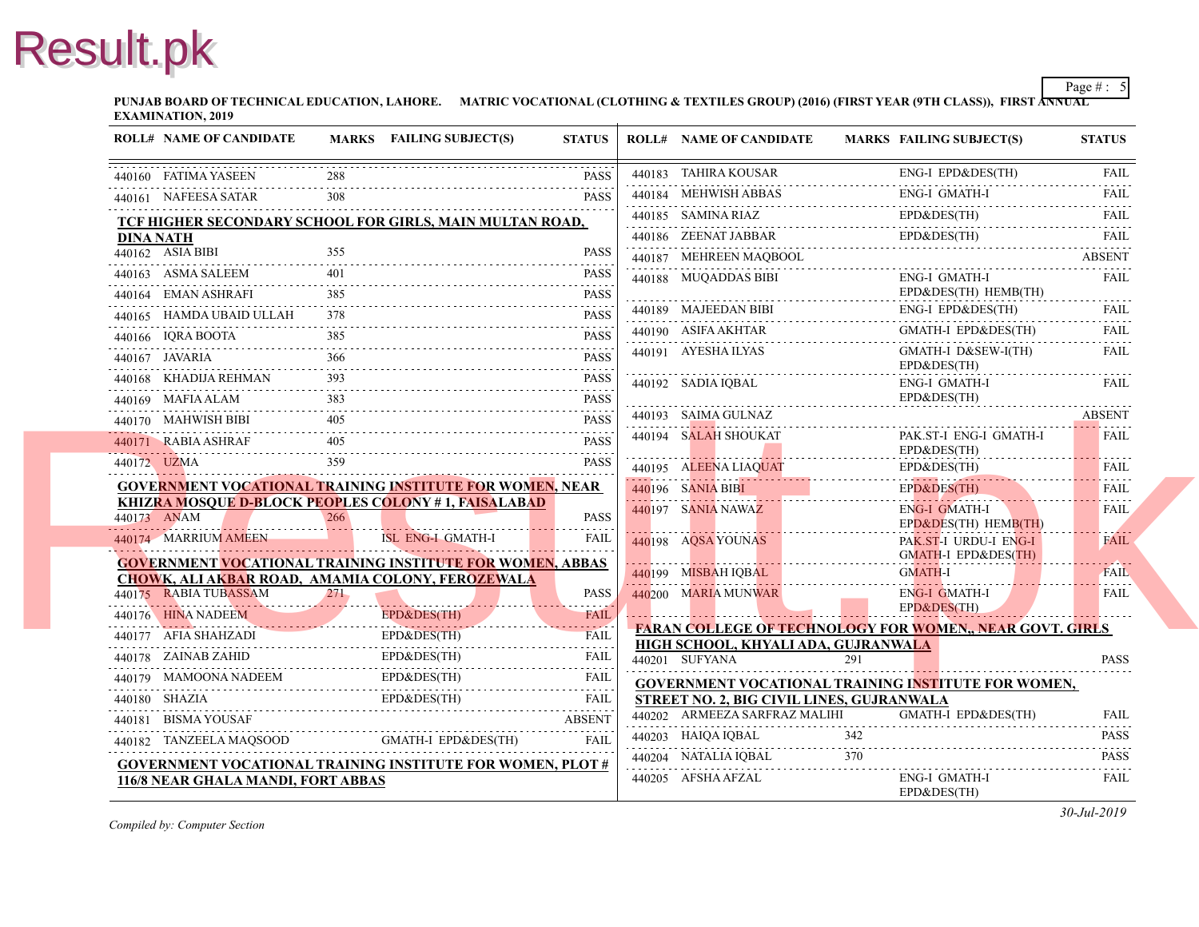**PUNJAB BOARD OF TECHNICAL EDUCATION, LAHORE. MATRIC VOCATIONAL (CLOTHING & TEXTILES GROUP) (2016) (FIRST YEAR (9TH CLASS)), FIRST ANNUAL EXAMINATION, 2019**

| ROLL# | NAME OF CANDIDATE | MARKS | FAILING SUBJECT(S) | STATUS |
|---|---|---|---|---|
| 440160 | FATIMA YASEEN | 288 | | PASS |
| 440161 | NAFEESA SATAR | 308 | | PASS |

**TCF HIGHER SECONDARY SCHOOL FOR GIRLS, MAIN MULTAN ROAD, DINA NATH**

| ROLL# | NAME OF CANDIDATE | MARKS | FAILING SUBJECT(S) | STATUS |
|---|---|---|---|---|
| 440162 | ASIA BIBI | 355 | | PASS |
| 440163 | ASMA SALEEM | 401 | | PASS |
| 440164 | EMAN ASHRAFI | 385 | | PASS |
| 440165 | HAMDA UBAID ULLAH | 378 | | PASS |
| 440166 | IQRA BOOTA | 385 | | PASS |
| 440167 | JAVARIA | 366 | | PASS |
| 440168 | KHADIJA REHMAN | 393 | | PASS |
| 440169 | MAFIA ALAM | 383 | | PASS |
| 440170 | MAHWISH BIBI | 405 | | PASS |
| 440171 | RABIA ASHRAF | 405 | | PASS |
| 440172 | UZMA | 359 | | PASS |

**GOVERNMENT VOCATIONAL TRAINING INSTITUTE FOR WOMEN, NEAR KHIZRA MOSQUE D-BLOCK PEOPLES COLONY # 1, FAISALABAD**

| ROLL# | NAME OF CANDIDATE | MARKS | FAILING SUBJECT(S) | STATUS |
|---|---|---|---|---|
| 440173 | ANAM | 266 | | PASS |
| 440174 | MARRIUM AMEEN | | ISL ENG-I GMATH-I | FAIL |

**GOVERNMENT VOCATIONAL TRAINING INSTITUTE FOR WOMEN, ABBAS CHOWK, ALI AKBAR ROAD, AMAMIA COLONY, FEROZEWALA**

| ROLL# | NAME OF CANDIDATE | MARKS | FAILING SUBJECT(S) | STATUS |
|---|---|---|---|---|
| 440175 | RABIA TUBASSAM | 271 | | PASS |
| 440176 | HINA NADEEM | | EPD&DES(TH) | FAIL |
| 440177 | AFIA SHAHZADI | | EPD&DES(TH) | FAIL |
| 440178 | ZAINAB ZAHID | | EPD&DES(TH) | FAIL |
| 440179 | MAMOONA NADEEM | | EPD&DES(TH) | FAIL |
| 440180 | SHAZIA | | EPD&DES(TH) | FAIL |
| 440181 | BISMA YOUSAF | | | ABSENT |
| 440182 | TANZEELA MAQSOOD | | GMATH-I EPD&DES(TH) | FAIL |

**GOVERNMENT VOCATIONAL TRAINING INSTITUTE FOR WOMEN, PLOT # 116/8 NEAR GHALA MANDI, FORT ABBAS**

| ROLL# | NAME OF CANDIDATE | MARKS | FAILING SUBJECT(S) | STATUS |
|---|---|---|---|---|
| 440183 | TAHIRA KOUSAR | | ENG-I EPD&DES(TH) | FAIL |
| 440184 | MEHWISH ABBAS | | ENG-I GMATH-I | FAIL |
| 440185 | SAMINA RIAZ | | EPD&DES(TH) | FAIL |
| 440186 | ZEENAT JABBAR | | EPD&DES(TH) | FAIL |
| 440187 | MEHREEN MAQBOOL | | | ABSENT |
| 440188 | MUQADDAS BIBI | | ENG-I GMATH-I EPD&DES(TH) HEMB(TH) | FAIL |
| 440189 | MAJEEDAN BIBI | | ENG-I EPD&DES(TH) | FAIL |
| 440190 | ASIFA AKHTAR | | GMATH-I EPD&DES(TH) | FAIL |
| 440191 | AYESHA ILYAS | | GMATH-I D&SEW-I(TH) EPD&DES(TH) | FAIL |
| 440192 | SADIA IQBAL | | ENG-I GMATH-I EPD&DES(TH) | FAIL |
| 440193 | SAIMA GULNAZ | | | ABSENT |
| 440194 | SALAH SHOUKAT | | PAK.ST-I ENG-I GMATH-I EPD&DES(TH) | FAIL |
| 440195 | ALEENA LIAQUAT | | EPD&DES(TH) | FAIL |
| 440196 | SANIA BIBI | | EPD&DES(TH) | FAIL |
| 440197 | SANIA NAWAZ | | ENG-I GMATH-I EPD&DES(TH) HEMB(TH) | FAIL |
| 440198 | AQSA YOUNAS | | PAK.ST-I URDU-I ENG-I GMATH-I EPD&DES(TH) | FAIL |
| 440199 | MISBAH IQBAL | | GMATH-I | FAIL |
| 440200 | MARIA MUNWAR | | ENG-I GMATH-I EPD&DES(TH) | FAIL |

**FARAN COLLEGE OF TECHNOLOGY FOR WOMEN,, NEAR GOVT. GIRLS HIGH SCHOOL, KHYALI ADA, GUJRANWALA**

| ROLL# | NAME OF CANDIDATE | MARKS | FAILING SUBJECT(S) | STATUS |
|---|---|---|---|---|
| 440201 | SUFYANA | 291 | | PASS |

**GOVERNMENT VOCATIONAL TRAINING INSTITUTE FOR WOMEN, STREET NO. 2, BIG CIVIL LINES, GUJRANWALA**

| ROLL# | NAME OF CANDIDATE | MARKS | FAILING SUBJECT(S) | STATUS |
|---|---|---|---|---|
| 440202 | ARMEEZA SARFRAZ MALIHI | | GMATH-I EPD&DES(TH) | FAIL |
| 440203 | HAIQA IQBAL | 342 | | PASS |
| 440204 | NATALIA IQBAL | 370 | | PASS |
| 440205 | AFSHA AFZAL | | ENG-I GMATH-I EPD&DES(TH) | FAIL |

*Compiled by: Computer Section*

*30-Jul-2019*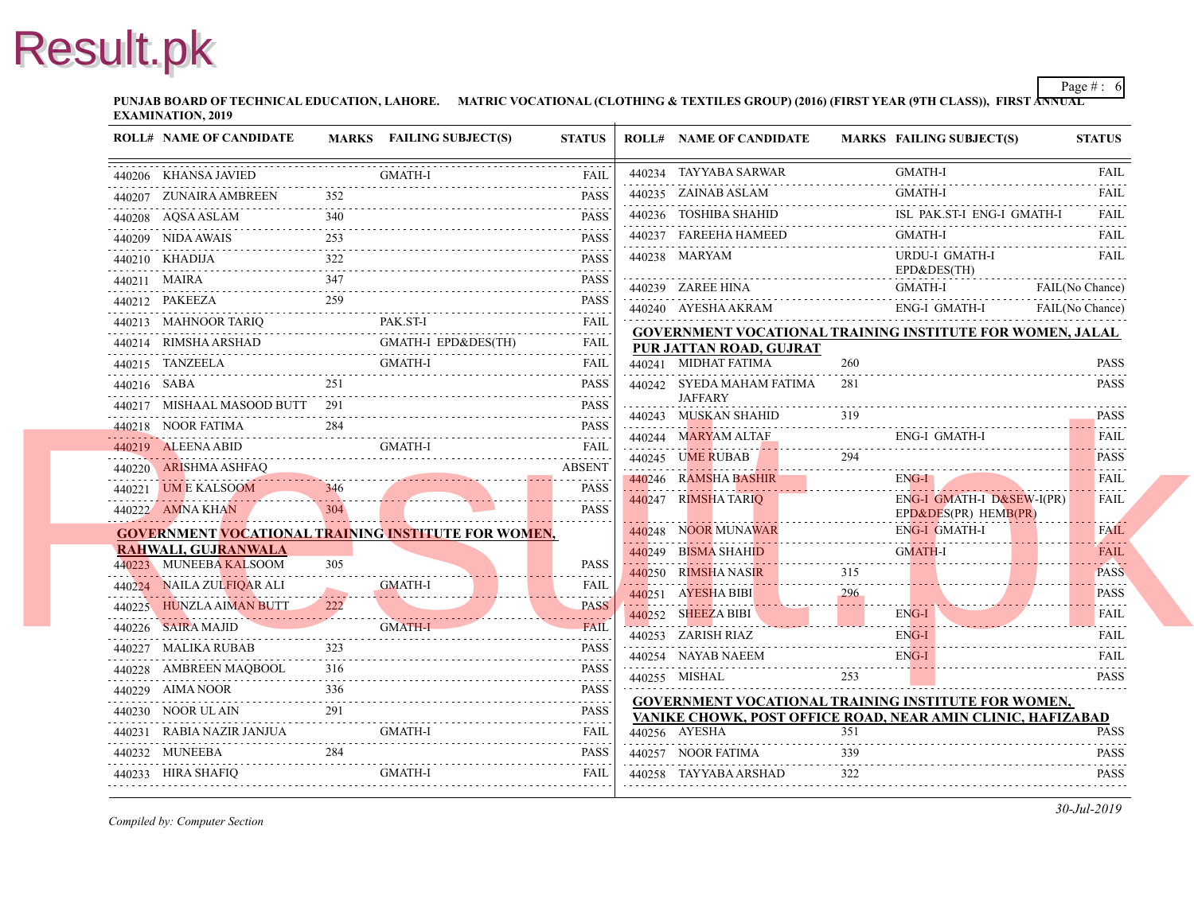PUNJAB BOARD OF TECHNICAL EDUCATION, LAHORE. MATRIC VOCATIONAL (CLOTHING & TEXTILES GROUP) (2016) (FIRST YEAR (9TH CLASS)), FIRST ANNUAL EXAMINATION, 2019

| ROLL# | NAME OF CANDIDATE | MARKS | FAILING SUBJECT(S) | STATUS |
|---|---|---|---|---|
| 440206 | KHANSA JAVIED | | GMATH-I | FAIL |
| 440207 | ZUNAIRA AMBREEN | 352 | | PASS |
| 440208 | AQSA ASLAM | 340 | | PASS |
| 440209 | NIDA AWAIS | 253 | | PASS |
| 440210 | KHADIJA | 322 | | PASS |
| 440211 | MAIRA | 347 | | PASS |
| 440212 | PAKEEZA | 259 | | PASS |
| 440213 | MAHNOOR TARIQ | | PAK.ST-I | FAIL |
| 440214 | RIMSHA ARSHAD | | GMATH-I EPD&DES(TH) | FAIL |
| 440215 | TANZEELA | | GMATH-I | FAIL |
| 440216 | SABA | 251 | | PASS |
| 440217 | MISHAAL MASOOD BUTT | 291 | | PASS |
| 440218 | NOOR FATIMA | 284 | | PASS |
| 440219 | ALEENA ABID | | GMATH-I | FAIL |
| 440220 | ARISHMA ASHFAQ | | | ABSENT |
| 440221 | UM E KALSOOM | 346 | | PASS |
| 440222 | AMNA KHAN | 304 | | PASS |

**GOVERNMENT VOCATIONAL TRAINING INSTITUTE FOR WOMEN, RAHWALI, GUJRANWALA**

| ROLL# | NAME OF CANDIDATE | MARKS | FAILING SUBJECT(S) | STATUS |
|---|---|---|---|---|
| 440223 | MUNEEBA KALSOOM | 305 | | PASS |
| 440224 | NAILA ZULFIQAR ALI | | GMATH-I | FAIL |
| 440225 | HUNZLA AIMAN BUTT | 222 | | PASS |
| 440226 | SAIRA MAJID | | GMATH-I | FAIL |
| 440227 | MALIKA RUBAB | 323 | | PASS |
| 440228 | AMBREEN MAQBOOL | 316 | | PASS |
| 440229 | AIMA NOOR | 336 | | PASS |
| 440230 | NOOR UL AIN | 291 | | PASS |
| 440231 | RABIA NAZIR JANJUA | | GMATH-I | FAIL |
| 440232 | MUNEEBA | 284 | | PASS |
| 440233 | HIRA SHAFIQ | | GMATH-I | FAIL |
| 440234 | TAYYABA SARWAR | | GMATH-I | FAIL |
| 440235 | ZAINAB ASLAM | | GMATH-I | FAIL |
| 440236 | TOSHIBA SHAHID | | ISL PAK.ST-I ENG-I GMATH-I | FAIL |
| 440237 | FAREEHA HAMEED | | GMATH-I | FAIL |
| 440238 | MARYAM | | URDU-I GMATH-I EPD&DES(TH) | FAIL |
| 440239 | ZAREE HINA | | GMATH-I | FAIL(No Chance) |
| 440240 | AYESHA AKRAM | | ENG-I GMATH-I | FAIL(No Chance) |

**GOVERNMENT VOCATIONAL TRAINING INSTITUTE FOR WOMEN, JALAL PUR JATTAN ROAD, GUJRAT**

| ROLL# | NAME OF CANDIDATE | MARKS | FAILING SUBJECT(S) | STATUS |
|---|---|---|---|---|
| 440241 | MIDHAT FATIMA | 260 | | PASS |
| 440242 | SYEDA MAHAM FATIMA JAFFARY | 281 | | PASS |
| 440243 | MUSKAN SHAHID | 319 | | PASS |
| 440244 | MARYAM ALTAF | | ENG-I GMATH-I | FAIL |
| 440245 | UME RUBAB | 294 | | PASS |
| 440246 | RAMSHA BASHIR | | ENG-I | FAIL |
| 440247 | RIMSHA TARIQ | | ENG-I GMATH-I D&SEW-I(PR) EPD&DES(PR) HEMB(PR) | FAIL |
| 440248 | NOOR MUNAWAR | | ENG-I GMATH-I | FAIL |
| 440249 | BISMA SHAHID | | GMATH-I | FAIL |
| 440250 | RIMSHA NASIR | 315 | | PASS |
| 440251 | AYESHA BIBI | 296 | | PASS |
| 440252 | SHEEZA BIBI | | ENG-I | FAIL |
| 440253 | ZARISH RIAZ | | ENG-I | FAIL |
| 440254 | NAYAB NAEEM | | ENG-I | FAIL |
| 440255 | MISHAL | 253 | | PASS |

**GOVERNMENT VOCATIONAL TRAINING INSTITUTE FOR WOMEN, VANIKE CHOWK, POST OFFICE ROAD, NEAR AMIN CLINIC, HAFIZABAD**

| ROLL# | NAME OF CANDIDATE | MARKS | FAILING SUBJECT(S) | STATUS |
|---|---|---|---|---|
| 440256 | AYESHA | 351 | | PASS |
| 440257 | NOOR FATIMA | 339 | | PASS |
| 440258 | TAYYABA ARSHAD | 322 | | PASS |

*Compiled by: Computer Section*

*30-Jul-2019*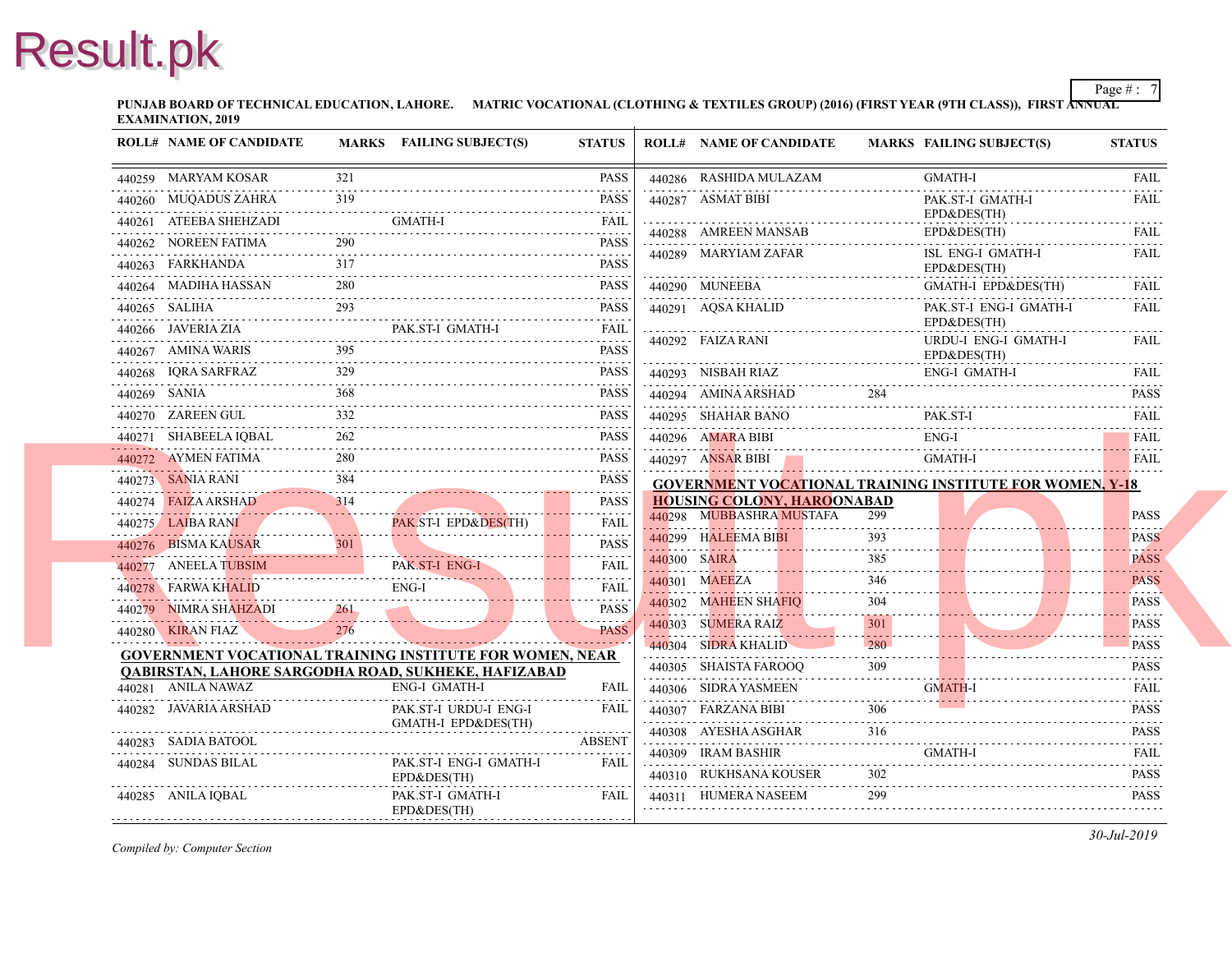PUNJAB BOARD OF TECHNICAL EDUCATION, LAHORE. MATRIC VOCATIONAL (CLOTHING & TEXTILES GROUP) (2016) (FIRST YEAR (9TH CLASS)), FIRST ANNUAL EXAMINATION, 2019

| ROLL# | NAME OF CANDIDATE | MARKS | FAILING SUBJECT(S) | STATUS |
|---|---|---|---|---|
| 440259 | MARYAM KOSAR | 321 | | PASS |
| 440260 | MUQADUS ZAHRA | 319 | | PASS |
| 440261 | ATEEBA SHEHZADI | | GMATH-I | FAIL |
| 440262 | NOREEN FATIMA | 290 | | PASS |
| 440263 | FARKHANDA | 317 | | PASS |
| 440264 | MADIHA HASSAN | 280 | | PASS |
| 440265 | SALIHA | 293 | | PASS |
| 440266 | JAVERIA ZIA | | PAK.ST-I GMATH-I | FAIL |
| 440267 | AMINA WARIS | 395 | | PASS |
| 440268 | IQRA SARFRAZ | 329 | | PASS |
| 440269 | SANIA | 368 | | PASS |
| 440270 | ZAREEN GUL | 332 | | PASS |
| 440271 | SHABEELA IQBAL | 262 | | PASS |
| 440272 | AYMEN FATIMA | 280 | | PASS |
| 440273 | SANIA RANI | 384 | | PASS |
| 440274 | FAIZA ARSHAD | 314 | | PASS |
| 440275 | LAIBA RANI | | PAK.ST-I EPD&DES(TH) | FAIL |
| 440276 | BISMA KAUSAR | 301 | | PASS |
| 440277 | ANEELA TUBSIM | | PAK.ST-I ENG-I | FAIL |
| 440278 | FARWA KHALID | | ENG-I | FAIL |
| 440279 | NIMRA SHAHZADI | 261 | | PASS |
| 440280 | KIRAN FIAZ | 276 | | PASS |

**GOVERNMENT VOCATIONAL TRAINING INSTITUTE FOR WOMEN, NEAR QABIRSTAN, LAHORE SARGODHA ROAD, SUKHEKE, HAFIZABAD**

| ROLL# | NAME OF CANDIDATE | MARKS | FAILING SUBJECT(S) | STATUS |
|---|---|---|---|---|
| 440281 | ANILA NAWAZ | | ENG-I GMATH-I | FAIL |
| 440282 | JAVARIA ARSHAD | | PAK.ST-I URDU-I ENG-I GMATH-I EPD&DES(TH) | FAIL |
| 440283 | SADIA BATOOL | | | ABSENT |
| 440284 | SUNDAS BILAL | | PAK.ST-I ENG-I GMATH-I EPD&DES(TH) | FAIL |
| 440285 | ANILA IQBAL | | PAK.ST-I GMATH-I EPD&DES(TH) | FAIL |
| 440286 | RASHIDA MULAZAM | | GMATH-I | FAIL |
| 440287 | ASMAT BIBI | | PAK.ST-I GMATH-I EPD&DES(TH) | FAIL |
| 440288 | AMREEN MANSAB | | EPD&DES(TH) | FAIL |
| 440289 | MARYIAM ZAFAR | | ISL ENG-I GMATH-I EPD&DES(TH) | FAIL |
| 440290 | MUNEEBA | | GMATH-I EPD&DES(TH) | FAIL |
| 440291 | AQSA KHALID | | PAK.ST-I ENG-I GMATH-I EPD&DES(TH) | FAIL |
| 440292 | FAIZA RANI | | URDU-I ENG-I GMATH-I EPD&DES(TH) | FAIL |
| 440293 | NISBAH RIAZ | | ENG-I GMATH-I | FAIL |
| 440294 | AMINA ARSHAD | 284 | | PASS |
| 440295 | SHAHAR BANO | | PAK.ST-I | FAIL |
| 440296 | AMARA BIBI | | ENG-I | FAIL |
| 440297 | ANSAR BIBI | | GMATH-I | FAIL |

**GOVERNMENT VOCATIONAL TRAINING INSTITUTE FOR WOMEN, Y-18 HOUSING COLONY, HAROONABAD**

| ROLL# | NAME OF CANDIDATE | MARKS | FAILING SUBJECT(S) | STATUS |
|---|---|---|---|---|
| 440298 | MUBBASHRA MUSTAFA | 299 | | PASS |
| 440299 | HALEEMA BIBI | 393 | | PASS |
| 440300 | SAIRA | 385 | | PASS |
| 440301 | MAEEZA | 346 | | PASS |
| 440302 | MAHEEN SHAFIQ | 304 | | PASS |
| 440303 | SUMERA RAIZ | 301 | | PASS |
| 440304 | SIDRA KHALID | 280 | | PASS |
| 440305 | SHAISTA FAROOQ | 309 | | PASS |
| 440306 | SIDRA YASMEEN | | GMATH-I | FAIL |
| 440307 | FARZANA BIBI | 306 | | PASS |
| 440308 | AYESHA ASGHAR | 316 | | PASS |
| 440309 | IRAM BASHIR | | GMATH-I | FAIL |
| 440310 | RUKHSANA KOUSER | 302 | | PASS |
| 440311 | HUMERA NASEEM | 299 | | PASS |

*Compiled by: Computer Section*

*30-Jul-2019*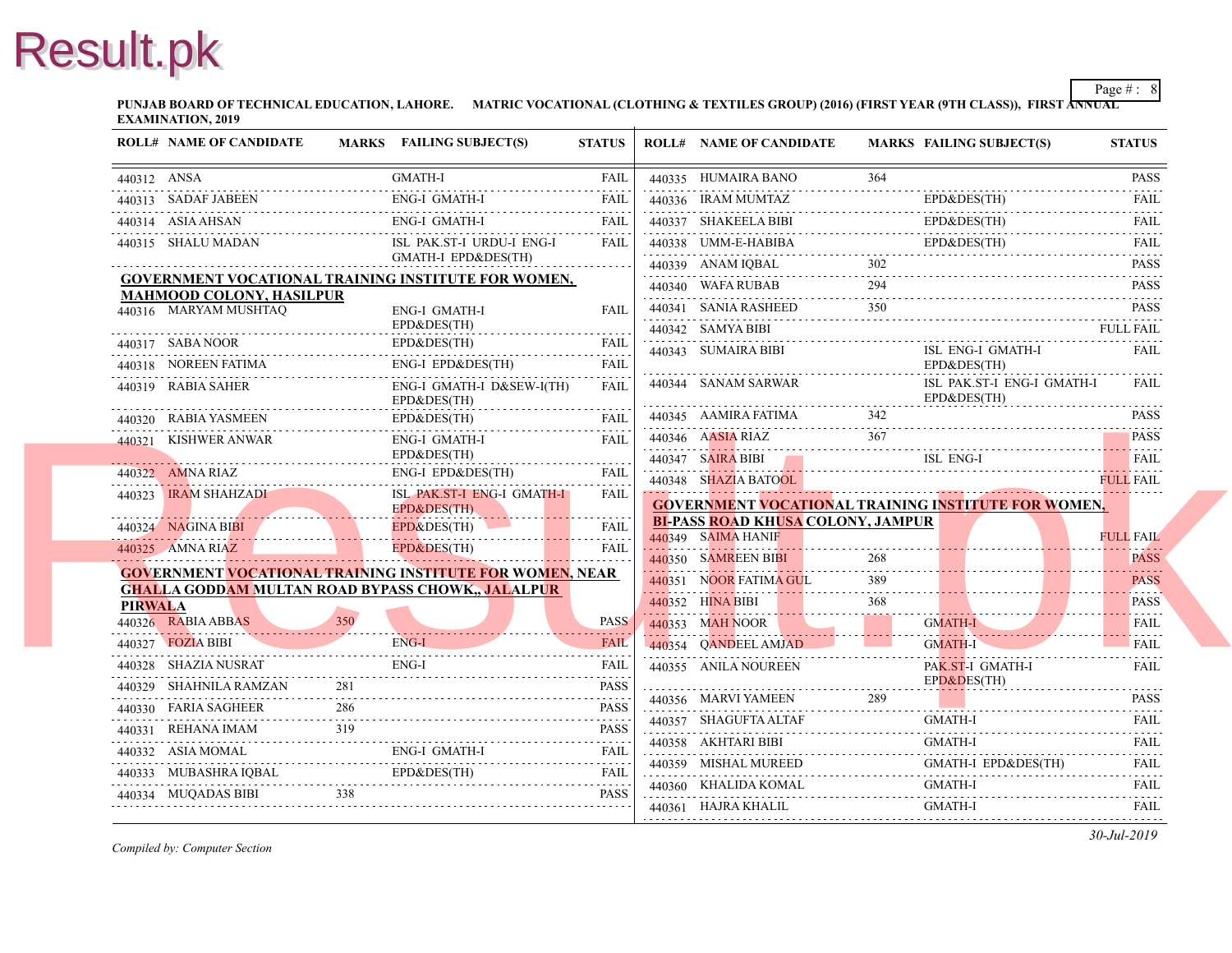PUNJAB BOARD OF TECHNICAL EDUCATION, LAHORE. MATRIC VOCATIONAL (CLOTHING & TEXTILES GROUP) (2016) (FIRST YEAR (9TH CLASS)), FIRST ANNUAL EXAMINATION, 2019

| ROLL# | NAME OF CANDIDATE | MARKS | FAILING SUBJECT(S) | STATUS |
|---|---|---|---|---|
| 440312 | ANSA | | GMATH-I | FAIL |
| 440313 | SADAF JABEEN | | ENG-I GMATH-I | FAIL |
| 440314 | ASIA AHSAN | | ENG-I GMATH-I | FAIL |
| 440315 | SHALU MADAN | | ISL PAK.ST-I URDU-I ENG-I GMATH-I EPD&DES(TH) | FAIL |

**GOVERNMENT VOCATIONAL TRAINING INSTITUTE FOR WOMEN, MAHMOOD COLONY, HASILPUR**

| ROLL# | NAME OF CANDIDATE | MARKS | FAILING SUBJECT(S) | STATUS |
|---|---|---|---|---|
| 440316 | MARYAM MUSHTAQ | | ENG-I GMATH-I EPD&DES(TH) | FAIL |
| 440317 | SABA NOOR | | EPD&DES(TH) | FAIL |
| 440318 | NOREEN FATIMA | | ENG-I EPD&DES(TH) | FAIL |
| 440319 | RABIA SAHER | | ENG-I GMATH-I D&SEW-I(TH) EPD&DES(TH) | FAIL |
| 440320 | RABIA YASMEEN | | EPD&DES(TH) | FAIL |
| 440321 | KISHWER ANWAR | | ENG-I GMATH-I EPD&DES(TH) | FAIL |
| 440322 | AMNA RIAZ | | ENG-I EPD&DES(TH) | FAIL |
| 440323 | IRAM SHAHZADI | | ISL PAK.ST-I ENG-I GMATH-I EPD&DES(TH) | FAIL |
| 440324 | NAGINA BIBI | | EPD&DES(TH) | FAIL |
| 440325 | AMNA RIAZ | | EPD&DES(TH) | FAIL |

**GOVERNMENT VOCATIONAL TRAINING INSTITUTE FOR WOMEN, NEAR GHALLA GODDAM MULTAN ROAD BYPASS CHOWK,, JALALPUR PIRWALA**

| ROLL# | NAME OF CANDIDATE | MARKS | FAILING SUBJECT(S) | STATUS |
|---|---|---|---|---|
| 440326 | RABIA ABBAS | 350 | | PASS |
| 440327 | FOZIA BIBI | | ENG-I | FAIL |
| 440328 | SHAZIA NUSRAT | | ENG-I | FAIL |
| 440329 | SHAHNILA RAMZAN | 281 | | PASS |
| 440330 | FARIA SAGHEER | 286 | | PASS |
| 440331 | REHANA IMAM | 319 | | PASS |
| 440332 | ASIA MOMAL | | ENG-I GMATH-I | FAIL |
| 440333 | MUBASHRA IQBAL | | EPD&DES(TH) | FAIL |
| 440334 | MUQADAS BIBI | 338 | | PASS |
| 440335 | HUMAIRA BANO | 364 | | PASS |
| 440336 | IRAM MUMTAZ | | EPD&DES(TH) | FAIL |
| 440337 | SHAKEELA BIBI | | EPD&DES(TH) | FAIL |
| 440338 | UMM-E-HABIBA | | EPD&DES(TH) | FAIL |
| 440339 | ANAM IQBAL | 302 | | PASS |
| 440340 | WAFA RUBAB | 294 | | PASS |
| 440341 | SANIA RASHEED | 350 | | PASS |
| 440342 | SAMYA BIBI | | | FULL FAIL |
| 440343 | SUMAIRA BIBI | | ISL ENG-I GMATH-I EPD&DES(TH) | FAIL |
| 440344 | SANAM SARWAR | | ISL PAK.ST-I ENG-I GMATH-I EPD&DES(TH) | FAIL |
| 440345 | AAMIRA FATIMA | 342 | | PASS |
| 440346 | AASIA RIAZ | 367 | | PASS |
| 440347 | SAIRA BIBI | | ISL ENG-I | FAIL |
| 440348 | SHAZIA BATOOL | | | FULL FAIL |

**GOVERNMENT VOCATIONAL TRAINING INSTITUTE FOR WOMEN, BI-PASS ROAD KHUSA COLONY, JAMPUR**

| ROLL# | NAME OF CANDIDATE | MARKS | FAILING SUBJECT(S) | STATUS |
|---|---|---|---|---|
| 440349 | SAIMA HANIF | | | FULL FAIL |
| 440350 | SAMREEN BIBI | 268 | | PASS |
| 440351 | NOOR FATIMA GUL | 389 | | PASS |
| 440352 | HINA BIBI | 368 | | PASS |
| 440353 | MAH NOOR | | GMATH-I | FAIL |
| 440354 | QANDEEL AMJAD | | GMATH-I | FAIL |
| 440355 | ANILA NOUREEN | | PAK.ST-I GMATH-I EPD&DES(TH) | FAIL |
| 440356 | MARVI YAMEEN | 289 | | PASS |
| 440357 | SHAGUFTA ALTAF | | GMATH-I | FAIL |
| 440358 | AKHTARI BIBI | | GMATH-I | FAIL |
| 440359 | MISHAL MUREED | | GMATH-I EPD&DES(TH) | FAIL |
| 440360 | KHALIDA KOMAL | | GMATH-I | FAIL |
| 440361 | HAJRA KHALIL | | GMATH-I | FAIL |

*Compiled by: Computer Section*

*30-Jul-2019*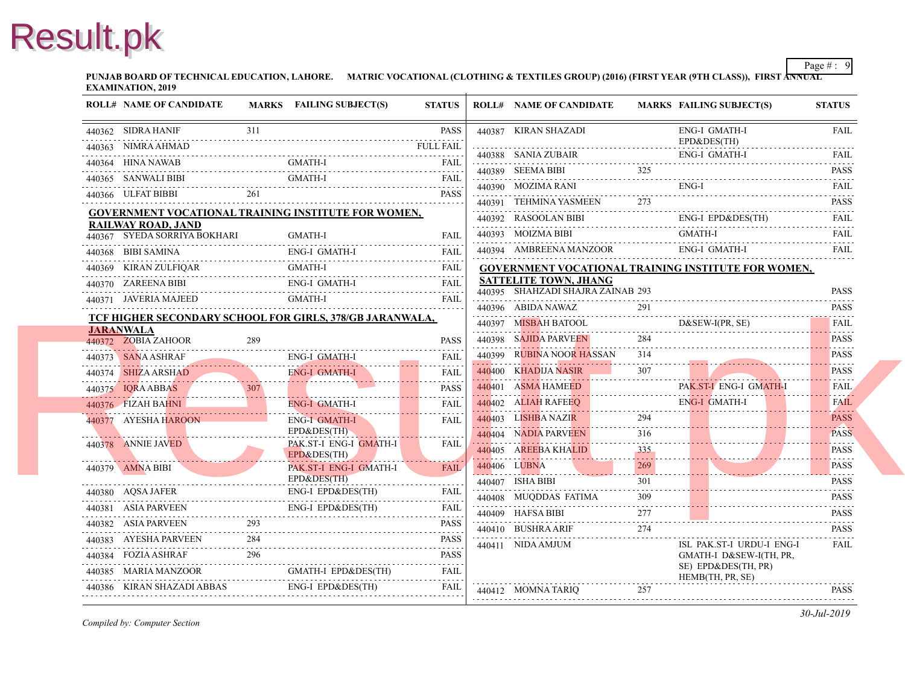PUNJAB BOARD OF TECHNICAL EDUCATION, LAHORE. MATRIC VOCATIONAL (CLOTHING & TEXTILES GROUP) (2016) (FIRST YEAR (9TH CLASS)), FIRST ANNUAL EXAMINATION, 2019

| ROLL# | NAME OF CANDIDATE | MARKS | FAILING SUBJECT(S) | STATUS |
|---|---|---|---|---|
| 440362 | SIDRA HANIF | 311 | | PASS |
| 440363 | NIMRA AHMAD | | | FULL FAIL |
| 440364 | HINA NAWAB | | GMATH-I | FAIL |
| 440365 | SANWALI BIBI | | GMATH-I | FAIL |
| 440366 | ULFAT BIBBI | 261 | | PASS |

**GOVERNMENT VOCATIONAL TRAINING INSTITUTE FOR WOMEN, RAILWAY ROAD, JAND**

| ROLL# | NAME OF CANDIDATE | MARKS | FAILING SUBJECT(S) | STATUS |
|---|---|---|---|---|
| 440367 | SYEDA SORRIYA BOKHARI | | GMATH-I | FAIL |
| 440368 | BIBI SAMINA | | ENG-I GMATH-I | FAIL |
| 440369 | KIRAN ZULFIQAR | | GMATH-I | FAIL |
| 440370 | ZAREENA BIBI | | ENG-I GMATH-I | FAIL |
| 440371 | JAVERIA MAJEED | | GMATH-I | FAIL |

**TCF HIGHER SECONDARY SCHOOL FOR GIRLS, 378/GB JARANWALA, JARANWALA**

| ROLL# | NAME OF CANDIDATE | MARKS | FAILING SUBJECT(S) | STATUS |
|---|---|---|---|---|
| 440372 | ZOBIA ZAHOOR | 289 | | PASS |
| 440373 | SANA ASHRAF | | ENG-I GMATH-I | FAIL |
| 440374 | SHIZA ARSHAD | | ENG-I GMATH-I | FAIL |
| 440375 | IQRA ABBAS | 307 | | PASS |
| 440376 | FIZAH BAHNI | | ENG-I GMATH-I | FAIL |
| 440377 | AYESHA HAROON | | ENG-I GMATH-I EPD&DES(TH) | FAIL |
| 440378 | ANNIE JAVED | | PAK.ST-I ENG-I GMATH-I EPD&DES(TH) | FAIL |
| 440379 | AMNA BIBI | | PAK.ST-I ENG-I GMATH-I EPD&DES(TH) | FAIL |
| 440380 | AQSA JAFER | | ENG-I EPD&DES(TH) | FAIL |
| 440381 | ASIA PARVEEN | | ENG-I EPD&DES(TH) | FAIL |
| 440382 | ASIA PARVEEN | 293 | | PASS |
| 440383 | AYESHA PARVEEN | 284 | | PASS |
| 440384 | FOZIA ASHRAF | 296 | | PASS |
| 440385 | MARIA MANZOOR | | GMATH-I EPD&DES(TH) | FAIL |
| 440386 | KIRAN SHAZADI ABBAS | | ENG-I EPD&DES(TH) | FAIL |
| 440387 | KIRAN SHAZADI | | ENG-I GMATH-I EPD&DES(TH) | FAIL |
| 440388 | SANIA ZUBAIR | | ENG-I GMATH-I | FAIL |
| 440389 | SEEMA BIBI | 325 | | PASS |
| 440390 | MOZIMA RANI | | ENG-I | FAIL |
| 440391 | TEHMINA YASMEEN | 273 | | PASS |
| 440392 | RASOOLAN BIBI | | ENG-I EPD&DES(TH) | FAIL |
| 440393 | MOIZMA BIBI | | GMATH-I | FAIL |
| 440394 | AMBREENA MANZOOR | | ENG-I GMATH-I | FAIL |

**GOVERNMENT VOCATIONAL TRAINING INSTITUTE FOR WOMEN, SATTELITE TOWN, JHANG**

| ROLL# | NAME OF CANDIDATE | MARKS | FAILING SUBJECT(S) | STATUS |
|---|---|---|---|---|
| 440395 | SHAHZADI SHAJRA ZAINAB | 293 | | PASS |
| 440396 | ABIDA NAWAZ | 291 | | PASS |
| 440397 | MISBAH BATOOL | | D&SEW-I(PR, SE) | FAIL |
| 440398 | SAJIDA PARVEEN | 284 | | PASS |
| 440399 | RUBINA NOOR HASSAN | 314 | | PASS |
| 440400 | KHADIJA NASIR | 307 | | PASS |
| 440401 | ASMA HAMEED | | PAK.ST-I ENG-I GMATH-I | FAIL |
| 440402 | ALIAH RAFEEQ | | ENG-I GMATH-I | FAIL |
| 440403 | LISHBA NAZIR | 294 | | PASS |
| 440404 | NADIA PARVEEN | 316 | | PASS |
| 440405 | AREEBA KHALID | 335 | | PASS |
| 440406 | LUBNA | 269 | | PASS |
| 440407 | ISHA BIBI | 301 | | PASS |
| 440408 | MUQDDAS FATIMA | 309 | | PASS |
| 440409 | HAFSA BIBI | 277 | | PASS |
| 440410 | BUSHRA ARIF | 274 | | PASS |
| 440411 | NIDA AMJUM | | ISL PAK.ST-I URDU-I ENG-I GMATH-I D&SEW-I(TH, PR, SE) EPD&DES(TH, PR) HEMB(TH, PR, SE) | FAIL |
| 440412 | MOMNA TARIQ | 257 | | PASS |

*Compiled by: Computer Section*

*30-Jul-2019*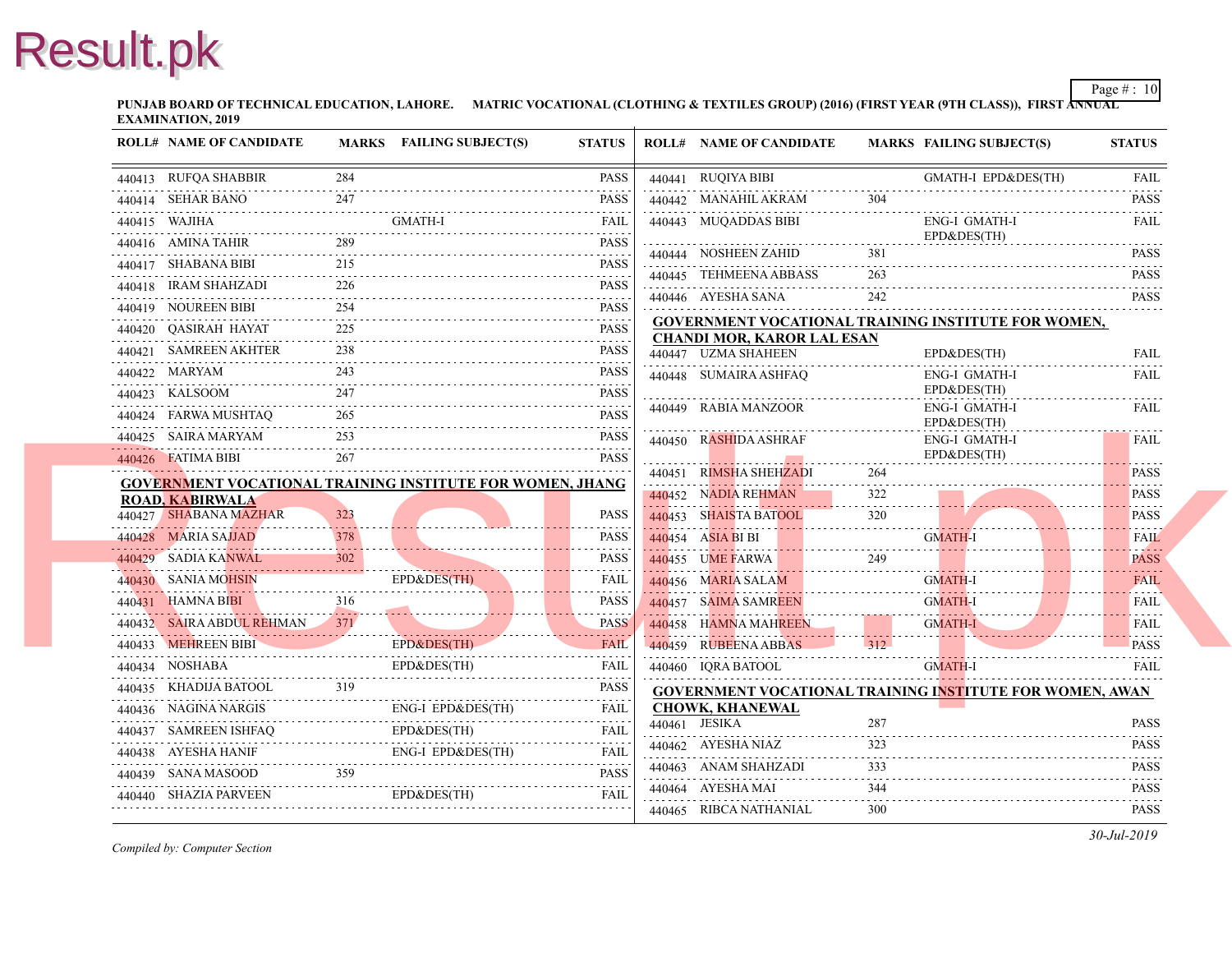**PUNJAB BOARD OF TECHNICAL EDUCATION, LAHORE. MATRIC VOCATIONAL (CLOTHING & TEXTILES GROUP) (2016) (FIRST YEAR (9TH CLASS)), FIRST ANNUAL EXAMINATION, 2019**

| ROLL# | NAME OF CANDIDATE | MARKS | FAILING SUBJECT(S) | STATUS |
|---|---|---|---|---|
| 440413 | RUFQA SHABBIR | 284 | | PASS |
| 440414 | SEHAR BANO | 247 | | PASS |
| 440415 | WAJIHA | | GMATH-I | FAIL |
| 440416 | AMINA TAHIR | 289 | | PASS |
| 440417 | SHABANA BIBI | 215 | | PASS |
| 440418 | IRAM SHAHZADI | 226 | | PASS |
| 440419 | NOUREEN BIBI | 254 | | PASS |
| 440420 | QASIRAH HAYAT | 225 | | PASS |
| 440421 | SAMREEN AKHTER | 238 | | PASS |
| 440422 | MARYAM | 243 | | PASS |
| 440423 | KALSOOM | 247 | | PASS |
| 440424 | FARWA MUSHTAQ | 265 | | PASS |
| 440425 | SAIRA MARYAM | 253 | | PASS |
| 440426 | FATIMA BIBI | 267 | | PASS |

**GOVERNMENT VOCATIONAL TRAINING INSTITUTE FOR WOMEN, JHANG ROAD, KABIRWALA**

| ROLL# | NAME OF CANDIDATE | MARKS | FAILING SUBJECT(S) | STATUS |
|---|---|---|---|---|
| 440427 | SHABANA MAZHAR | 323 | | PASS |
| 440428 | MARIA SAJJAD | 378 | | PASS |
| 440429 | SADIA KANWAL | 302 | | PASS |
| 440430 | SANIA MOHSIN | | EPD&DES(TH) | FAIL |
| 440431 | HAMNA BIBI | 316 | | PASS |
| 440432 | SAIRA ABDUL REHMAN | 371 | | PASS |
| 440433 | MEHREEN BIBI | | EPD&DES(TH) | FAIL |
| 440434 | NOSHABA | | EPD&DES(TH) | FAIL |
| 440435 | KHADIJA BATOOL | 319 | | PASS |
| 440436 | NAGINA NARGIS | | ENG-I EPD&DES(TH) | FAIL |
| 440437 | SAMREEN ISHFAQ | | EPD&DES(TH) | FAIL |
| 440438 | AYESHA HANIF | | ENG-I EPD&DES(TH) | FAIL |
| 440439 | SANA MASOOD | 359 | | PASS |
| 440440 | SHAZIA PARVEEN | | EPD&DES(TH) | FAIL |
| 440441 | RUQIYA BIBI | | GMATH-I EPD&DES(TH) | FAIL |
| 440442 | MANAHIL AKRAM | 304 | | PASS |
| 440443 | MUQADDAS BIBI | | ENG-I GMATH-I EPD&DES(TH) | FAIL |
| 440444 | NOSHEEN ZAHID | 381 | | PASS |
| 440445 | TEHMEENA ABBASS | 263 | | PASS |
| 440446 | AYESHA SANA | 242 | | PASS |

**GOVERNMENT VOCATIONAL TRAINING INSTITUTE FOR WOMEN, CHANDI MOR, KAROR LAL ESAN**

| ROLL# | NAME OF CANDIDATE | MARKS | FAILING SUBJECT(S) | STATUS |
|---|---|---|---|---|
| 440447 | UZMA SHAHEEN | | EPD&DES(TH) | FAIL |
| 440448 | SUMAIRA ASHFAQ | | ENG-I GMATH-I EPD&DES(TH) | FAIL |
| 440449 | RABIA MANZOOR | | ENG-I GMATH-I EPD&DES(TH) | FAIL |
| 440450 | RASHIDA ASHRAF | | ENG-I GMATH-I EPD&DES(TH) | FAIL |
| 440451 | RIMSHA SHEHZADI | 264 | | PASS |
| 440452 | NADIA REHMAN | 322 | | PASS |
| 440453 | SHAISTA BATOOL | 320 | | PASS |
| 440454 | ASIA BI BI | | GMATH-I | FAIL |
| 440455 | UME FARWA | 249 | | PASS |
| 440456 | MARIA SALAM | | GMATH-I | FAIL |
| 440457 | SAIMA SAMREEN | | GMATH-I | FAIL |
| 440458 | HAMNA MAHREEN | | GMATH-I | FAIL |
| 440459 | RUBEENA ABBAS | 312 | | PASS |
| 440460 | IQRA BATOOL | | GMATH-I | FAIL |

**GOVERNMENT VOCATIONAL TRAINING INSTITUTE FOR WOMEN, AWAN CHOWK, KHANEWAL**

| ROLL# | NAME OF CANDIDATE | MARKS | FAILING SUBJECT(S) | STATUS |
|---|---|---|---|---|
| 440461 | JESIKA | 287 | | PASS |
| 440462 | AYESHA NIAZ | 323 | | PASS |
| 440463 | ANAM SHAHZADI | 333 | | PASS |
| 440464 | AYESHA MAI | 344 | | PASS |
| 440465 | RIBCA NATHANIAL | 300 | | PASS |

*Compiled by: Computer Section*

*30-Jul-2019*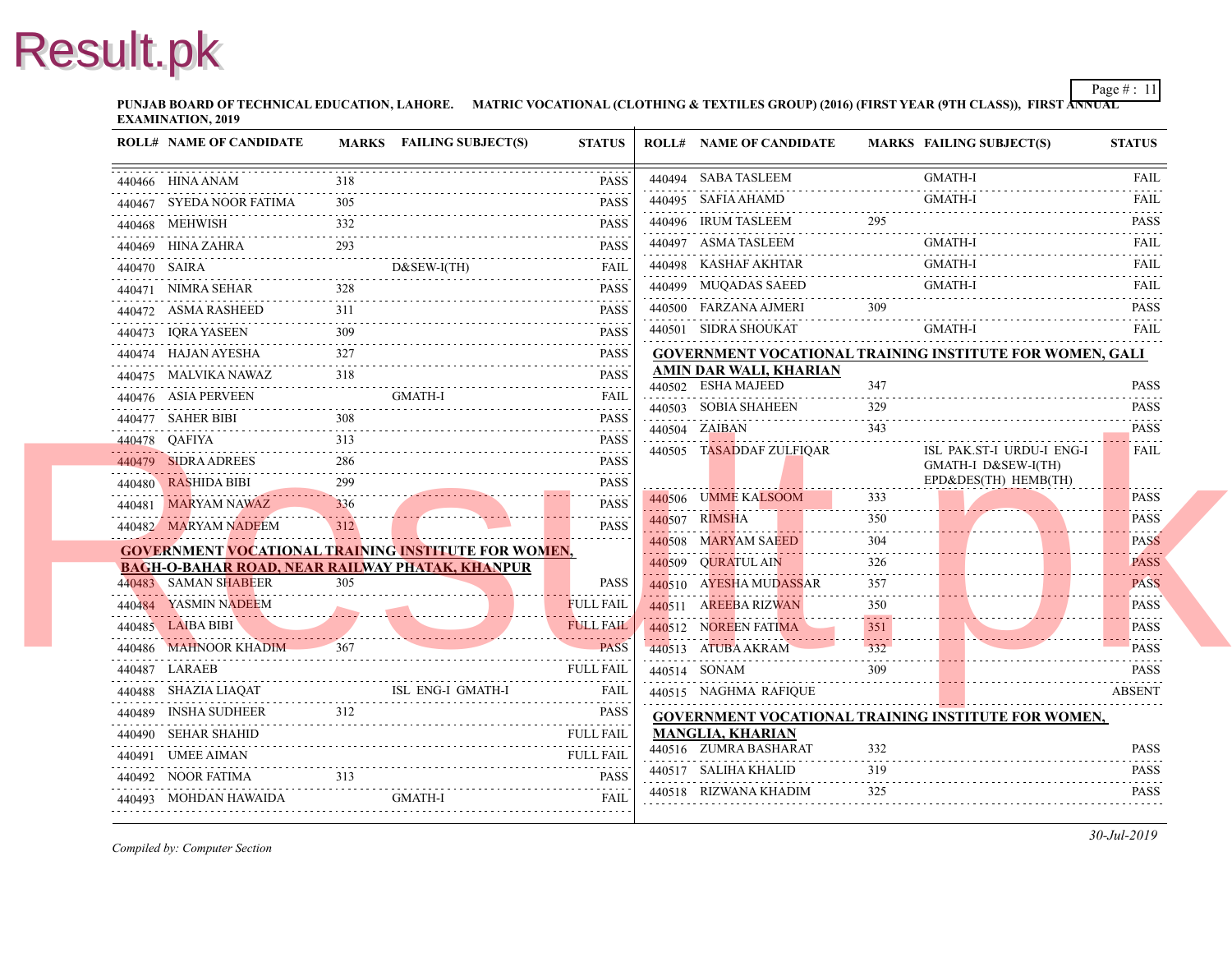PUNJAB BOARD OF TECHNICAL EDUCATION, LAHORE. MATRIC VOCATIONAL (CLOTHING & TEXTILES GROUP) (2016) (FIRST YEAR (9TH CLASS)), FIRST ANNUAL EXAMINATION, 2019

| ROLL# | NAME OF CANDIDATE | MARKS | FAILING SUBJECT(S) | STATUS |
|---|---|---|---|---|
| 440466 | HINA ANAM | 318 | | PASS |
| 440467 | SYEDA NOOR FATIMA | 305 | | PASS |
| 440468 | MEHWISH | 332 | | PASS |
| 440469 | HINA ZAHRA | 293 | | PASS |
| 440470 | SAIRA | | D&SEW-I(TH) | FAIL |
| 440471 | NIMRA SEHAR | 328 | | PASS |
| 440472 | ASMA RASHEED | 311 | | PASS |
| 440473 | IQRA YASEEN | 309 | | PASS |
| 440474 | HAJAN AYESHA | 327 | | PASS |
| 440475 | MALVIKA NAWAZ | 318 | | PASS |
| 440476 | ASIA PERVEEN | | GMATH-I | FAIL |
| 440477 | SAHER BIBI | 308 | | PASS |
| 440478 | QAFIYA | 313 | | PASS |
| 440479 | SIDRA ADREES | 286 | | PASS |
| 440480 | RASHIDA BIBI | 299 | | PASS |
| 440481 | MARYAM NAWAZ | 336 | | PASS |
| 440482 | MARYAM NADEEM | 312 | | PASS |

**GOVERNMENT VOCATIONAL TRAINING INSTITUTE FOR WOMEN, BAGH-O-BAHAR ROAD, NEAR RAILWAY PHATAK, KHANPUR**

| ROLL# | NAME OF CANDIDATE | MARKS | FAILING SUBJECT(S) | STATUS |
|---|---|---|---|---|
| 440483 | SAMAN SHABEER | 305 | | PASS |
| 440484 | YASMIN NADEEM | | | FULL FAIL |
| 440485 | LAIBA BIBI | | | FULL FAIL |
| 440486 | MAHNOOR KHADIM | 367 | | PASS |
| 440487 | LARAEB | | | FULL FAIL |
| 440488 | SHAZIA LIAQAT | | ISL ENG-I GMATH-I | FAIL |
| 440489 | INSHA SUDHEER | 312 | | PASS |
| 440490 | SEHAR SHAHID | | | FULL FAIL |
| 440491 | UMEE AIMAN | | | FULL FAIL |
| 440492 | NOOR FATIMA | 313 | | PASS |
| 440493 | MOHDAN HAWAIDA | | GMATH-I | FAIL |
| 440494 | SABA TASLEEM | | GMATH-I | FAIL |
| 440495 | SAFIA AHAMD | | GMATH-I | FAIL |
| 440496 | IRUM TASLEEM | 295 | | PASS |
| 440497 | ASMA TASLEEM | | GMATH-I | FAIL |
| 440498 | KASHAF AKHTAR | | GMATH-I | FAIL |
| 440499 | MUQADAS SAEED | | GMATH-I | FAIL |
| 440500 | FARZANA AJMERI | 309 | | PASS |
| 440501 | SIDRA SHOUKAT | | GMATH-I | FAIL |

**GOVERNMENT VOCATIONAL TRAINING INSTITUTE FOR WOMEN, GALI AMIN DAR WALI, KHARIAN**

| ROLL# | NAME OF CANDIDATE | MARKS | FAILING SUBJECT(S) | STATUS |
|---|---|---|---|---|
| 440502 | ESHA MAJEED | 347 | | PASS |
| 440503 | SOBIA SHAHEEN | 329 | | PASS |
| 440504 | ZAIBAN | 343 | | PASS |
| 440505 | TASADDAF ZULFIQAR | | ISL PAK.ST-I URDU-I ENG-I GMATH-I D&SEW-I(TH) EPD&DES(TH) HEMB(TH) | FAIL |
| 440506 | UMME KALSOOM | 333 | | PASS |
| 440507 | RIMSHA | 350 | | PASS |
| 440508 | MARYAM SAEED | 304 | | PASS |
| 440509 | QURATUL AIN | 326 | | PASS |
| 440510 | AYESHA MUDASSAR | 357 | | PASS |
| 440511 | AREEBA RIZWAN | 350 | | PASS |
| 440512 | NOREEN FATIMA | 351 | | PASS |
| 440513 | ATUBA AKRAM | 332 | | PASS |
| 440514 | SONAM | 309 | | PASS |
| 440515 | NAGHMA RAFIQUE | | | ABSENT |

**GOVERNMENT VOCATIONAL TRAINING INSTITUTE FOR WOMEN, MANGLIA, KHARIAN**

| ROLL# | NAME OF CANDIDATE | MARKS | FAILING SUBJECT(S) | STATUS |
|---|---|---|---|---|
| 440516 | ZUMRA BASHARAT | 332 | | PASS |
| 440517 | SALIHA KHALID | 319 | | PASS |
| 440518 | RIZWANA KHADIM | 325 | | PASS |

*Compiled by: Computer Section*

*30-Jul-2019*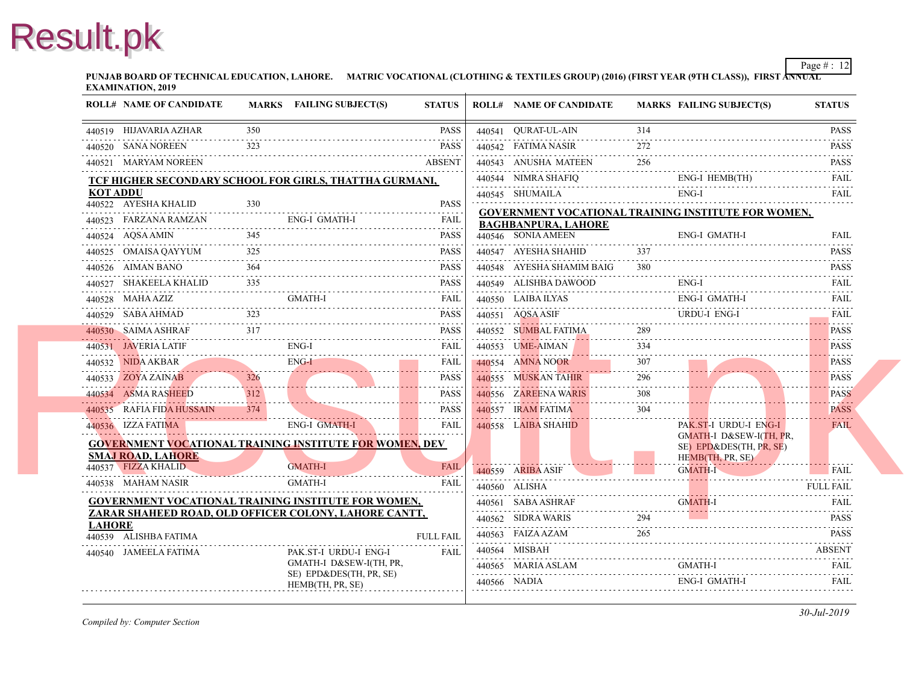**PUNJAB BOARD OF TECHNICAL EDUCATION, LAHORE. MATRIC VOCATIONAL (CLOTHING & TEXTILES GROUP) (2016) (FIRST YEAR (9TH CLASS)), FIRST ANNUAL EXAMINATION, 2019**

| ROLL# | NAME OF CANDIDATE | MARKS | FAILING SUBJECT(S) | STATUS |
|---|---|---|---|---|
| 440519 | HIJAVARIA AZHAR | 350 | | PASS |
| 440520 | SANA NOREEN | 323 | | PASS |
| 440521 | MARYAM NOREEN | | | ABSENT |

**TCF HIGHER SECONDARY SCHOOL FOR GIRLS, THATTHA GURMANI, KOT ADDU**

| ROLL# | NAME OF CANDIDATE | MARKS | FAILING SUBJECT(S) | STATUS |
|---|---|---|---|---|
| 440522 | AYESHA KHALID | 330 | | PASS |
| 440523 | FARZANA RAMZAN | | ENG-I GMATH-I | FAIL |
| 440524 | AQSA AMIN | 345 | | PASS |
| 440525 | OMAISA QAYYUM | 325 | | PASS |
| 440526 | AIMAN BANO | 364 | | PASS |
| 440527 | SHAKEELA KHALID | 335 | | PASS |
| 440528 | MAHA AZIZ | | GMATH-I | FAIL |
| 440529 | SABA AHMAD | 323 | | PASS |
| 440530 | SAIMA ASHRAF | 317 | | PASS |
| 440531 | JAVERIA LATIF | | ENG-I | FAIL |
| 440532 | NIDA AKBAR | | ENG-I | FAIL |
| 440533 | ZOYA ZAINAB | 326 | | PASS |
| 440534 | ASMA RASHEED | 312 | | PASS |
| 440535 | RAFIA FIDA HUSSAIN | 374 | | PASS |
| 440536 | IZZA FATIMA | | ENG-I GMATH-I | FAIL |

**GOVERNMENT VOCATIONAL TRAINING INSTITUTE FOR WOMEN, DEV SMAJ ROAD, LAHORE**

| ROLL# | NAME OF CANDIDATE | MARKS | FAILING SUBJECT(S) | STATUS |
|---|---|---|---|---|
| 440537 | FIZZA KHALID | | GMATH-I | FAIL |
| 440538 | MAHAM NASIR | | GMATH-I | FAIL |

**GOVERNMENT VOCATIONAL TRAINING INSTITUTE FOR WOMEN, ZARAR SHAHEED ROAD, OLD OFFICER COLONY, LAHORE CANTT, LAHORE**

| ROLL# | NAME OF CANDIDATE | MARKS | FAILING SUBJECT(S) | STATUS |
|---|---|---|---|---|
| 440539 | ALISHBA FATIMA | | | FULL FAIL |
| 440540 | JAMEELA FATIMA | | PAK.ST-I URDU-I ENG-I GMATH-I D&SEW-I(TH, PR, SE) EPD&DES(TH, PR, SE) HEMB(TH, PR, SE) | FAIL |
| 440541 | QURAT-UL-AIN | 314 | | PASS |
| 440542 | FATIMA NASIR | 272 | | PASS |
| 440543 | ANUSHA MATEEN | 256 | | PASS |
| 440544 | NIMRA SHAFIQ | | ENG-I HEMB(TH) | FAIL |
| 440545 | SHUMAILA | | ENG-I | FAIL |

**GOVERNMENT VOCATIONAL TRAINING INSTITUTE FOR WOMEN, BAGHBANPURA, LAHORE**

| ROLL# | NAME OF CANDIDATE | MARKS | FAILING SUBJECT(S) | STATUS |
|---|---|---|---|---|
| 440546 | SONIA AMEEN | | ENG-I GMATH-I | FAIL |
| 440547 | AYESHA SHAHID | 337 | | PASS |
| 440548 | AYESHA SHAMIM BAIG | 380 | | PASS |
| 440549 | ALISHBA DAWOOD | | ENG-I | FAIL |
| 440550 | LAIBA ILYAS | | ENG-I GMATH-I | FAIL |
| 440551 | AQSA ASIF | | URDU-I ENG-I | FAIL |
| 440552 | SUMBAL FATIMA | 289 | | PASS |
| 440553 | UME-AIMAN | 334 | | PASS |
| 440554 | AMNA NOOR | 307 | | PASS |
| 440555 | MUSKAN TAHIR | 296 | | PASS |
| 440556 | ZAREENA WARIS | 308 | | PASS |
| 440557 | IRAM FATIMA | 304 | | PASS |
| 440558 | LAIBA SHAHID | | PAK.ST-I URDU-I ENG-I GMATH-I D&SEW-I(TH, PR, SE) EPD&DES(TH, PR, SE) HEMB(TH, PR, SE) | FAIL |
| 440559 | ARIBA ASIF | | GMATH-I | FAIL |
| 440560 | ALISHA | | | FULL FAIL |
| 440561 | SABA ASHRAF | | GMATH-I | FAIL |
| 440562 | SIDRA WARIS | 294 | | PASS |
| 440563 | FAIZA AZAM | 265 | | PASS |
| 440564 | MISBAH | | | ABSENT |
| 440565 | MARIA ASLAM | | GMATH-I | FAIL |
| 440566 | NADIA | | ENG-I GMATH-I | FAIL |

*Compiled by: Computer Section*

*30-Jul-2019*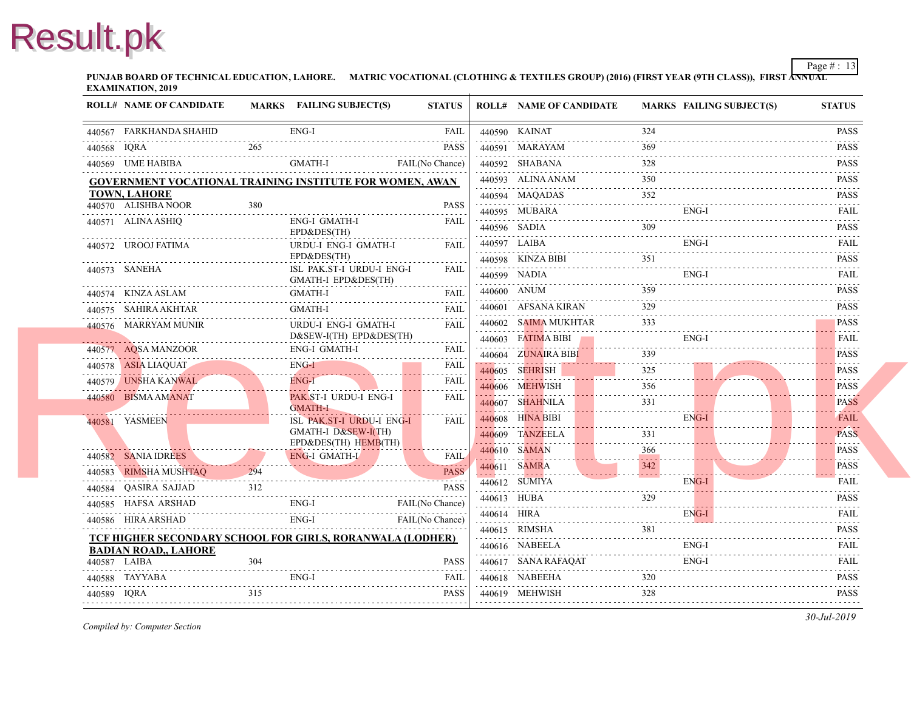**PUNJAB BOARD OF TECHNICAL EDUCATION, LAHORE. MATRIC VOCATIONAL (CLOTHING & TEXTILES GROUP) (2016) (FIRST YEAR (9TH CLASS)), FIRST ANNUAL EXAMINATION, 2019**

| ROLL# | NAME OF CANDIDATE | MARKS | FAILING SUBJECT(S) | STATUS |
|---|---|---|---|---|
| 440567 | FARKHANDA SHAHID | | ENG-I | FAIL |
| 440568 | IQRA | 265 | | PASS |
| 440569 | UME HABIBA | | GMATH-I | FAIL(No Chance) |
| **GOVERNMENT VOCATIONAL TRAINING INSTITUTE FOR WOMEN, AWAN TOWN, LAHORE** | | | | |
| 440570 | ALISHBA NOOR | 380 | | PASS |
| 440571 | ALINA ASHIQ | | ENG-I GMATH-I EPD&DES(TH) | FAIL |
| 440572 | UROOJ FATIMA | | URDU-I ENG-I GMATH-I EPD&DES(TH) | FAIL |
| 440573 | SANEHA | | ISL PAK.ST-I URDU-I ENG-I GMATH-I EPD&DES(TH) | FAIL |
| 440574 | KINZA ASLAM | | GMATH-I | FAIL |
| 440575 | SAHIRA AKHTAR | | GMATH-I | FAIL |
| 440576 | MARRYAM MUNIR | | URDU-I ENG-I GMATH-I D&SEW-I(TH) EPD&DES(TH) | FAIL |
| 440577 | AQSA MANZOOR | | ENG-I GMATH-I | FAIL |
| 440578 | ASIA LIAQUAT | | ENG-I | FAIL |
| 440579 | UNSHA KANWAL | | ENG-I | FAIL |
| 440580 | BISMA AMANAT | | PAK.ST-I URDU-I ENG-I GMATH-I | FAIL |
| 440581 | YASMEEN | | ISL PAK.ST-I URDU-I ENG-I GMATH-I D&SEW-I(TH) EPD&DES(TH) HEMB(TH) | FAIL |
| 440582 | SANIA IDREES | | ENG-I GMATH-I | FAIL |
| 440583 | RIMSHA MUSHTAQ | 294 | | PASS |
| 440584 | QASIRA SAJJAD | 312 | | PASS |
| 440585 | HAFSA ARSHAD | | ENG-I | FAIL(No Chance) |
| 440586 | HIRA ARSHAD | | ENG-I | FAIL(No Chance) |
| **TCF HIGHER SECONDARY SCHOOL FOR GIRLS, RORANWALA (LODHER) BADIAN ROAD,, LAHORE** | | | | |
| 440587 | LAIBA | 304 | | PASS |
| 440588 | TAYYABA | | ENG-I | FAIL |
| 440589 | IQRA | 315 | | PASS |
| 440590 | KAINAT | 324 | | PASS |
| 440591 | MARAYAM | 369 | | PASS |
| 440592 | SHABANA | 328 | | PASS |
| 440593 | ALINA ANAM | 350 | | PASS |
| 440594 | MAQADAS | 352 | | PASS |
| 440595 | MUBARA | | ENG-I | FAIL |
| 440596 | SADIA | 309 | | PASS |
| 440597 | LAIBA | | ENG-I | FAIL |
| 440598 | KINZA BIBI | 351 | | PASS |
| 440599 | NADIA | | ENG-I | FAIL |
| 440600 | ANUM | 359 | | PASS |
| 440601 | AFSANA KIRAN | 329 | | PASS |
| 440602 | SAIMA MUKHTAR | 333 | | PASS |
| 440603 | FATIMA BIBI | | ENG-I | FAIL |
| 440604 | ZUNAIRA BIBI | 339 | | PASS |
| 440605 | SEHRISH | 325 | | PASS |
| 440606 | MEHWISH | 356 | | PASS |
| 440607 | SHAHNILA | 331 | | PASS |
| 440608 | HINA BIBI | | ENG-I | FAIL |
| 440609 | TANZEELA | 331 | | PASS |
| 440610 | SAMAN | 366 | | PASS |
| 440611 | SAMRA | 342 | | PASS |
| 440612 | SUMIYA | | ENG-I | FAIL |
| 440613 | HUBA | 329 | | PASS |
| 440614 | HIRA | | ENG-I | FAIL |
| 440615 | RIMSHA | 381 | | PASS |
| 440616 | NABEELA | | ENG-I | FAIL |
| 440617 | SANA RAFAQAT | | ENG-I | FAIL |
| 440618 | NABEEHA | 320 | | PASS |
| 440619 | MEHWISH | 328 | | PASS |

*Compiled by: Computer Section*

*30-Jul-2019*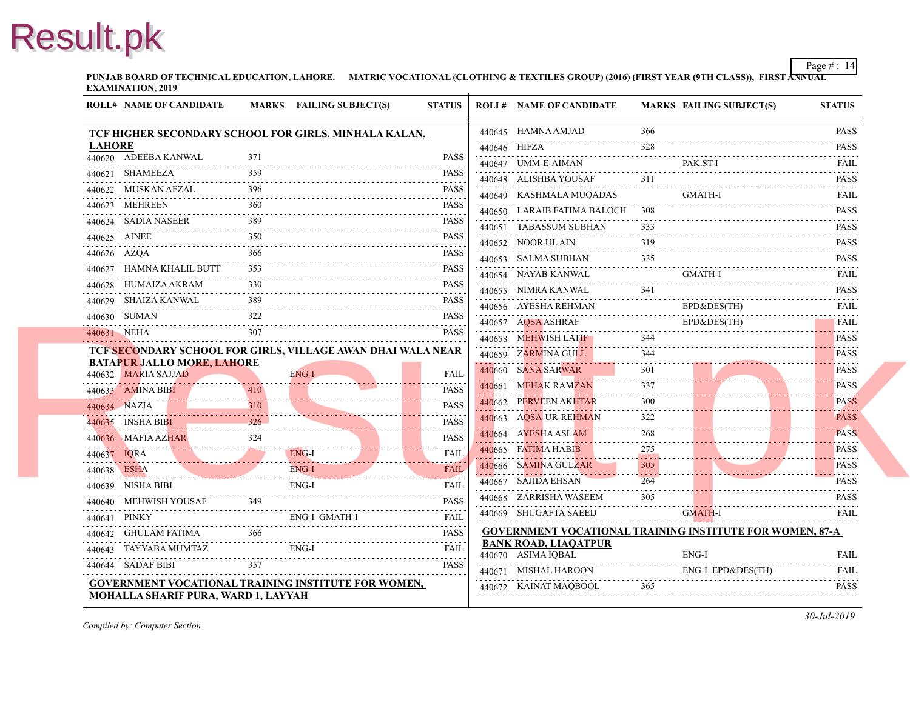PUNJAB BOARD OF TECHNICAL EDUCATION, LAHORE. MATRIC VOCATIONAL (CLOTHING & TEXTILES GROUP) (2016) (FIRST YEAR (9TH CLASS)), FIRST ANNUAL EXAMINATION, 2019

### TCF HIGHER SECONDARY SCHOOL FOR GIRLS, MINHALA KALAN, LAHORE

| ROLL# | NAME OF CANDIDATE | MARKS | FAILING SUBJECT(S) | STATUS |
|---|---|---|---|---|
| 440620 | ADEEBA KANWAL | 371 | | PASS |
| 440621 | SHAMEEZA | 359 | | PASS |
| 440622 | MUSKAN AFZAL | 396 | | PASS |
| 440623 | MEHREEN | 360 | | PASS |
| 440624 | SADIA NASEER | 389 | | PASS |
| 440625 | AINEE | 350 | | PASS |
| 440626 | AZQA | 366 | | PASS |
| 440627 | HAMNA KHALIL BUTT | 353 | | PASS |
| 440628 | HUMAIZA AKRAM | 330 | | PASS |
| 440629 | SHAIZA KANWAL | 389 | | PASS |
| 440630 | SUMAN | 322 | | PASS |
| 440631 | NEHA | 307 | | PASS |

### TCF SECONDARY SCHOOL FOR GIRLS, VILLAGE AWAN DHAI WALA NEAR BATAPUR JALLO MORE, LAHORE

| ROLL# | NAME OF CANDIDATE | MARKS | FAILING SUBJECT(S) | STATUS |
|---|---|---|---|---|
| 440632 | MARIA SAJJAD | | ENG-I | FAIL |
| 440633 | AMINA BIBI | 410 | | PASS |
| 440634 | NAZIA | 310 | | PASS |
| 440635 | INSHA BIBI | 326 | | PASS |
| 440636 | MAFIA AZHAR | 324 | | PASS |
| 440637 | IQRA | | ENG-I | FAIL |
| 440638 | ESHA | | ENG-I | FAIL |
| 440639 | NISHA BIBI | | ENG-I | FAIL |
| 440640 | MEHWISH YOUSAF | 349 | | PASS |
| 440641 | PINKY | | ENG-I GMATH-I | FAIL |
| 440642 | GHULAM FATIMA | 366 | | PASS |
| 440643 | TAYYABA MUMTAZ | | ENG-I | FAIL |
| 440644 | SADAF BIBI | 357 | | PASS |

### GOVERNMENT VOCATIONAL TRAINING INSTITUTE FOR WOMEN, MOHALLA SHARIF PURA, WARD 1, LAYYAH

| ROLL# | NAME OF CANDIDATE | MARKS | FAILING SUBJECT(S) | STATUS |
|---|---|---|---|---|
| 440645 | HAMNA AMJAD | 366 | | PASS |
| 440646 | HIFZA | 328 | | PASS |
| 440647 | UMM-E-AIMAN | | PAK.ST-I | FAIL |
| 440648 | ALISHBA YOUSAF | 311 | | PASS |
| 440649 | KASHMALA MUQADAS | | GMATH-I | FAIL |
| 440650 | LARAIB FATIMA BALOCH | 308 | | PASS |
| 440651 | TABASSUM SUBHAN | 333 | | PASS |
| 440652 | NOOR UL AIN | 319 | | PASS |
| 440653 | SALMA SUBHAN | 335 | | PASS |
| 440654 | NAYAB KANWAL | | GMATH-I | FAIL |
| 440655 | NIMRA KANWAL | 341 | | PASS |
| 440656 | AYESHA REHMAN | | EPD&DES(TH) | FAIL |
| 440657 | AQSA ASHRAF | | EPD&DES(TH) | FAIL |
| 440658 | MEHWISH LATIF | 344 | | PASS |
| 440659 | ZARMINA GULL | 344 | | PASS |
| 440660 | SANA SARWAR | 301 | | PASS |
| 440661 | MEHAK RAMZAN | 337 | | PASS |
| 440662 | PERVEEN AKHTAR | 300 | | PASS |
| 440663 | AQSA-UR-REHMAN | 322 | | PASS |
| 440664 | AYESHA ASLAM | 268 | | PASS |
| 440665 | FATIMA HABIB | 275 | | PASS |
| 440666 | SAMINA GULZAR | 305 | | PASS |
| 440667 | SAJIDA EHSAN | 264 | | PASS |
| 440668 | ZARRISHA WASEEM | 305 | | PASS |
| 440669 | SHUGAFTA SAEED | | GMATH-I | FAIL |

### GOVERNMENT VOCATIONAL TRAINING INSTITUTE FOR WOMEN, 87-A BANK ROAD, LIAQATPUR

| ROLL# | NAME OF CANDIDATE | MARKS | FAILING SUBJECT(S) | STATUS |
|---|---|---|---|---|
| 440670 | ASIMA IQBAL | | ENG-I | FAIL |
| 440671 | MISHAL HAROON | | ENG-I EPD&DES(TH) | FAIL |
| 440672 | KAINAT MAQBOOL | 365 | | PASS |

*Compiled by: Computer Section*

*30-Jul-2019*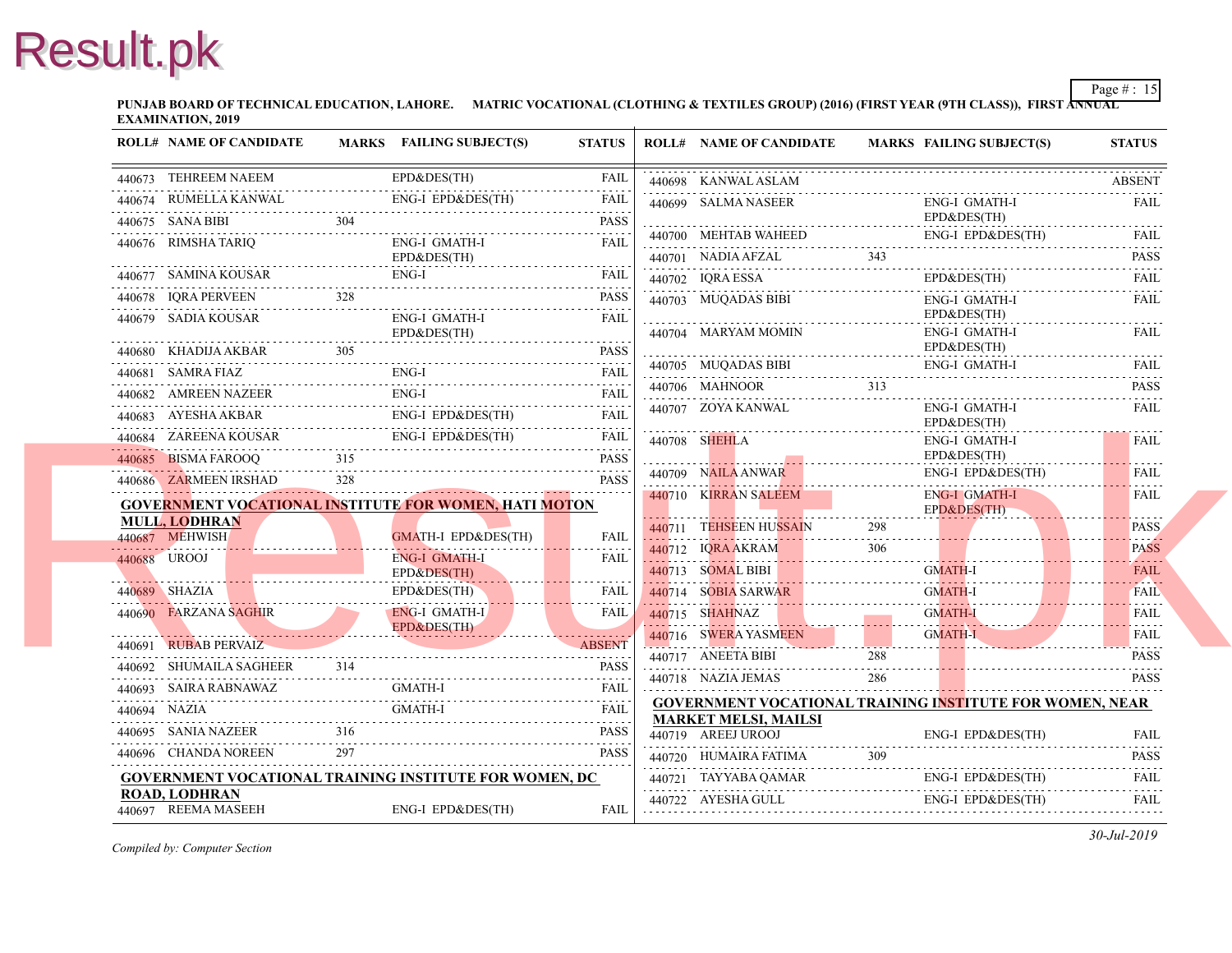PUNJAB BOARD OF TECHNICAL EDUCATION, LAHORE. MATRIC VOCATIONAL (CLOTHING & TEXTILES GROUP) (2016) (FIRST YEAR (9TH CLASS)), FIRST ANNUAL EXAMINATION, 2019

| ROLL# | NAME OF CANDIDATE | MARKS | FAILING SUBJECT(S) | STATUS |
|---|---|---|---|---|
| 440673 | TEHREEM NAEEM | | EPD&DES(TH) | FAIL |
| 440674 | RUMELLA KANWAL | | ENG-I EPD&DES(TH) | FAIL |
| 440675 | SANA BIBI | 304 | | PASS |
| 440676 | RIMSHA TARIQ | | ENG-I GMATH-I EPD&DES(TH) | FAIL |
| 440677 | SAMINA KOUSAR | | ENG-I | FAIL |
| 440678 | IQRA PERVEEN | 328 | | PASS |
| 440679 | SADIA KOUSAR | | ENG-I GMATH-I EPD&DES(TH) | FAIL |
| 440680 | KHADIJA AKBAR | 305 | | PASS |
| 440681 | SAMRA FIAZ | | ENG-I | FAIL |
| 440682 | AMREEN NAZEER | | ENG-I | FAIL |
| 440683 | AYESHA AKBAR | | ENG-I EPD&DES(TH) | FAIL |
| 440684 | ZAREENA KOUSAR | | ENG-I EPD&DES(TH) | FAIL |
| 440685 | BISMA FAROOQ | 315 | | PASS |
| 440686 | ZARMEEN IRSHAD | 328 | | PASS |

**GOVERNMENT VOCATIONAL INSTITUTE FOR WOMEN, HATI MOTON MULL, LODHRAN**

| ROLL# | NAME OF CANDIDATE | MARKS | FAILING SUBJECT(S) | STATUS |
|---|---|---|---|---|
| 440687 | MEHWISH | | GMATH-I EPD&DES(TH) | FAIL |
| 440688 | UROOJ | | ENG-I GMATH-I EPD&DES(TH) | FAIL |
| 440689 | SHAZIA | | EPD&DES(TH) | FAIL |
| 440690 | FARZANA SAGHIR | | ENG-I GMATH-I EPD&DES(TH) | FAIL |
| 440691 | RUBAB PERVAIZ | | | ABSENT |
| 440692 | SHUMAILA SAGHEER | 314 | | PASS |
| 440693 | SAIRA RABNAWAZ | | GMATH-I | FAIL |
| 440694 | NAZIA | | GMATH-I | FAIL |
| 440695 | SANIA NAZEER | 316 | | PASS |
| 440696 | CHANDA NOREEN | 297 | | PASS |

**GOVERNMENT VOCATIONAL TRAINING INSTITUTE FOR WOMEN, DC ROAD, LODHRAN**

| ROLL# | NAME OF CANDIDATE | MARKS | FAILING SUBJECT(S) | STATUS |
|---|---|---|---|---|
| 440697 | REEMA MASEEH | | ENG-I EPD&DES(TH) | FAIL |
| 440698 | KANWAL ASLAM | | | ABSENT |
| 440699 | SALMA NASEER | | ENG-I GMATH-I EPD&DES(TH) | FAIL |
| 440700 | MEHTAB WAHEED | | ENG-I EPD&DES(TH) | FAIL |
| 440701 | NADIA AFZAL | 343 | | PASS |
| 440702 | IQRA ESSA | | EPD&DES(TH) | FAIL |
| 440703 | MUQADAS BIBI | | ENG-I GMATH-I EPD&DES(TH) | FAIL |
| 440704 | MARYAM MOMIN | | ENG-I GMATH-I EPD&DES(TH) | FAIL |
| 440705 | MUQADAS BIBI | | ENG-I GMATH-I | FAIL |
| 440706 | MAHNOOR | 313 | | PASS |
| 440707 | ZOYA KANWAL | | ENG-I GMATH-I EPD&DES(TH) | FAIL |
| 440708 | SHEHLA | | ENG-I GMATH-I EPD&DES(TH) | FAIL |
| 440709 | NAILA ANWAR | | ENG-I EPD&DES(TH) | FAIL |
| 440710 | KIRRAN SALEEM | | ENG-I GMATH-I EPD&DES(TH) | FAIL |
| 440711 | TEHSEEN HUSSAIN | 298 | | PASS |
| 440712 | IQRA AKRAM | 306 | | PASS |
| 440713 | SOMAL BIBI | | GMATH-I | FAIL |
| 440714 | SOBIA SARWAR | | GMATH-I | FAIL |
| 440715 | SHAHNAZ | | GMATH-I | FAIL |
| 440716 | SWERA YASMEEN | | GMATH-I | FAIL |
| 440717 | ANEETA BIBI | 288 | | PASS |
| 440718 | NAZIA JEMAS | 286 | | PASS |

**GOVERNMENT VOCATIONAL TRAINING INSTITUTE FOR WOMEN, NEAR MARKET MELSI, MAILSI**

| ROLL# | NAME OF CANDIDATE | MARKS | FAILING SUBJECT(S) | STATUS |
|---|---|---|---|---|
| 440719 | AREEJ UROOJ | | ENG-I EPD&DES(TH) | FAIL |
| 440720 | HUMAIRA FATIMA | 309 | | PASS |
| 440721 | TAYYABA QAMAR | | ENG-I EPD&DES(TH) | FAIL |
| 440722 | AYESHA GULL | | ENG-I EPD&DES(TH) | FAIL |

*Compiled by: Computer Section*

*30-Jul-2019*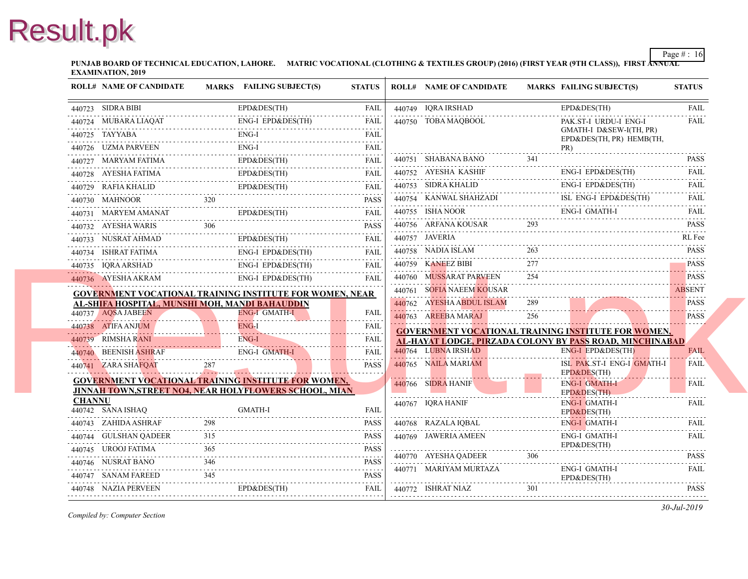**PUNJAB BOARD OF TECHNICAL EDUCATION, LAHORE. MATRIC VOCATIONAL (CLOTHING & TEXTILES GROUP) (2016) (FIRST YEAR (9TH CLASS)), FIRST ANNUAL EXAMINATION, 2019**

| ROLL# | NAME OF CANDIDATE | MARKS | FAILING SUBJECT(S) | STATUS |
|---|---|---|---|---|
| 440723 | SIDRA BIBI | | EPD&DES(TH) | FAIL |
| 440724 | MUBARA LIAQAT | | ENG-I EPD&DES(TH) | FAIL |
| 440725 | TAYYABA | | ENG-I | FAIL |
| 440726 | UZMA PARVEEN | | ENG-I | FAIL |
| 440727 | MARYAM FATIMA | | EPD&DES(TH) | FAIL |
| 440728 | AYESHA FATIMA | | EPD&DES(TH) | FAIL |
| 440729 | RAFIA KHALID | | EPD&DES(TH) | FAIL |
| 440730 | MAHNOOR | 320 | | PASS |
| 440731 | MARYEM AMANAT | | EPD&DES(TH) | FAIL |
| 440732 | AYESHA WARIS | 306 | | PASS |
| 440733 | NUSRAT AHMAD | | EPD&DES(TH) | FAIL |
| 440734 | ISHRAT FATIMA | | ENG-I EPD&DES(TH) | FAIL |
| 440735 | IQRA ARSHAD | | ENG-I EPD&DES(TH) | FAIL |
| 440736 | AYESHA AKRAM | | ENG-I EPD&DES(TH) | FAIL |

**GOVERNMENT VOCATIONAL TRAINING INSTITUTE FOR WOMEN, NEAR AL-SHIFA HOSPITAL, MUNSHI MOH, MANDI BAHAUDDIN**

| ROLL# | NAME OF CANDIDATE | MARKS | FAILING SUBJECT(S) | STATUS |
|---|---|---|---|---|
| 440737 | AQSA JABEEN | | ENG-I GMATH-I | FAIL |
| 440738 | ATIFA ANJUM | | ENG-I | FAIL |
| 440739 | RIMSHA RANI | | ENG-I | FAIL |
| 440740 | BEENISH ASHRAF | | ENG-I GMATH-I | FAIL |
| 440741 | ZARA SHAFQAT | 287 | | PASS |

**GOVERNMENT VOCATIONAL TRAINING INSTITUTE FOR WOMEN, JINNAH TOWN,STREET NO4, NEAR HOLYFLOWERS SCHOOL, MIAN CHANNU**

| ROLL# | NAME OF CANDIDATE | MARKS | FAILING SUBJECT(S) | STATUS |
|---|---|---|---|---|
| 440742 | SANA ISHAQ | | GMATH-I | FAIL |
| 440743 | ZAHIDA ASHRAF | 298 | | PASS |
| 440744 | GULSHAN QADEER | 315 | | PASS |
| 440745 | UROOJ FATIMA | 365 | | PASS |
| 440746 | NUSRAT BANO | 346 | | PASS |
| 440747 | SANAM FAREED | 345 | | PASS |
| 440748 | NAZIA PERVEEN | | EPD&DES(TH) | FAIL |
| 440749 | IQRA IRSHAD | | EPD&DES(TH) | FAIL |
| 440750 | TOBA MAQBOOL | | PAK.ST-I URDU-I ENG-I GMATH-I D&SEW-I(TH, PR) EPD&DES(TH, PR) HEMB(TH, PR) | FAIL |
| 440751 | SHABANA BANO | 341 | | PASS |
| 440752 | AYESHA KASHIF | | ENG-I EPD&DES(TH) | FAIL |
| 440753 | SIDRA KHALID | | ENG-I EPD&DES(TH) | FAIL |
| 440754 | KANWAL SHAHZADI | | ISL ENG-I EPD&DES(TH) | FAIL |
| 440755 | ISHA NOOR | | ENG-I GMATH-I | FAIL |
| 440756 | ARFANA KOUSAR | 293 | | PASS |
| 440757 | JAVERIA | | | RL Fee |
| 440758 | NADIA ISLAM | 263 | | PASS |
| 440759 | KANEEZ BIBI | 277 | | PASS |
| 440760 | MUSSARAT PARVEEN | 254 | | PASS |
| 440761 | SOFIA NAEEM KOUSAR | | | ABSENT |
| 440762 | AYESHA ABDUL ISLAM | 289 | | PASS |
| 440763 | AREEBA MARAJ | 256 | | PASS |

**GOVERNMENT VOCATIONAL TRAINING INSTITUTE FOR WOMEN, AL-HAYAT LODGE, PIRZADA COLONY BY PASS ROAD, MINCHINABAD**

| ROLL# | NAME OF CANDIDATE | MARKS | FAILING SUBJECT(S) | STATUS |
|---|---|---|---|---|
| 440764 | LUBNA IRSHAD | | ENG-I EPD&DES(TH) | FAIL |
| 440765 | NAILA MARIAM | | ISL PAK.ST-I ENG-I GMATH-I EPD&DES(TH) | FAIL |
| 440766 | SIDRA HANIF | | ENG-I GMATH-I EPD&DES(TH) | FAIL |
| 440767 | IQRA HANIF | | ENG-I GMATH-I EPD&DES(TH) | FAIL |
| 440768 | RAZALA IQBAL | | ENG-I GMATH-I | FAIL |
| 440769 | JAWERIA AMEEN | | ENG-I GMATH-I EPD&DES(TH) | FAIL |
| 440770 | AYESHA QADEER | 306 | | PASS |
| 440771 | MARIYAM MURTAZA | | ENG-I GMATH-I EPD&DES(TH) | FAIL |
| 440772 | ISHRAT NIAZ | 301 | | PASS |

*Compiled by: Computer Section*

*30-Jul-2019*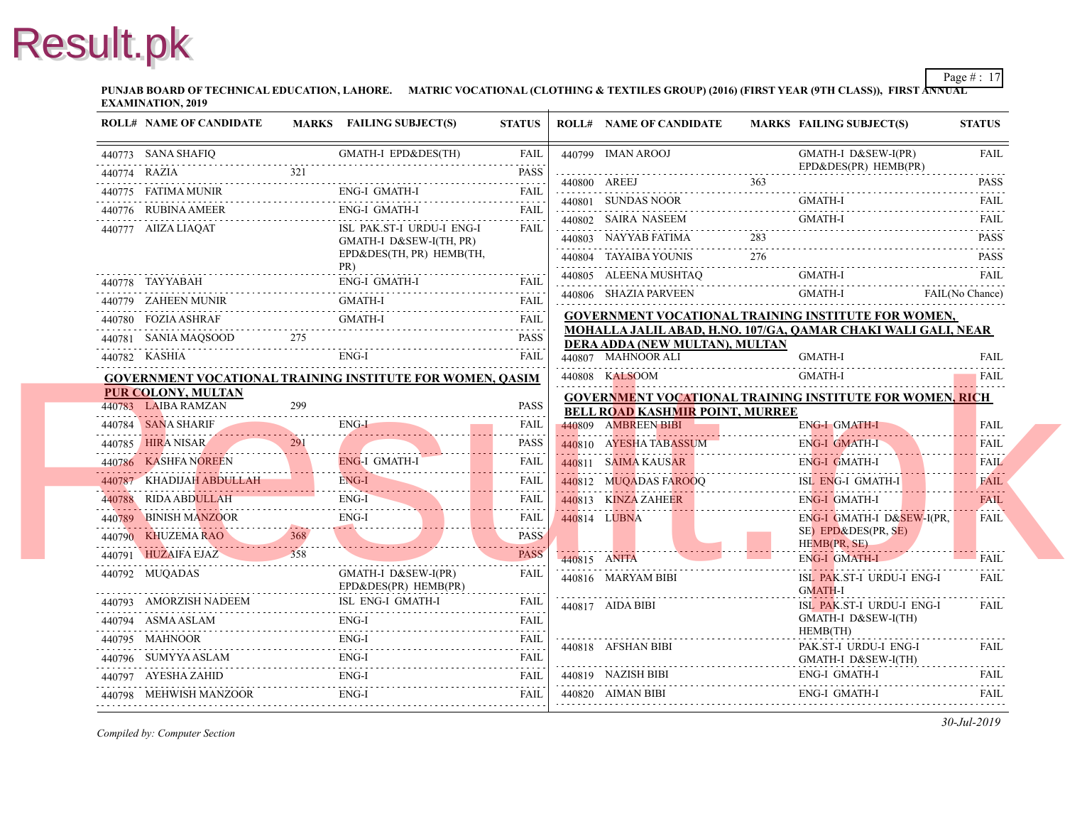**PUNJAB BOARD OF TECHNICAL EDUCATION, LAHORE. MATRIC VOCATIONAL (CLOTHING & TEXTILES GROUP) (2016) (FIRST YEAR (9TH CLASS)), FIRST ANNUAL EXAMINATION, 2019**

| ROLL# | NAME OF CANDIDATE | MARKS | FAILING SUBJECT(S) | STATUS |
|---|---|---|---|---|
| 440773 | SANA SHAFIQ | | GMATH-I EPD&DES(TH) | FAIL |
| 440774 | RAZIA | 321 | | PASS |
| 440775 | FATIMA MUNIR | | ENG-I GMATH-I | FAIL |
| 440776 | RUBINA AMEER | | ENG-I GMATH-I | FAIL |
| 440777 | AIIZA LIAQAT | | ISL PAK.ST-I URDU-I ENG-I GMATH-I D&SEW-I(TH, PR) EPD&DES(TH, PR) HEMB(TH, PR) | FAIL |
| 440778 | TAYYABAH | | ENG-I GMATH-I | FAIL |
| 440779 | ZAHEEN MUNIR | | GMATH-I | FAIL |
| 440780 | FOZIA ASHRAF | | GMATH-I | FAIL |
| 440781 | SANIA MAQSOOD | 275 | | PASS |
| 440782 | KASHIA | | ENG-I | FAIL |

**GOVERNMENT VOCATIONAL TRAINING INSTITUTE FOR WOMEN, QASIM PUR COLONY, MULTAN**

| ROLL# | NAME OF CANDIDATE | MARKS | FAILING SUBJECT(S) | STATUS |
|---|---|---|---|---|
| 440783 | LAIBA RAMZAN | 299 | | PASS |
| 440784 | SANA SHARIF | | ENG-I | FAIL |
| 440785 | HIRA NISAR | 291 | | PASS |
| 440786 | KASHFA NOREEN | | ENG-I GMATH-I | FAIL |
| 440787 | KHADIJAH ABDULLAH | | ENG-I | FAIL |
| 440788 | RIDA ABDULLAH | | ENG-I | FAIL |
| 440789 | BINISH MANZOOR | | ENG-I | FAIL |
| 440790 | KHUZEMA RAO | 368 | | PASS |
| 440791 | HUZAIFA EJAZ | 358 | | PASS |
| 440792 | MUQADAS | | GMATH-I D&SEW-I(PR) EPD&DES(PR) HEMB(PR) | FAIL |
| 440793 | AMORZISH NADEEM | | ISL ENG-I GMATH-I | FAIL |
| 440794 | ASMA ASLAM | | ENG-I | FAIL |
| 440795 | MAHNOOR | | ENG-I | FAIL |
| 440796 | SUMYYA ASLAM | | ENG-I | FAIL |
| 440797 | AYESHA ZAHID | | ENG-I | FAIL |
| 440798 | MEHWISH MANZOOR | | ENG-I | FAIL |
| 440799 | IMAN AROOJ | | GMATH-I D&SEW-I(PR) EPD&DES(PR) HEMB(PR) | FAIL |
| 440800 | AREEJ | 363 | | PASS |
| 440801 | SUNDAS NOOR | | GMATH-I | FAIL |
| 440802 | SAIRA NASEEM | | GMATH-I | FAIL |
| 440803 | NAYYAB FATIMA | 283 | | PASS |
| 440804 | TAYAIBA YOUNIS | 276 | | PASS |
| 440805 | ALEENA MUSHTAQ | | GMATH-I | FAIL |
| 440806 | SHAZIA PARVEEN | | GMATH-I | FAIL(No Chance) |

**GOVERNMENT VOCATIONAL TRAINING INSTITUTE FOR WOMEN, MOHALLA JALIL ABAD, H.NO. 107/GA, QAMAR CHAKI WALI GALI, NEAR DERA ADDA (NEW MULTAN), MULTAN**

| ROLL# | NAME OF CANDIDATE | MARKS | FAILING SUBJECT(S) | STATUS |
|---|---|---|---|---|
| 440807 | MAHNOOR ALI | | GMATH-I | FAIL |
| 440808 | KALSOOM | | GMATH-I | FAIL |

**GOVERNMENT VOCATIONAL TRAINING INSTITUTE FOR WOMEN, RICH BELL ROAD KASHMIR POINT, MURREE**

| ROLL# | NAME OF CANDIDATE | MARKS | FAILING SUBJECT(S) | STATUS |
|---|---|---|---|---|
| 440809 | AMBREEN BIBI | | ENG-I GMATH-I | FAIL |
| 440810 | AYESHA TABASSUM | | ENG-I GMATH-I | FAIL |
| 440811 | SAIMA KAUSAR | | ENG-I GMATH-I | FAIL |
| 440812 | MUQADAS FAROOQ | | ISL ENG-I GMATH-I | FAIL |
| 440813 | KINZA ZAHEER | | ENG-I GMATH-I | FAIL |
| 440814 | LUBNA | | ENG-I GMATH-I D&SEW-I(PR, SE) EPD&DES(PR, SE) HEMB(PR, SE) | FAIL |
| 440815 | ANITA | | ENG-I GMATH-I | FAIL |
| 440816 | MARYAM BIBI | | ISL PAK.ST-I URDU-I ENG-I GMATH-I | FAIL |
| 440817 | AIDA BIBI | | ISL PAK.ST-I URDU-I ENG-I GMATH-I D&SEW-I(TH) HEMB(TH) | FAIL |
| 440818 | AFSHAN BIBI | | PAK.ST-I URDU-I ENG-I GMATH-I D&SEW-I(TH) | FAIL |
| 440819 | NAZISH BIBI | | ENG-I GMATH-I | FAIL |
| 440820 | AIMAN BIBI | | ENG-I GMATH-I | FAIL |

*Compiled by: Computer Section*

*30-Jul-2019*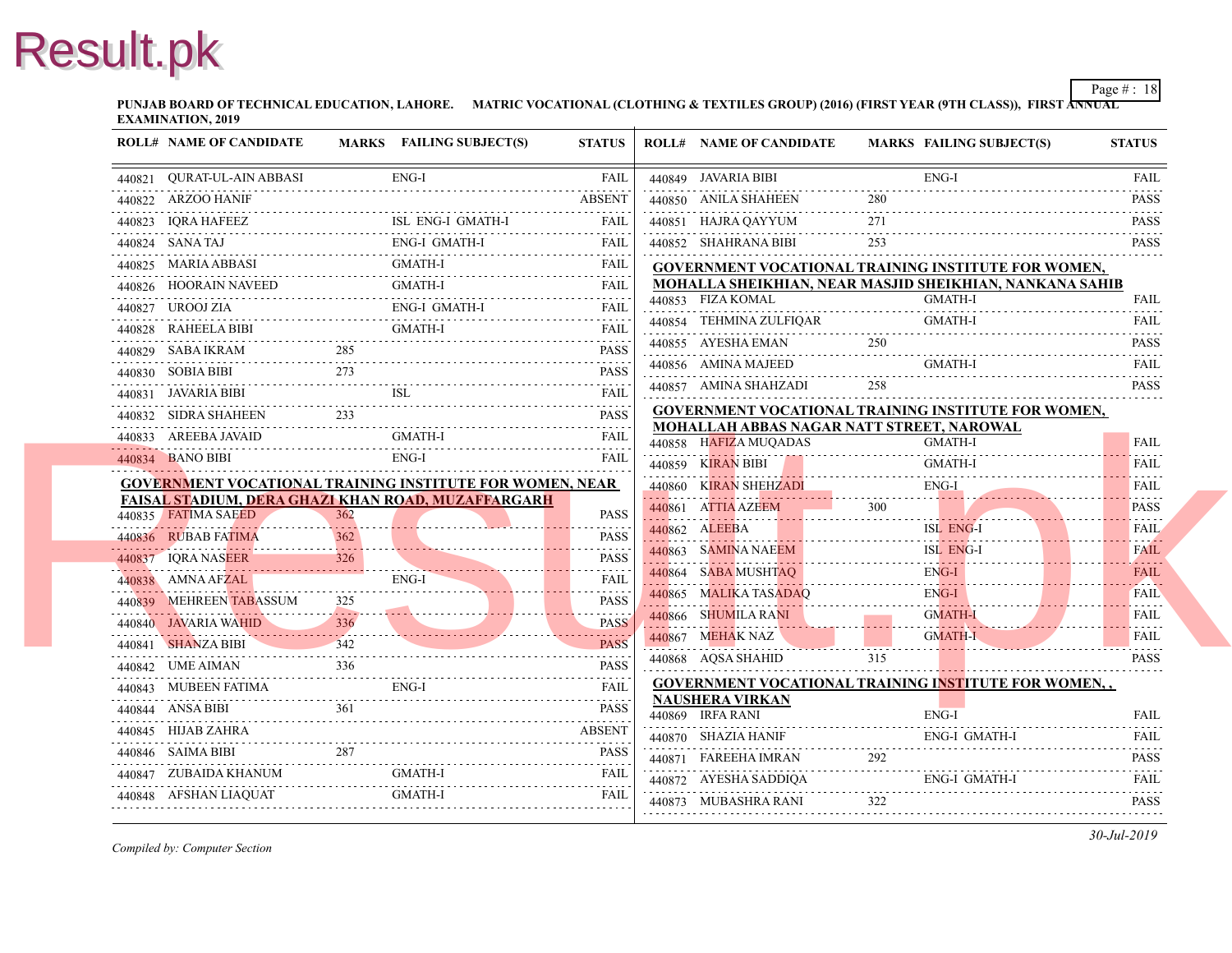PUNJAB BOARD OF TECHNICAL EDUCATION, LAHORE. MATRIC VOCATIONAL (CLOTHING & TEXTILES GROUP) (2016) (FIRST YEAR (9TH CLASS)), FIRST ANNUAL EXAMINATION, 2019

| ROLL# | NAME OF CANDIDATE | MARKS | FAILING SUBJECT(S) | STATUS |
|---|---|---|---|---|
| 440821 | QURAT-UL-AIN ABBASI | | ENG-I | FAIL |
| 440822 | ARZOO HANIF | | | ABSENT |
| 440823 | IQRA HAFEEZ | | ISL ENG-I GMATH-I | FAIL |
| 440824 | SANA TAJ | | ENG-I GMATH-I | FAIL |
| 440825 | MARIA ABBASI | | GMATH-I | FAIL |
| 440826 | HOORAIN NAVEED | | GMATH-I | FAIL |
| 440827 | UROOJ ZIA | | ENG-I GMATH-I | FAIL |
| 440828 | RAHEELA BIBI | | GMATH-I | FAIL |
| 440829 | SABA IKRAM | 285 | | PASS |
| 440830 | SOBIA BIBI | 273 | | PASS |
| 440831 | JAVARIA BIBI | | ISL | FAIL |
| 440832 | SIDRA SHAHEEN | 233 | | PASS |
| 440833 | AREEBA JAVAID | | GMATH-I | FAIL |
| 440834 | BANO BIBI | | ENG-I | FAIL |

**GOVERNMENT VOCATIONAL TRAINING INSTITUTE FOR WOMEN, NEAR FAISAL STADIUM, DERA GHAZI KHAN ROAD, MUZAFFARGARH**

| ROLL# | NAME OF CANDIDATE | MARKS | FAILING SUBJECT(S) | STATUS |
|---|---|---|---|---|
| 440835 | FATIMA SAEED | 362 | | PASS |
| 440836 | RUBAB FATIMA | 362 | | PASS |
| 440837 | IQRA NASEER | 326 | | PASS |
| 440838 | AMNA AFZAL | | ENG-I | FAIL |
| 440839 | MEHREEN TABASSUM | 325 | | PASS |
| 440840 | JAVARIA WAHID | 336 | | PASS |
| 440841 | SHANZA BIBI | 342 | | PASS |
| 440842 | UME AIMAN | 336 | | PASS |
| 440843 | MUBEEN FATIMA | | ENG-I | FAIL |
| 440844 | ANSA BIBI | 361 | | PASS |
| 440845 | HIJAB ZAHRA | | | ABSENT |
| 440846 | SAIMA BIBI | 287 | | PASS |
| 440847 | ZUBAIDA KHANUM | | GMATH-I | FAIL |
| 440848 | AFSHAN LIAQUAT | | GMATH-I | FAIL |
| 440849 | JAVARIA BIBI | | ENG-I | FAIL |
| 440850 | ANILA SHAHEEN | 280 | | PASS |
| 440851 | HAJRA QAYYUM | 271 | | PASS |
| 440852 | SHAHRANA BIBI | 253 | | PASS |

**GOVERNMENT VOCATIONAL TRAINING INSTITUTE FOR WOMEN, MOHALLA SHEIKHIAN, NEAR MASJID SHEIKHIAN, NANKANA SAHIB**

| ROLL# | NAME OF CANDIDATE | MARKS | FAILING SUBJECT(S) | STATUS |
|---|---|---|---|---|
| 440853 | FIZA KOMAL | | GMATH-I | FAIL |
| 440854 | TEHMINA ZULFIQAR | | GMATH-I | FAIL |
| 440855 | AYESHA EMAN | 250 | | PASS |
| 440856 | AMINA MAJEED | | GMATH-I | FAIL |
| 440857 | AMINA SHAHZADI | 258 | | PASS |

**GOVERNMENT VOCATIONAL TRAINING INSTITUTE FOR WOMEN, MOHALLAH ABBAS NAGAR NATT STREET, NAROWAL**

| ROLL# | NAME OF CANDIDATE | MARKS | FAILING SUBJECT(S) | STATUS |
|---|---|---|---|---|
| 440858 | HAFIZA MUQADAS | | GMATH-I | FAIL |
| 440859 | KIRAN BIBI | | GMATH-I | FAIL |
| 440860 | KIRAN SHEHZADI | | ENG-I | FAIL |
| 440861 | ATTIA AZEEM | 300 | | PASS |
| 440862 | ALEEBA | | ISL ENG-I | FAIL |
| 440863 | SAMINA NAEEM | | ISL ENG-I | FAIL |
| 440864 | SABA MUSHTAQ | | ENG-I | FAIL |
| 440865 | MALIKA TASADAQ | | ENG-I | FAIL |
| 440866 | SHUMILA RANI | | GMATH-I | FAIL |
| 440867 | MEHAK NAZ | | GMATH-I | FAIL |
| 440868 | AQSA SHAHID | 315 | | PASS |

**GOVERNMENT VOCATIONAL TRAINING INSTITUTE FOR WOMEN, , NAUSHERA VIRKAN**

| ROLL# | NAME OF CANDIDATE | MARKS | FAILING SUBJECT(S) | STATUS |
|---|---|---|---|---|
| 440869 | IRFA RANI | | ENG-I | FAIL |
| 440870 | SHAZIA HANIF | | ENG-I GMATH-I | FAIL |
| 440871 | FAREEHA IMRAN | 292 | | PASS |
| 440872 | AYESHA SADDIQA | | ENG-I GMATH-I | FAIL |
| 440873 | MUBASHRA RANI | 322 | | PASS |

*Compiled by: Computer Section*

*30-Jul-2019*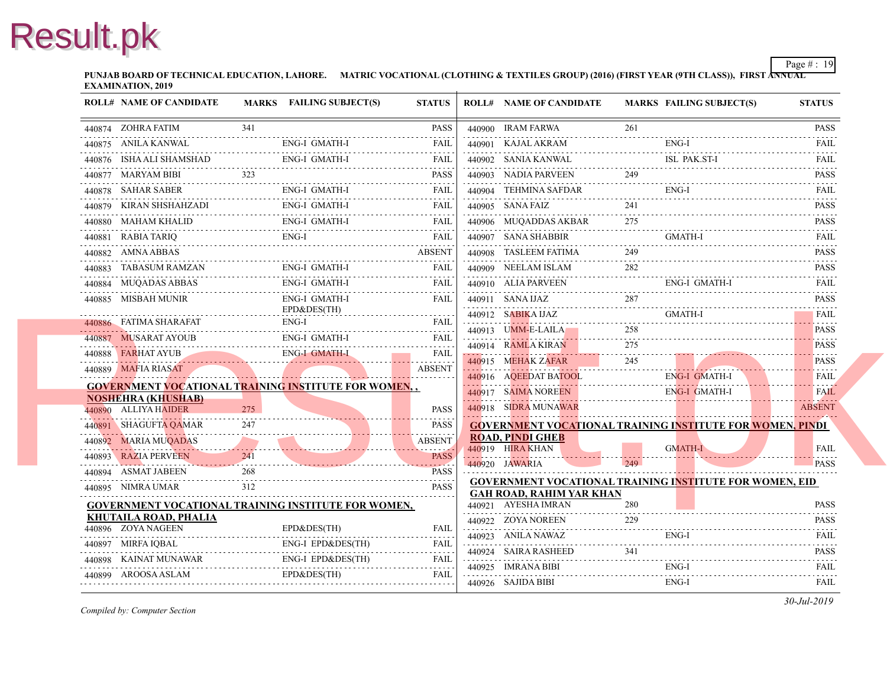**PUNJAB BOARD OF TECHNICAL EDUCATION, LAHORE. MATRIC VOCATIONAL (CLOTHING & TEXTILES GROUP) (2016) (FIRST YEAR (9TH CLASS)), FIRST ANNUAL EXAMINATION, 2019**

| ROLL# | NAME OF CANDIDATE | MARKS | FAILING SUBJECT(S) | STATUS |
|---|---|---|---|---|
| 440874 | ZOHRA FATIM | 341 | | PASS |
| 440875 | ANILA KANWAL | | ENG-I GMATH-I | FAIL |
| 440876 | ISHA ALI SHAMSHAD | | ENG-I GMATH-I | FAIL |
| 440877 | MARYAM BIBI | 323 | | PASS |
| 440878 | SAHAR SABER | | ENG-I GMATH-I | FAIL |
| 440879 | KIRAN SHSHAHZADI | | ENG-I GMATH-I | FAIL |
| 440880 | MAHAM KHALID | | ENG-I GMATH-I | FAIL |
| 440881 | RABIA TARIQ | | ENG-I | FAIL |
| 440882 | AMNA ABBAS | | | ABSENT |
| 440883 | TABASUM RAMZAN | | ENG-I GMATH-I | FAIL |
| 440884 | MUQADAS ABBAS | | ENG-I GMATH-I | FAIL |
| 440885 | MISBAH MUNIR | | ENG-I GMATH-I EPD&DES(TH) | FAIL |
| 440886 | FATIMA SHARAFAT | | ENG-I | FAIL |
| 440887 | MUSARAT AYOUB | | ENG-I GMATH-I | FAIL |
| 440888 | FARHAT AYUB | | ENG-I GMATH-I | FAIL |
| 440889 | MAFIA RIASAT | | | ABSENT |

**GOVERNMENT VOCATIONAL TRAINING INSTITUTE FOR WOMEN, , NOSHEHRA (KHUSHAB)**

| ROLL# | NAME OF CANDIDATE | MARKS | FAILING SUBJECT(S) | STATUS |
|---|---|---|---|---|
| 440890 | ALLIYA HAIDER | 275 | | PASS |
| 440891 | SHAGUFTA QAMAR | 247 | | PASS |
| 440892 | MARIA MUQADAS | | | ABSENT |
| 440893 | RAZIA PERVEEN | 241 | | PASS |
| 440894 | ASMAT JABEEN | 268 | | PASS |
| 440895 | NIMRA UMAR | 312 | | PASS |

**GOVERNMENT VOCATIONAL TRAINING INSTITUTE FOR WOMEN, KHUTAILA ROAD, PHALIA**

| ROLL# | NAME OF CANDIDATE | MARKS | FAILING SUBJECT(S) | STATUS |
|---|---|---|---|---|
| 440896 | ZOYA NAGEEN | | EPD&DES(TH) | FAIL |
| 440897 | MIRFA IQBAL | | ENG-I EPD&DES(TH) | FAIL |
| 440898 | KAINAT MUNAWAR | | ENG-I EPD&DES(TH) | FAIL |
| 440899 | AROOSA ASLAM | | EPD&DES(TH) | FAIL |
| 440900 | IRAM FARWA | 261 | | PASS |
| 440901 | KAJAL AKRAM | | ENG-I | FAIL |
| 440902 | SANIA KANWAL | | ISL PAK.ST-I | FAIL |
| 440903 | NADIA PARVEEN | 249 | | PASS |
| 440904 | TEHMINA SAFDAR | | ENG-I | FAIL |
| 440905 | SANA FAIZ | 241 | | PASS |
| 440906 | MUQADDAS AKBAR | 275 | | PASS |
| 440907 | SANA SHABBIR | | GMATH-I | FAIL |
| 440908 | TASLEEM FATIMA | 249 | | PASS |
| 440909 | NEELAM ISLAM | 282 | | PASS |
| 440910 | ALIA PARVEEN | | ENG-I GMATH-I | FAIL |
| 440911 | SANA IJAZ | 287 | | PASS |
| 440912 | SABIKA IJAZ | | GMATH-I | FAIL |
| 440913 | UMM-E-LAILA | 258 | | PASS |
| 440914 | RAMLA KIRAN | 275 | | PASS |
| 440915 | MEHAK ZAFAR | 245 | | PASS |
| 440916 | AQEEDAT BATOOL | | ENG-I GMATH-I | FAIL |
| 440917 | SAIMA NOREEN | | ENG-I GMATH-I | FAIL |
| 440918 | SIDRA MUNAWAR | | | ABSENT |

**GOVERNMENT VOCATIONAL TRAINING INSTITUTE FOR WOMEN, PINDI ROAD, PINDI GHEB**

| ROLL# | NAME OF CANDIDATE | MARKS | FAILING SUBJECT(S) | STATUS |
|---|---|---|---|---|
| 440919 | HIRA KHAN | | GMATH-I | FAIL |
| 440920 | JAWARIA | 249 | | PASS |

**GOVERNMENT VOCATIONAL TRAINING INSTITUTE FOR WOMEN, EID GAH ROAD, RAHIM YAR KHAN**

| ROLL# | NAME OF CANDIDATE | MARKS | FAILING SUBJECT(S) | STATUS |
|---|---|---|---|---|
| 440921 | AYESHA IMRAN | 280 | | PASS |
| 440922 | ZOYA NOREEN | 229 | | PASS |
| 440923 | ANILA NAWAZ | | ENG-I | FAIL |
| 440924 | SAIRA RASHEED | 341 | | PASS |
| 440925 | IMRANA BIBI | | ENG-I | FAIL |
| 440926 | SAJIDA BIBI | | ENG-I | FAIL |

*Compiled by: Computer Section*

*30-Jul-2019*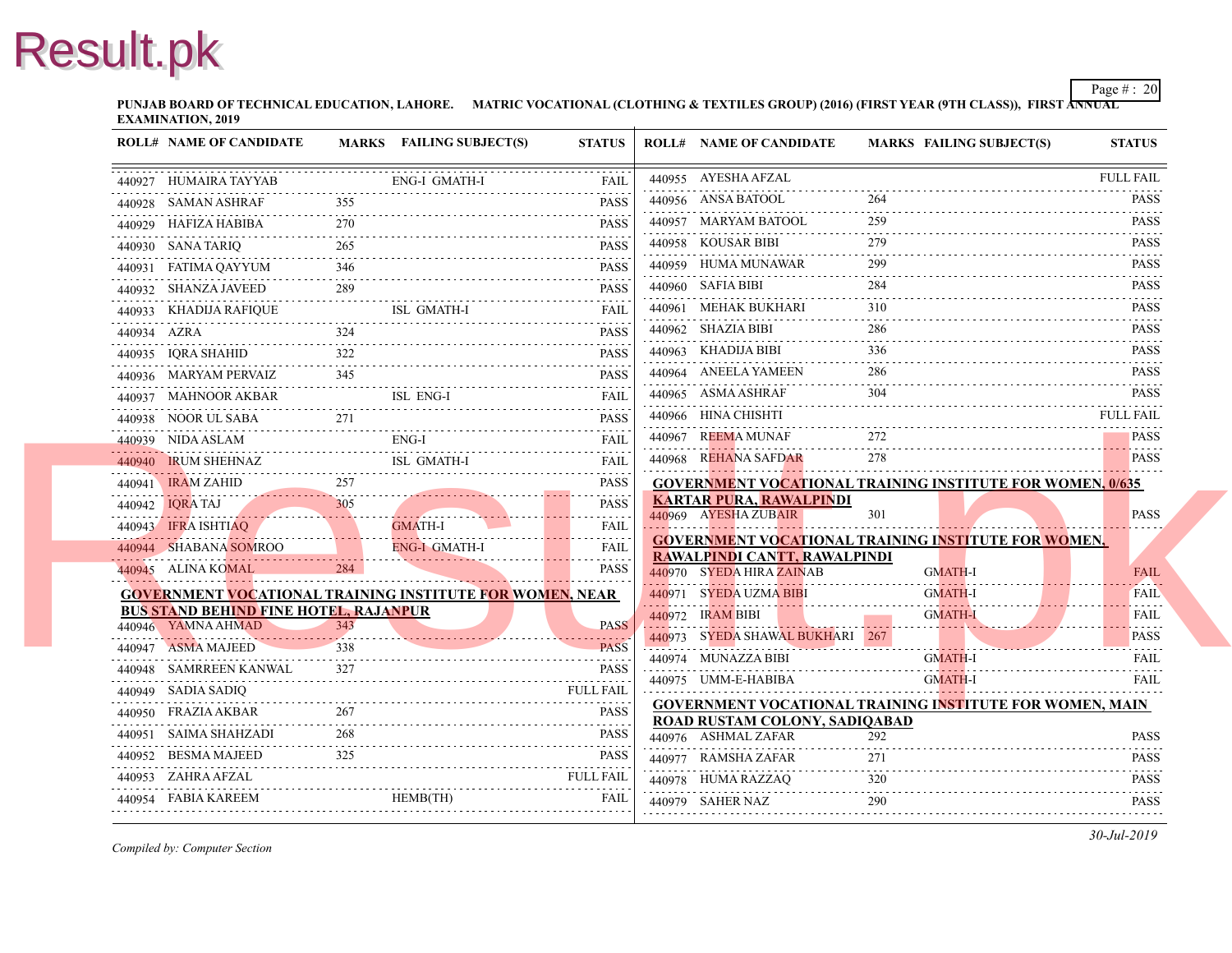**PUNJAB BOARD OF TECHNICAL EDUCATION, LAHORE. MATRIC VOCATIONAL (CLOTHING & TEXTILES GROUP) (2016) (FIRST YEAR (9TH CLASS)), FIRST ANNUAL EXAMINATION, 2019**

| ROLL# | NAME OF CANDIDATE | MARKS | FAILING SUBJECT(S) | STATUS |
|---|---|---|---|---|
| 440927 | HUMAIRA TAYYAB | | ENG-I GMATH-I | FAIL |
| 440928 | SAMAN ASHRAF | 355 | | PASS |
| 440929 | HAFIZA HABIBA | 270 | | PASS |
| 440930 | SANA TARIQ | 265 | | PASS |
| 440931 | FATIMA QAYYUM | 346 | | PASS |
| 440932 | SHANZA JAVEED | 289 | | PASS |
| 440933 | KHADIJA RAFIQUE | | ISL GMATH-I | FAIL |
| 440934 | AZRA | 324 | | PASS |
| 440935 | IQRA SHAHID | 322 | | PASS |
| 440936 | MARYAM PERVAIZ | 345 | | PASS |
| 440937 | MAHNOOR AKBAR | | ISL ENG-I | FAIL |
| 440938 | NOOR UL SABA | 271 | | PASS |
| 440939 | NIDA ASLAM | | ENG-I | FAIL |
| 440940 | IRUM SHEHNAZ | | ISL GMATH-I | FAIL |
| 440941 | IRAM ZAHID | 257 | | PASS |
| 440942 | IQRA TAJ | 305 | | PASS |
| 440943 | IFRA ISHTIAQ | | GMATH-I | FAIL |
| 440944 | SHABANA SOMROO | | ENG-I GMATH-I | FAIL |
| 440945 | ALINA KOMAL | 284 | | PASS |

**GOVERNMENT VOCATIONAL TRAINING INSTITUTE FOR WOMEN, NEAR BUS STAND BEHIND FINE HOTEL, RAJANPUR**

| ROLL# | NAME OF CANDIDATE | MARKS | FAILING SUBJECT(S) | STATUS |
|---|---|---|---|---|
| 440946 | YAMNA AHMAD | 343 | | PASS |
| 440947 | ASMA MAJEED | 338 | | PASS |
| 440948 | SAMRREEN KANWAL | 327 | | PASS |
| 440949 | SADIA SADIQ | | | FULL FAIL |
| 440950 | FRAZIA AKBAR | 267 | | PASS |
| 440951 | SAIMA SHAHZADI | 268 | | PASS |
| 440952 | BESMA MAJEED | 325 | | PASS |
| 440953 | ZAHRA AFZAL | | | FULL FAIL |
| 440954 | FABIA KAREEM | | HEMB(TH) | FAIL |
| 440955 | AYESHA AFZAL | | | FULL FAIL |
| 440956 | ANSA BATOOL | 264 | | PASS |
| 440957 | MARYAM BATOOL | 259 | | PASS |
| 440958 | KOUSAR BIBI | 279 | | PASS |
| 440959 | HUMA MUNAWAR | 299 | | PASS |
| 440960 | SAFIA BIBI | 284 | | PASS |
| 440961 | MEHAK BUKHARI | 310 | | PASS |
| 440962 | SHAZIA BIBI | 286 | | PASS |
| 440963 | KHADIJA BIBI | 336 | | PASS |
| 440964 | ANEELA YAMEEN | 286 | | PASS |
| 440965 | ASMA ASHRAF | 304 | | PASS |
| 440966 | HINA CHISHTI | | | FULL FAIL |
| 440967 | REEMA MUNAF | 272 | | PASS |
| 440968 | REHANA SAFDAR | 278 | | PASS |

**GOVERNMENT VOCATIONAL TRAINING INSTITUTE FOR WOMEN, 0/635 KARTAR PURA, RAWALPINDI**

| ROLL# | NAME OF CANDIDATE | MARKS | FAILING SUBJECT(S) | STATUS |
|---|---|---|---|---|
| 440969 | AYESHA ZUBAIR | 301 | | PASS |

**GOVERNMENT VOCATIONAL TRAINING INSTITUTE FOR WOMEN, RAWALPINDI CANTT, RAWALPINDI**

| ROLL# | NAME OF CANDIDATE | MARKS | FAILING SUBJECT(S) | STATUS |
|---|---|---|---|---|
| 440970 | SYEDA HIRA ZAINAB | | GMATH-I | FAIL |
| 440971 | SYEDA UZMA BIBI | | GMATH-I | FAIL |
| 440972 | IRAM BIBI | | GMATH-I | FAIL |
| 440973 | SYEDA SHAWAL BUKHARI | 267 | | PASS |
| 440974 | MUNAZZA BIBI | | GMATH-I | FAIL |
| 440975 | UMM-E-HABIBA | | GMATH-I | FAIL |

**GOVERNMENT VOCATIONAL TRAINING INSTITUTE FOR WOMEN, MAIN ROAD RUSTAM COLONY, SADIQABAD**

| ROLL# | NAME OF CANDIDATE | MARKS | FAILING SUBJECT(S) | STATUS |
|---|---|---|---|---|
| 440976 | ASHMAL ZAFAR | 292 | | PASS |
| 440977 | RAMSHA ZAFAR | 271 | | PASS |
| 440978 | HUMA RAZZAQ | 320 | | PASS |
| 440979 | SAHER NAZ | 290 | | PASS |

*Compiled by: Computer Section*

*30-Jul-2019*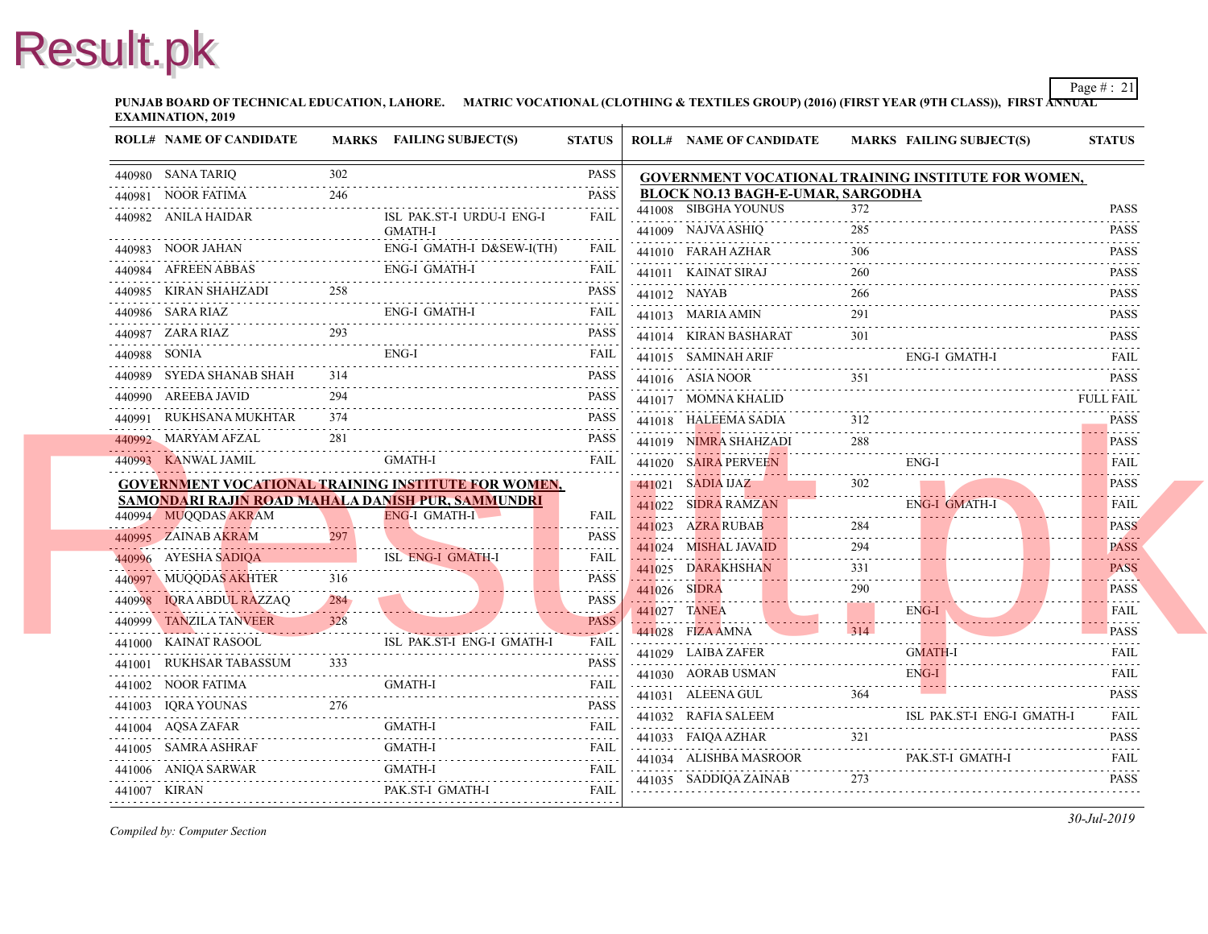PUNJAB BOARD OF TECHNICAL EDUCATION, LAHORE. MATRIC VOCATIONAL (CLOTHING & TEXTILES GROUP) (2016) (FIRST YEAR (9TH CLASS)), FIRST ANNUAL EXAMINATION, 2019

| ROLL# | NAME OF CANDIDATE | MARKS | FAILING SUBJECT(S) | STATUS |
|---|---|---|---|---|
| 440980 | SANA TARIQ | 302 | | PASS |
| 440981 | NOOR FATIMA | 246 | | PASS |
| 440982 | ANILA HAIDAR | | ISL PAK.ST-I URDU-I ENG-I GMATH-I | FAIL |
| 440983 | NOOR JAHAN | | ENG-I GMATH-I D&SEW-I(TH) | FAIL |
| 440984 | AFREEN ABBAS | | ENG-I GMATH-I | FAIL |
| 440985 | KIRAN SHAHZADI | 258 | | PASS |
| 440986 | SARA RIAZ | | ENG-I GMATH-I | FAIL |
| 440987 | ZARA RIAZ | 293 | | PASS |
| 440988 | SONIA | | ENG-I | FAIL |
| 440989 | SYEDA SHANAB SHAH | 314 | | PASS |
| 440990 | AREEBA JAVID | 294 | | PASS |
| 440991 | RUKHSANA MUKHTAR | 374 | | PASS |
| 440992 | MARYAM AFZAL | 281 | | PASS |
| 440993 | KANWAL JAMIL | | GMATH-I | FAIL |

**GOVERNMENT VOCATIONAL TRAINING INSTITUTE FOR WOMEN, SAMONDARI RAJIN ROAD MAHALA DANISH PUR, SAMMUNDRI**

| ROLL# | NAME OF CANDIDATE | MARKS | FAILING SUBJECT(S) | STATUS |
|---|---|---|---|---|
| 440994 | MUQQDAS AKRAM | | ENG-I GMATH-I | FAIL |
| 440995 | ZAINAB AKRAM | 297 | | PASS |
| 440996 | AYESHA SADIQA | | ISL ENG-I GMATH-I | FAIL |
| 440997 | MUQQDAS AKHTER | 316 | | PASS |
| 440998 | IQRA ABDUL RAZZAQ | 284 | | PASS |
| 440999 | TANZILA TANVEER | 328 | | PASS |
| 441000 | KAINAT RASOOL | | ISL PAK.ST-I ENG-I GMATH-I | FAIL |
| 441001 | RUKHSAR TABASSUM | 333 | | PASS |
| 441002 | NOOR FATIMA | | GMATH-I | FAIL |
| 441003 | IQRA YOUNAS | 276 | | PASS |
| 441004 | AQSA ZAFAR | | GMATH-I | FAIL |
| 441005 | SAMRA ASHRAF | | GMATH-I | FAIL |
| 441006 | ANIQA SARWAR | | GMATH-I | FAIL |
| 441007 | KIRAN | | PAK.ST-I GMATH-I | FAIL |

**GOVERNMENT VOCATIONAL TRAINING INSTITUTE FOR WOMEN, BLOCK NO.13 BAGH-E-UMAR, SARGODHA**

| ROLL# | NAME OF CANDIDATE | MARKS | FAILING SUBJECT(S) | STATUS |
|---|---|---|---|---|
| 441008 | SIBGHA YOUNUS | 372 | | PASS |
| 441009 | NAJVA ASHIQ | 285 | | PASS |
| 441010 | FARAH AZHAR | 306 | | PASS |
| 441011 | KAINAT SIRAJ | 260 | | PASS |
| 441012 | NAYAB | 266 | | PASS |
| 441013 | MARIA AMIN | 291 | | PASS |
| 441014 | KIRAN BASHARAT | 301 | | PASS |
| 441015 | SAMINAH ARIF | | ENG-I GMATH-I | FAIL |
| 441016 | ASIA NOOR | 351 | | PASS |
| 441017 | MOMNA KHALID | | | FULL FAIL |
| 441018 | HALEEMA SADIA | 312 | | PASS |
| 441019 | NIMRA SHAHZADI | 288 | | PASS |
| 441020 | SAIRA PERVEEN | | ENG-I | FAIL |
| 441021 | SADIA IJAZ | 302 | | PASS |
| 441022 | SIDRA RAMZAN | | ENG-I GMATH-I | FAIL |
| 441023 | AZRA RUBAB | 284 | | PASS |
| 441024 | MISHAL JAVAID | 294 | | PASS |
| 441025 | DARAKHSHAN | 331 | | PASS |
| 441026 | SIDRA | 290 | | PASS |
| 441027 | TANEA | | ENG-I | FAIL |
| 441028 | FIZA AMNA | 314 | | PASS |
| 441029 | LAIBA ZAFER | | GMATH-I | FAIL |
| 441030 | AORAB USMAN | | ENG-I | FAIL |
| 441031 | ALEENA GUL | 364 | | PASS |
| 441032 | RAFIA SALEEM | | ISL PAK.ST-I ENG-I GMATH-I | FAIL |
| 441033 | FAIQA AZHAR | 321 | | PASS |
| 441034 | ALISHBA MASROOR | | PAK.ST-I GMATH-I | FAIL |
| 441035 | SADDIQA ZAINAB | 273 | | PASS |

*Compiled by: Computer Section*

*30-Jul-2019*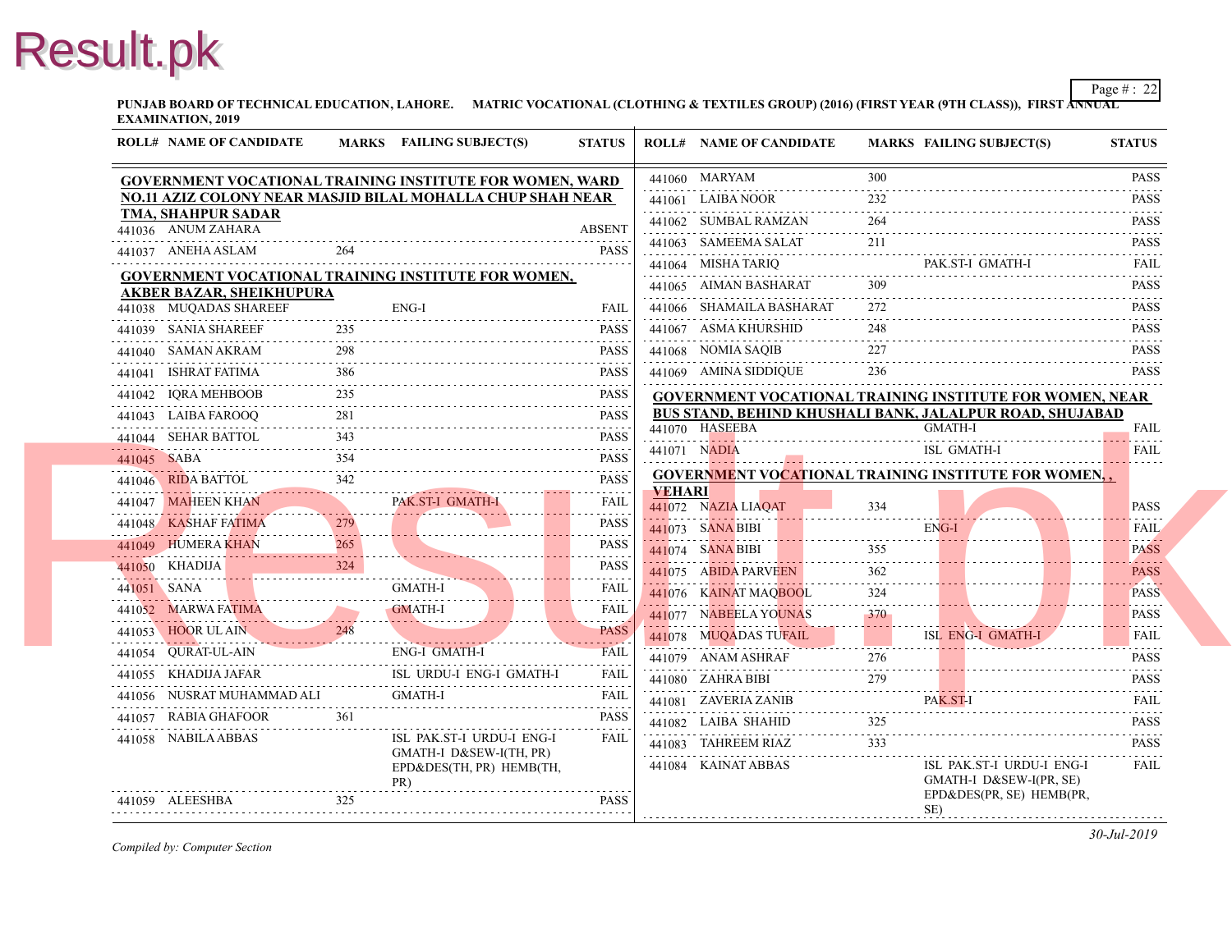PUNJAB BOARD OF TECHNICAL EDUCATION, LAHORE. MATRIC VOCATIONAL (CLOTHING & TEXTILES GROUP) (2016) (FIRST YEAR (9TH CLASS)), FIRST ANNUAL EXAMINATION, 2019

**GOVERNMENT VOCATIONAL TRAINING INSTITUTE FOR WOMEN, WARD NO.11 AZIZ COLONY NEAR MASJID BILAL MOHALLA CHUP SHAH NEAR TMA, SHAHPUR SADAR**

| ROLL# | NAME OF CANDIDATE | MARKS | FAILING SUBJECT(S) | STATUS |
|---|---|---|---|---|
| 441036 | ANUM ZAHARA | | | ABSENT |
| 441037 | ANEHA ASLAM | 264 | | PASS |

**GOVERNMENT VOCATIONAL TRAINING INSTITUTE FOR WOMEN, AKBER BAZAR, SHEIKHUPURA**

| ROLL# | NAME OF CANDIDATE | MARKS | FAILING SUBJECT(S) | STATUS |
|---|---|---|---|---|
| 441038 | MUQADAS SHAREEF | | ENG-I | FAIL |
| 441039 | SANIA SHAREEF | 235 | | PASS |
| 441040 | SAMAN AKRAM | 298 | | PASS |
| 441041 | ISHRAT FATIMA | 386 | | PASS |
| 441042 | IQRA MEHBOOB | 235 | | PASS |
| 441043 | LAIBA FAROOQ | 281 | | PASS |
| 441044 | SEHAR BATTOL | 343 | | PASS |
| 441045 | SABA | 354 | | PASS |
| 441046 | RIDA BATTOL | 342 | | PASS |
| 441047 | MAHEEN KHAN | | PAK.ST-I GMATH-I | FAIL |
| 441048 | KASHAF FATIMA | 279 | | PASS |
| 441049 | HUMERA KHAN | 265 | | PASS |
| 441050 | KHADIJA | 324 | | PASS |
| 441051 | SANA | | GMATH-I | FAIL |
| 441052 | MARWA FATIMA | | GMATH-I | FAIL |
| 441053 | HOOR UL AIN | 248 | | PASS |
| 441054 | QURAT-UL-AIN | | ENG-I GMATH-I | FAIL |
| 441055 | KHADIJA JAFAR | | ISL URDU-I ENG-I GMATH-I | FAIL |
| 441056 | NUSRAT MUHAMMAD ALI | | GMATH-I | FAIL |
| 441057 | RABIA GHAFOOR | 361 | | PASS |
| 441058 | NABILA ABBAS | | ISL PAK.ST-I URDU-I ENG-I GMATH-I D&SEW-I(TH, PR) EPD&DES(TH, PR) HEMB(TH, PR) | FAIL |
| 441059 | ALEESHBA | 325 | | PASS |
| 441060 | MARYAM | 300 | | PASS |
| 441061 | LAIBA NOOR | 232 | | PASS |
| 441062 | SUMBAL RAMZAN | 264 | | PASS |
| 441063 | SAMEEMA SALAT | 211 | | PASS |
| 441064 | MISHA TARIQ | | PAK.ST-I GMATH-I | FAIL |
| 441065 | AIMAN BASHARAT | 309 | | PASS |
| 441066 | SHAMAILA BASHARAT | 272 | | PASS |
| 441067 | ASMA KHURSHID | 248 | | PASS |
| 441068 | NOMIA SAQIB | 227 | | PASS |
| 441069 | AMINA SIDDIQUE | 236 | | PASS |

**GOVERNMENT VOCATIONAL TRAINING INSTITUTE FOR WOMEN, NEAR BUS STAND, BEHIND KHUSHALI BANK, JALALPUR ROAD, SHUJABAD**

| ROLL# | NAME OF CANDIDATE | MARKS | FAILING SUBJECT(S) | STATUS |
|---|---|---|---|---|
| 441070 | HASEEBA | | GMATH-I | FAIL |
| 441071 | NADIA | | ISL GMATH-I | FAIL |

**GOVERNMENT VOCATIONAL TRAINING INSTITUTE FOR WOMEN, , VEHARI**

| ROLL# | NAME OF CANDIDATE | MARKS | FAILING SUBJECT(S) | STATUS |
|---|---|---|---|---|
| 441072 | NAZIA LIAQAT | 334 | | PASS |
| 441073 | SANA BIBI | | ENG-I | FAIL |
| 441074 | SANA BIBI | 355 | | PASS |
| 441075 | ABIDA PARVEEN | 362 | | PASS |
| 441076 | KAINAT MAQBOOL | 324 | | PASS |
| 441077 | NABEELA YOUNAS | 370 | | PASS |
| 441078 | MUQADAS TUFAIL | | ISL ENG-I GMATH-I | FAIL |
| 441079 | ANAM ASHRAF | 276 | | PASS |
| 441080 | ZAHRA BIBI | 279 | | PASS |
| 441081 | ZAVERIA ZANIB | | PAK.ST-I | FAIL |
| 441082 | LAIBA SHAHID | 325 | | PASS |
| 441083 | TAHREEM RIAZ | 333 | | PASS |
| 441084 | KAINAT ABBAS | | ISL PAK.ST-I URDU-I ENG-I GMATH-I D&SEW-I(PR, SE) EPD&DES(PR, SE) HEMB(PR, SE) | FAIL |

*Compiled by: Computer Section*

*30-Jul-2019*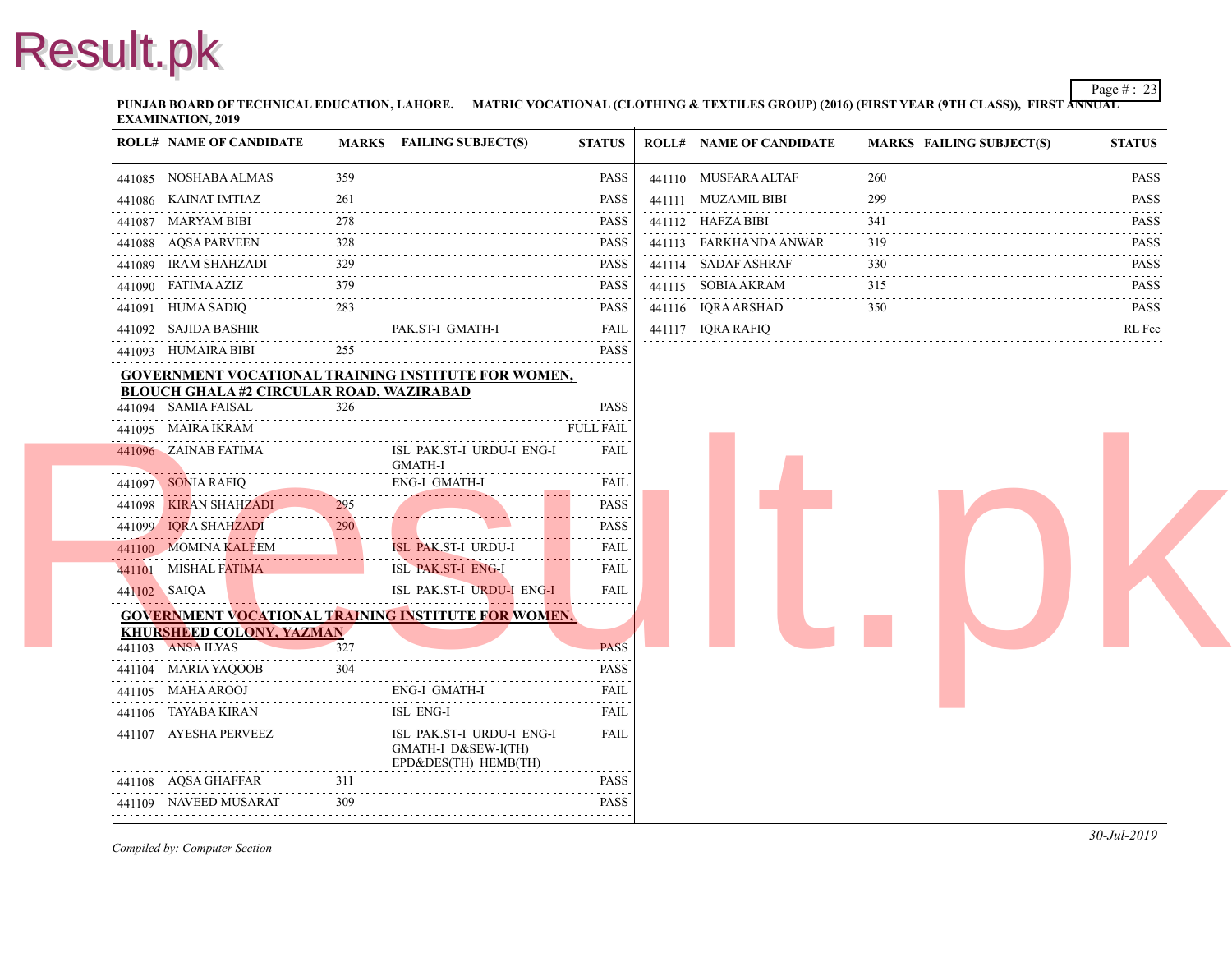**PUNJAB BOARD OF TECHNICAL EDUCATION, LAHORE. MATRIC VOCATIONAL (CLOTHING & TEXTILES GROUP) (2016) (FIRST YEAR (9TH CLASS)), FIRST ANNUAL EXAMINATION, 2019**

| ROLL# | NAME OF CANDIDATE | MARKS | FAILING SUBJECT(S) | STATUS |
|---|---|---|---|---|
| 441085 | NOSHABA ALMAS | 359 | | PASS |
| 441086 | KAINAT IMTIAZ | 261 | | PASS |
| 441087 | MARYAM BIBI | 278 | | PASS |
| 441088 | AQSA PARVEEN | 328 | | PASS |
| 441089 | IRAM SHAHZADI | 329 | | PASS |
| 441090 | FATIMA AZIZ | 379 | | PASS |
| 441091 | HUMA SADIQ | 283 | | PASS |
| 441092 | SAJIDA BASHIR | | PAK.ST-I GMATH-I | FAIL |
| 441093 | HUMAIRA BIBI | 255 | | PASS |

**GOVERNMENT VOCATIONAL TRAINING INSTITUTE FOR WOMEN, BLOUCH GHALA #2 CIRCULAR ROAD, WAZIRABAD**

| ROLL# | NAME OF CANDIDATE | MARKS | FAILING SUBJECT(S) | STATUS |
|---|---|---|---|---|
| 441094 | SAMIA FAISAL | 326 | | PASS |
| 441095 | MAIRA IKRAM | | | FULL FAIL |
| 441096 | ZAINAB FATIMA | | ISL PAK.ST-I URDU-I ENG-I GMATH-I | FAIL |
| 441097 | SONIA RAFIQ | | ENG-I GMATH-I | FAIL |
| 441098 | KIRAN SHAHZADI | 295 | | PASS |
| 441099 | IQRA SHAHZADI | 290 | | PASS |
| 441100 | MOMINA KALEEM | | ISL PAK.ST-I URDU-I | FAIL |
| 441101 | MISHAL FATIMA | | ISL PAK.ST-I ENG-I | FAIL |
| 441102 | SAIQA | | ISL PAK.ST-I URDU-I ENG-I | FAIL |

**GOVERNMENT VOCATIONAL TRAINING INSTITUTE FOR WOMEN, KHURSHEED COLONY, YAZMAN**

| ROLL# | NAME OF CANDIDATE | MARKS | FAILING SUBJECT(S) | STATUS |
|---|---|---|---|---|
| 441103 | ANSA ILYAS | 327 | | PASS |
| 441104 | MARIA YAQOOB | 304 | | PASS |
| 441105 | MAHA AROOJ | | ENG-I GMATH-I | FAIL |
| 441106 | TAYABA KIRAN | | ISL ENG-I | FAIL |
| 441107 | AYESHA PERVEEZ | | ISL PAK.ST-I URDU-I ENG-I GMATH-I D&SEW-I(TH) EPD&DES(TH) HEMB(TH) | FAIL |
| 441108 | AQSA GHAFFAR | 311 | | PASS |
| 441109 | NAVEED MUSARAT | 309 | | PASS |
| 441110 | MUSFARA ALTAF | 260 | | PASS |
| 441111 | MUZAMIL BIBI | 299 | | PASS |
| 441112 | HAFZA BIBI | 341 | | PASS |
| 441113 | FARKHANDA ANWAR | 319 | | PASS |
| 441114 | SADAF ASHRAF | 330 | | PASS |
| 441115 | SOBIA AKRAM | 315 | | PASS |
| 441116 | IQRA ARSHAD | 350 | | PASS |
| 441117 | IQRA RAFIQ | | | RL Fee |

*Compiled by: Computer Section*

*30-Jul-2019*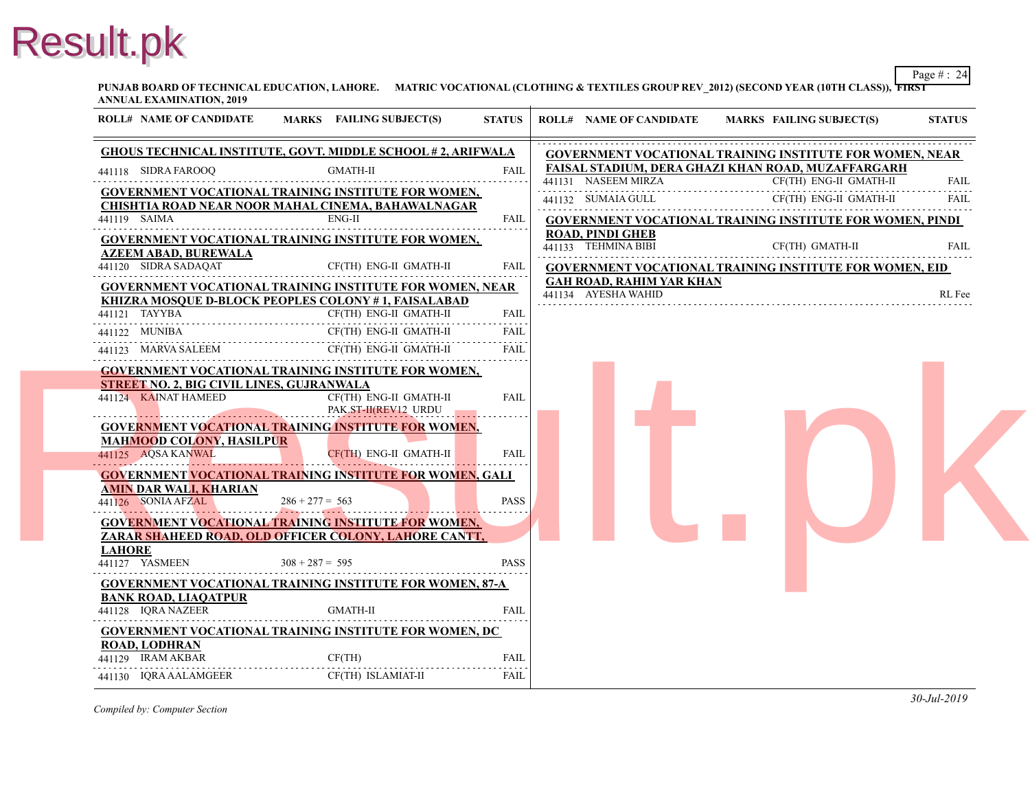PUNJAB BOARD OF TECHNICAL EDUCATION, LAHORE. MATRIC VOCATIONAL (CLOTHING & TEXTILES GROUP REV_2012) (SECOND YEAR (10TH CLASS)), FIRST ANNUAL EXAMINATION, 2019

| ROLL# | NAME OF CANDIDATE | MARKS | FAILING SUBJECT(S) | STATUS |
|---|---|---|---|---|
| **GHOUS TECHNICAL INSTITUTE, GOVT. MIDDLE SCHOOL # 2, ARIFWALA** | | | | |
| 441118 | SIDRA FAROOQ | | GMATH-II | FAIL |
| **GOVERNMENT VOCATIONAL TRAINING INSTITUTE FOR WOMEN, CHISHTIA ROAD NEAR NOOR MAHAL CINEMA, BAHAWALNAGAR** | | | | |
| 441119 | SAIMA | | ENG-II | FAIL |
| **GOVERNMENT VOCATIONAL TRAINING INSTITUTE FOR WOMEN, AZEEM ABAD, BUREWALA** | | | | |
| 441120 | SIDRA SADAQAT | | CF(TH) ENG-II GMATH-II | FAIL |
| **GOVERNMENT VOCATIONAL TRAINING INSTITUTE FOR WOMEN, NEAR KHIZRA MOSQUE D-BLOCK PEOPLES COLONY # 1, FAISALABAD** | | | | |
| 441121 | TAYYBA | | CF(TH) ENG-II GMATH-II | FAIL |
| 441122 | MUNIBA | | CF(TH) ENG-II GMATH-II | FAIL |
| 441123 | MARVA SALEEM | | CF(TH) ENG-II GMATH-II | FAIL |
| **GOVERNMENT VOCATIONAL TRAINING INSTITUTE FOR WOMEN, STREET NO. 2, BIG CIVIL LINES, GUJRANWALA** | | | | |
| 441124 | KAINAT HAMEED | | CF(TH) ENG-II GMATH-II PAK.ST-II(REV12 URDU | FAIL |
| **GOVERNMENT VOCATIONAL TRAINING INSTITUTE FOR WOMEN, MAHMOOD COLONY, HASILPUR** | | | | |
| 441125 | AQSA KANWAL | | CF(TH) ENG-II GMATH-II | FAIL |
| **GOVERNMENT VOCATIONAL TRAINING INSTITUTE FOR WOMEN, GALI AMIN DAR WALI, KHARIAN** | | | | |
| 441126 | SONIA AFZAL | 286 + 277 = 563 | | PASS |
| **GOVERNMENT VOCATIONAL TRAINING INSTITUTE FOR WOMEN, ZARAR SHAHEED ROAD, OLD OFFICER COLONY, LAHORE CANTT, LAHORE** | | | | |
| 441127 | YASMEEN | 308 + 287 = 595 | | PASS |
| **GOVERNMENT VOCATIONAL TRAINING INSTITUTE FOR WOMEN, 87-A BANK ROAD, LIAQATPUR** | | | | |
| 441128 | IQRA NAZEER | | GMATH-II | FAIL |
| **GOVERNMENT VOCATIONAL TRAINING INSTITUTE FOR WOMEN, DC ROAD, LODHRAN** | | | | |
| 441129 | IRAM AKBAR | | CF(TH) | FAIL |
| 441130 | IQRA AALAMGEER | | CF(TH) ISLAMIAT-II | FAIL |
| **GOVERNMENT VOCATIONAL TRAINING INSTITUTE FOR WOMEN, NEAR FAISAL STADIUM, DERA GHAZI KHAN ROAD, MUZAFFARGARH** | | | | |
| 441131 | NASEEM MIRZA | | CF(TH) ENG-II GMATH-II | FAIL |
| 441132 | SUMAIA GULL | | CF(TH) ENG-II GMATH-II | FAIL |
| **GOVERNMENT VOCATIONAL TRAINING INSTITUTE FOR WOMEN, PINDI ROAD, PINDI GHEB** | | | | |
| 441133 | TEHMINA BIBI | | CF(TH) GMATH-II | FAIL |
| **GOVERNMENT VOCATIONAL TRAINING INSTITUTE FOR WOMEN, EID GAH ROAD, RAHIM YAR KHAN** | | | | |
| 441134 | AYESHA WAHID | | | RL Fee |

*Compiled by: Computer Section*

*30-Jul-2019*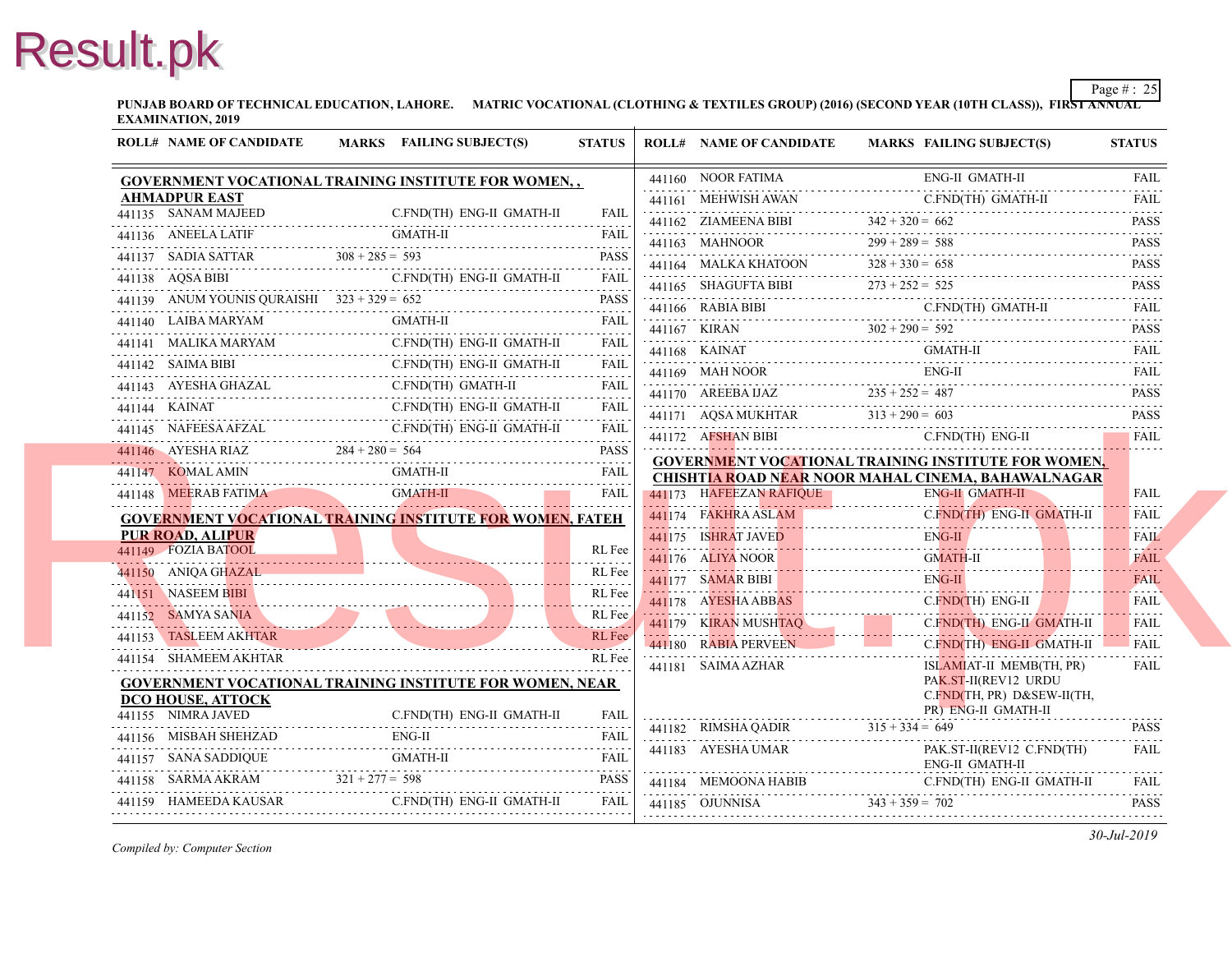PUNJAB BOARD OF TECHNICAL EDUCATION, LAHORE. MATRIC VOCATIONAL (CLOTHING & TEXTILES GROUP) (2016) (SECOND YEAR (10TH CLASS)), FIRST ANNUAL EXAMINATION, 2019

| ROLL# | NAME OF CANDIDATE | MARKS | FAILING SUBJECT(S) | STATUS |
|---|---|---|---|---|
| **GOVERNMENT VOCATIONAL TRAINING INSTITUTE FOR WOMEN, , AHMADPUR EAST** | | | | |
| 441135 | SANAM MAJEED | | C.FND(TH) ENG-II GMATH-II | FAIL |
| 441136 | ANEELA LATIF | | GMATH-II | FAIL |
| 441137 | SADIA SATTAR | 308 + 285 = 593 | | PASS |
| 441138 | AQSA BIBI | | C.FND(TH) ENG-II GMATH-II | FAIL |
| 441139 | ANUM YOUNIS QURAISHI | 323 + 329 = 652 | | PASS |
| 441140 | LAIBA MARYAM | | GMATH-II | FAIL |
| 441141 | MALIKA MARYAM | | C.FND(TH) ENG-II GMATH-II | FAIL |
| 441142 | SAIMA BIBI | | C.FND(TH) ENG-II GMATH-II | FAIL |
| 441143 | AYESHA GHAZAL | | C.FND(TH) GMATH-II | FAIL |
| 441144 | KAINAT | | C.FND(TH) ENG-II GMATH-II | FAIL |
| 441145 | NAFEESA AFZAL | | C.FND(TH) ENG-II GMATH-II | FAIL |
| 441146 | AYESHA RIAZ | 284 + 280 = 564 | | PASS |
| 441147 | KOMAL AMIN | | GMATH-II | FAIL |
| 441148 | MEERAB FATIMA | | GMATH-II | FAIL |
| **GOVERNMENT VOCATIONAL TRAINING INSTITUTE FOR WOMEN, FATEH PUR ROAD, ALIPUR** | | | | |
| 441149 | FOZIA BATOOL | | | RL Fee |
| 441150 | ANIQA GHAZAL | | | RL Fee |
| 441151 | NASEEM BIBI | | | RL Fee |
| 441152 | SAMYA SANIA | | | RL Fee |
| 441153 | TASLEEM AKHTAR | | | RL Fee |
| 441154 | SHAMEEM AKHTAR | | | RL Fee |
| **GOVERNMENT VOCATIONAL TRAINING INSTITUTE FOR WOMEN, NEAR DCO HOUSE, ATTOCK** | | | | |
| 441155 | NIMRA JAVED | | C.FND(TH) ENG-II GMATH-II | FAIL |
| 441156 | MISBAH SHEHZAD | | ENG-II | FAIL |
| 441157 | SANA SADDIQUE | | GMATH-II | FAIL |
| 441158 | SARMA AKRAM | 321 + 277 = 598 | | PASS |
| 441159 | HAMEEDA KAUSAR | | C.FND(TH) ENG-II GMATH-II | FAIL |
| 441160 | NOOR FATIMA | | ENG-II GMATH-II | FAIL |
| 441161 | MEHWISH AWAN | | C.FND(TH) GMATH-II | FAIL |
| 441162 | ZIAMEENA BIBI | 342 + 320 = 662 | | PASS |
| 441163 | MAHNOOR | 299 + 289 = 588 | | PASS |
| 441164 | MALKA KHATOON | 328 + 330 = 658 | | PASS |
| 441165 | SHAGUFTA BIBI | 273 + 252 = 525 | | PASS |
| 441166 | RABIA BIBI | | C.FND(TH) GMATH-II | FAIL |
| 441167 | KIRAN | 302 + 290 = 592 | | PASS |
| 441168 | KAINAT | | GMATH-II | FAIL |
| 441169 | MAH NOOR | | ENG-II | FAIL |
| 441170 | AREEBA IJAZ | 235 + 252 = 487 | | PASS |
| 441171 | AQSA MUKHTAR | 313 + 290 = 603 | | PASS |
| 441172 | AFSHAN BIBI | | C.FND(TH) ENG-II | FAIL |
| **GOVERNMENT VOCATIONAL TRAINING INSTITUTE FOR WOMEN, CHISHTIA ROAD NEAR NOOR MAHAL CINEMA, BAHAWALNAGAR** | | | | |
| 441173 | HAFEEZAN RAFIQUE | | ENG-II GMATH-II | FAIL |
| 441174 | FAKHRA ASLAM | | C.FND(TH) ENG-II GMATH-II | FAIL |
| 441175 | ISHRAT JAVED | | ENG-II | FAIL |
| 441176 | ALIYA NOOR | | GMATH-II | FAIL |
| 441177 | SAMAR BIBI | | ENG-II | FAIL |
| 441178 | AYESHA ABBAS | | C.FND(TH) ENG-II | FAIL |
| 441179 | KIRAN MUSHTAQ | | C.FND(TH) ENG-II GMATH-II | FAIL |
| 441180 | RABIA PERVEEN | | C.FND(TH) ENG-II GMATH-II | FAIL |
| 441181 | SAIMA AZHAR | | ISLAMIAT-II MEMB(TH, PR) PAK.ST-II(REV12 URDU C.FND(TH, PR) D&SEW-II(TH, PR) ENG-II GMATH-II | FAIL |
| 441182 | RIMSHA QADIR | 315 + 334 = 649 | | PASS |
| 441183 | AYESHA UMAR | | PAK.ST-II(REV12 C.FND(TH) ENG-II GMATH-II | FAIL |
| 441184 | MEMOONA HABIB | | C.FND(TH) ENG-II GMATH-II | FAIL |
| 441185 | OJUNNISA | 343 + 359 = 702 | | PASS |

*Compiled by: Computer Section*

*30-Jul-2019*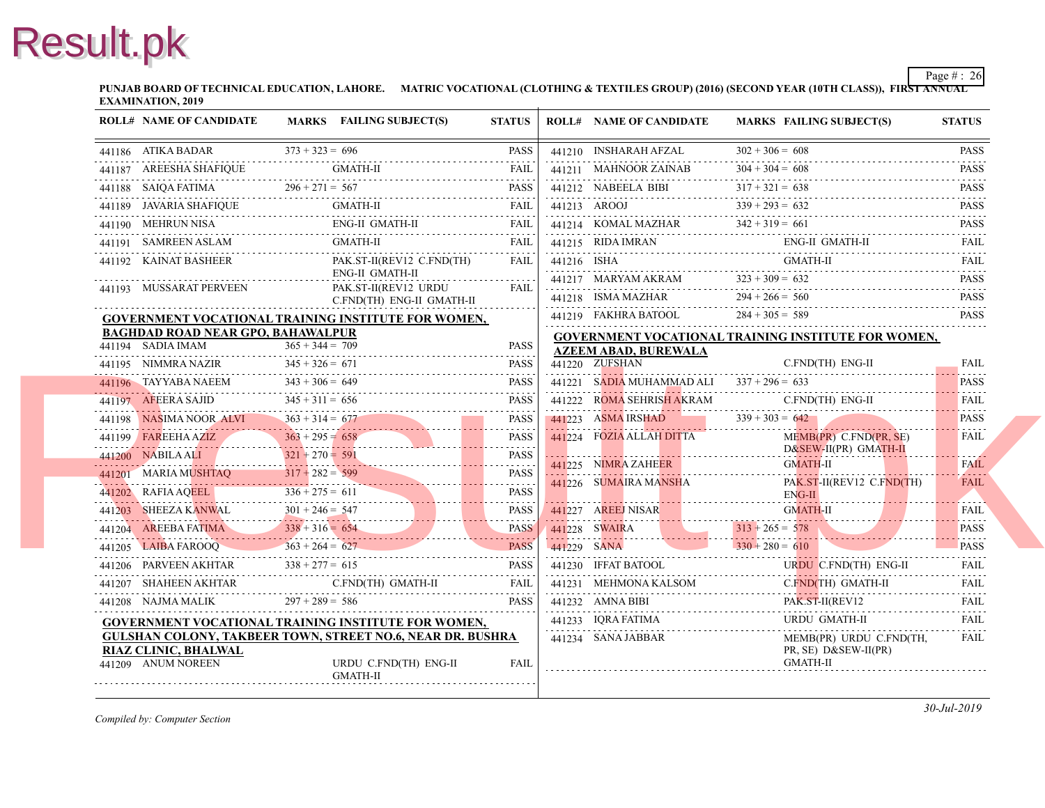PUNJAB BOARD OF TECHNICAL EDUCATION, LAHORE. MATRIC VOCATIONAL (CLOTHING & TEXTILES GROUP) (2016) (SECOND YEAR (10TH CLASS)), FIRST ANNUAL EXAMINATION, 2019

| ROLL# | NAME OF CANDIDATE | MARKS | FAILING SUBJECT(S) | STATUS |
|---|---|---|---|---|
| 441186 | ATIKA BADAR | 373 + 323 = 696 | | PASS |
| 441187 | AREESHA SHAFIQUE | | GMATH-II | FAIL |
| 441188 | SAIQA FATIMA | 296 + 271 = 567 | | PASS |
| 441189 | JAVARIA SHAFIQUE | | GMATH-II | FAIL |
| 441190 | MEHRUN NISA | | ENG-II GMATH-II | FAIL |
| 441191 | SAMREEN ASLAM | | GMATH-II | FAIL |
| 441192 | KAINAT BASHEER | | PAK.ST-II(REV12 C.FND(TH) ENG-II GMATH-II | FAIL |
| 441193 | MUSSARAT PERVEEN | | PAK.ST-II(REV12 URDU C.FND(TH) ENG-II GMATH-II | FAIL |

**GOVERNMENT VOCATIONAL TRAINING INSTITUTE FOR WOMEN, BAGHDAD ROAD NEAR GPO, BAHAWALPUR**

| ROLL# | NAME OF CANDIDATE | MARKS | FAILING SUBJECT(S) | STATUS |
|---|---|---|---|---|
| 441194 | SADIA IMAM | 365 + 344 = 709 | | PASS |
| 441195 | NIMMRA NAZIR | 345 + 326 = 671 | | PASS |
| 441196 | TAYYABA NAEEM | 343 + 306 = 649 | | PASS |
| 441197 | AFEERA SAJID | 345 + 311 = 656 | | PASS |
| 441198 | NASIMA NOOR ALVI | 363 + 314 = 677 | | PASS |
| 441199 | FAREEHA AZIZ | 363 + 295 = 658 | | PASS |
| 441200 | NABILA ALI | 321 + 270 = 591 | | PASS |
| 441201 | MARIA MUSHTAQ | 317 + 282 = 599 | | PASS |
| 441202 | RAFIA AQEEL | 336 + 275 = 611 | | PASS |
| 441203 | SHEEZA KANWAL | 301 + 246 = 547 | | PASS |
| 441204 | AREEBA FATIMA | 338 + 316 = 654 | | PASS |
| 441205 | LAIBA FAROOQ | 363 + 264 = 627 | | PASS |
| 441206 | PARVEEN AKHTAR | 338 + 277 = 615 | | PASS |
| 441207 | SHAHEEN AKHTAR | | C.FND(TH) GMATH-II | FAIL |
| 441208 | NAJMA MALIK | 297 + 289 = 586 | | PASS |

**GOVERNMENT VOCATIONAL TRAINING INSTITUTE FOR WOMEN, GULSHAN COLONY, TAKBEER TOWN, STREET NO.6, NEAR DR. BUSHRA RIAZ CLINIC, BHALWAL**

| ROLL# | NAME OF CANDIDATE | MARKS | FAILING SUBJECT(S) | STATUS |
|---|---|---|---|---|
| 441209 | ANUM NOREEN | | URDU C.FND(TH) ENG-II GMATH-II | FAIL |
| 441210 | INSHARAH AFZAL | 302 + 306 = 608 | | PASS |
| 441211 | MAHNOOR ZAINAB | 304 + 304 = 608 | | PASS |
| 441212 | NABEELA BIBI | 317 + 321 = 638 | | PASS |
| 441213 | AROOJ | 339 + 293 = 632 | | PASS |
| 441214 | KOMAL MAZHAR | 342 + 319 = 661 | | PASS |
| 441215 | RIDA IMRAN | | ENG-II GMATH-II | FAIL |
| 441216 | ISHA | | GMATH-II | FAIL |
| 441217 | MARYAM AKRAM | 323 + 309 = 632 | | PASS |
| 441218 | ISMA MAZHAR | 294 + 266 = 560 | | PASS |
| 441219 | FAKHRA BATOOL | 284 + 305 = 589 | | PASS |

**GOVERNMENT VOCATIONAL TRAINING INSTITUTE FOR WOMEN, AZEEM ABAD, BUREWALA**

| ROLL# | NAME OF CANDIDATE | MARKS | FAILING SUBJECT(S) | STATUS |
|---|---|---|---|---|
| 441220 | ZUFSHAN | | C.FND(TH) ENG-II | FAIL |
| 441221 | SADIA MUHAMMAD ALI | 337 + 296 = 633 | | PASS |
| 441222 | ROMA SEHRISH AKRAM | | C.FND(TH) ENG-II | FAIL |
| 441223 | ASMA IRSHAD | 339 + 303 = 642 | | PASS |
| 441224 | FOZIA ALLAH DITTA | | MEMB(PR) C.FND(PR, SE) D&SEW-II(PR) GMATH-II | FAIL |
| 441225 | NIMRA ZAHEER | | GMATH-II | FAIL |
| 441226 | SUMAIRA MANSHA | | PAK.ST-II(REV12 C.FND(TH) ENG-II | FAIL |
| 441227 | AREEJ NISAR | | GMATH-II | FAIL |
| 441228 | SWAIRA | 313 + 265 = 578 | | PASS |
| 441229 | SANA | 330 + 280 = 610 | | PASS |
| 441230 | IFFAT BATOOL | | URDU C.FND(TH) ENG-II | FAIL |
| 441231 | MEHMONA KALSOM | | C.FND(TH) GMATH-II | FAIL |
| 441232 | AMNA BIBI | | PAK.ST-II(REV12 | FAIL |
| 441233 | IQRA FATIMA | | URDU GMATH-II | FAIL |
| 441234 | SANA JABBAR | | MEMB(PR) URDU C.FND(TH, PR, SE) D&SEW-II(PR) GMATH-II | FAIL |

*Compiled by: Computer Section*

*30-Jul-2019*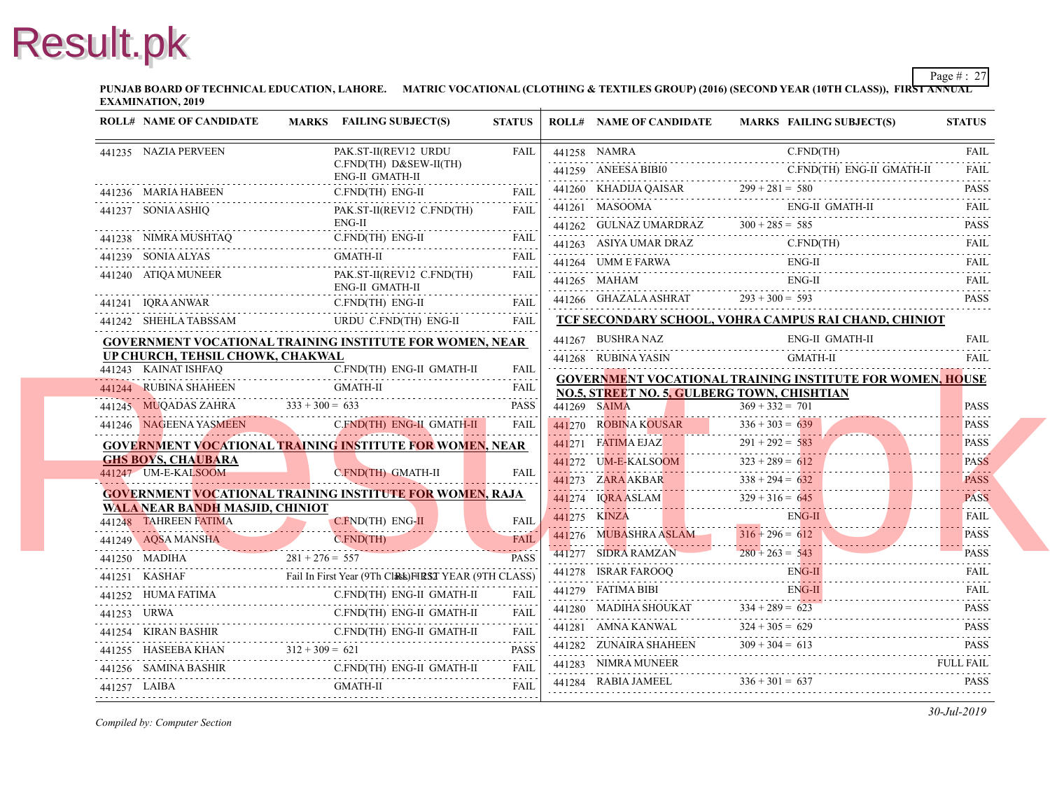**PUNJAB BOARD OF TECHNICAL EDUCATION, LAHORE. MATRIC VOCATIONAL (CLOTHING & TEXTILES GROUP) (2016) (SECOND YEAR (10TH CLASS)), FIRST ANNUAL EXAMINATION, 2019**

| ROLL# | NAME OF CANDIDATE | MARKS | FAILING SUBJECT(S) | STATUS |
|---|---|---|---|---|
| 441235 | NAZIA PERVEEN | | PAK.ST-II(REV12 URDU C.FND(TH) D&SEW-II(TH) ENG-II GMATH-II | FAIL |
| 441236 | MARIA HABEEN | | C.FND(TH) ENG-II | FAIL |
| 441237 | SONIA ASHIQ | | PAK.ST-II(REV12 C.FND(TH) ENG-II | FAIL |
| 441238 | NIMRA MUSHTAQ | | C.FND(TH) ENG-II | FAIL |
| 441239 | SONIA ALYAS | | GMATH-II | FAIL |
| 441240 | ATIQA MUNEER | | PAK.ST-II(REV12 C.FND(TH) ENG-II GMATH-II | FAIL |
| 441241 | IQRA ANWAR | | C.FND(TH) ENG-II | FAIL |
| 441242 | SHEHLA TABSSAM | | URDU C.FND(TH) ENG-II | FAIL |

**GOVERNMENT VOCATIONAL TRAINING INSTITUTE FOR WOMEN, NEAR UP CHURCH, TEHSIL CHOWK, CHAKWAL**

| ROLL# | NAME OF CANDIDATE | MARKS | FAILING SUBJECT(S) | STATUS |
|---|---|---|---|---|
| 441243 | KAINAT ISHFAQ | | C.FND(TH) ENG-II GMATH-II | FAIL |
| 441244 | RUBINA SHAHEEN | | GMATH-II | FAIL |
| 441245 | MUQADAS ZAHRA | 333 + 300 = 633 | | PASS |
| 441246 | NAGEENA YASMEEN | | C.FND(TH) ENG-II GMATH-II | FAIL |

**GOVERNMENT VOCATIONAL TRAINING INSTITUTE FOR WOMEN, NEAR GHS BOYS, CHAUBARA**

| ROLL# | NAME OF CANDIDATE | MARKS | FAILING SUBJECT(S) | STATUS |
|---|---|---|---|---|
| 441247 | UM-E-KALSOOM | | C.FND(TH) GMATH-II | FAIL |

**GOVERNMENT VOCATIONAL TRAINING INSTITUTE FOR WOMEN, RAJA WALA NEAR BANDH MASJID, CHINIOT**

| ROLL# | NAME OF CANDIDATE | MARKS | FAILING SUBJECT(S) | STATUS |
|---|---|---|---|---|
| 441248 | TAHREEN FATIMA | | C.FND(TH) ENG-II | FAIL |
| 441249 | AQSA MANSHA | | C.FND(TH) | FAIL |
| 441250 | MADIHA | 281 + 276 = 557 | | PASS |
| 441251 | KASHAF | Fail In First Year (9Th Class) | FIRST YEAR (9TH CLASS) | RLL |
| 441252 | HUMA FATIMA | | C.FND(TH) ENG-II GMATH-II | FAIL |
| 441253 | URWA | | C.FND(TH) ENG-II GMATH-II | FAIL |
| 441254 | KIRAN BASHIR | | C.FND(TH) ENG-II GMATH-II | FAIL |
| 441255 | HASEEBA KHAN | 312 + 309 = 621 | | PASS |
| 441256 | SAMINA BASHIR | | C.FND(TH) ENG-II GMATH-II | FAIL |
| 441257 | LAIBA | | GMATH-II | FAIL |
| 441258 | NAMRA | | C.FND(TH) | FAIL |
| 441259 | ANEESA BIBI0 | | C.FND(TH) ENG-II GMATH-II | FAIL |
| 441260 | KHADIJA QAISAR | 299 + 281 = 580 | | PASS |
| 441261 | MASOOMA | | ENG-II GMATH-II | FAIL |
| 441262 | GULNAZ UMARDRAZ | 300 + 285 = 585 | | PASS |
| 441263 | ASIYA UMAR DRAZ | | C.FND(TH) | FAIL |
| 441264 | UMM E FARWA | | ENG-II | FAIL |
| 441265 | MAHAM | | ENG-II | FAIL |
| 441266 | GHAZALA ASHRAT | 293 + 300 = 593 | | PASS |

**TCF SECONDARY SCHOOL, VOHRA CAMPUS RAI CHAND, CHINIOT**

| ROLL# | NAME OF CANDIDATE | MARKS | FAILING SUBJECT(S) | STATUS |
|---|---|---|---|---|
| 441267 | BUSHRA NAZ | | ENG-II GMATH-II | FAIL |
| 441268 | RUBINA YASIN | | GMATH-II | FAIL |

**GOVERNMENT VOCATIONAL TRAINING INSTITUTE FOR WOMEN, HOUSE NO.5, STREET NO. 5, GULBERG TOWN, CHISHTIAN**

| ROLL# | NAME OF CANDIDATE | MARKS | FAILING SUBJECT(S) | STATUS |
|---|---|---|---|---|
| 441269 | SAIMA | 369 + 332 = 701 | | PASS |
| 441270 | ROBINA KOUSAR | 336 + 303 = 639 | | PASS |
| 441271 | FATIMA EJAZ | 291 + 292 = 583 | | PASS |
| 441272 | UM-E-KALSOOM | 323 + 289 = 612 | | PASS |
| 441273 | ZARA AKBAR | 338 + 294 = 632 | | PASS |
| 441274 | IQRA ASLAM | 329 + 316 = 645 | | PASS |
| 441275 | KINZA | | ENG-II | FAIL |
| 441276 | MUBASHRA ASLAM | 316 + 296 = 612 | | PASS |
| 441277 | SIDRA RAMZAN | 280 + 263 = 543 | | PASS |
| 441278 | ISRAR FAROOQ | | ENG-II | FAIL |
| 441279 | FATIMA BIBI | | ENG-II | FAIL |
| 441280 | MADIHA SHOUKAT | 334 + 289 = 623 | | PASS |
| 441281 | AMNA KANWAL | 324 + 305 = 629 | | PASS |
| 441282 | ZUNAIRA SHAHEEN | 309 + 304 = 613 | | PASS |
| 441283 | NIMRA MUNEER | | | FULL FAIL |
| 441284 | RABIA JAMEEL | 336 + 301 = 637 | | PASS |

*Compiled by: Computer Section*

*30-Jul-2019*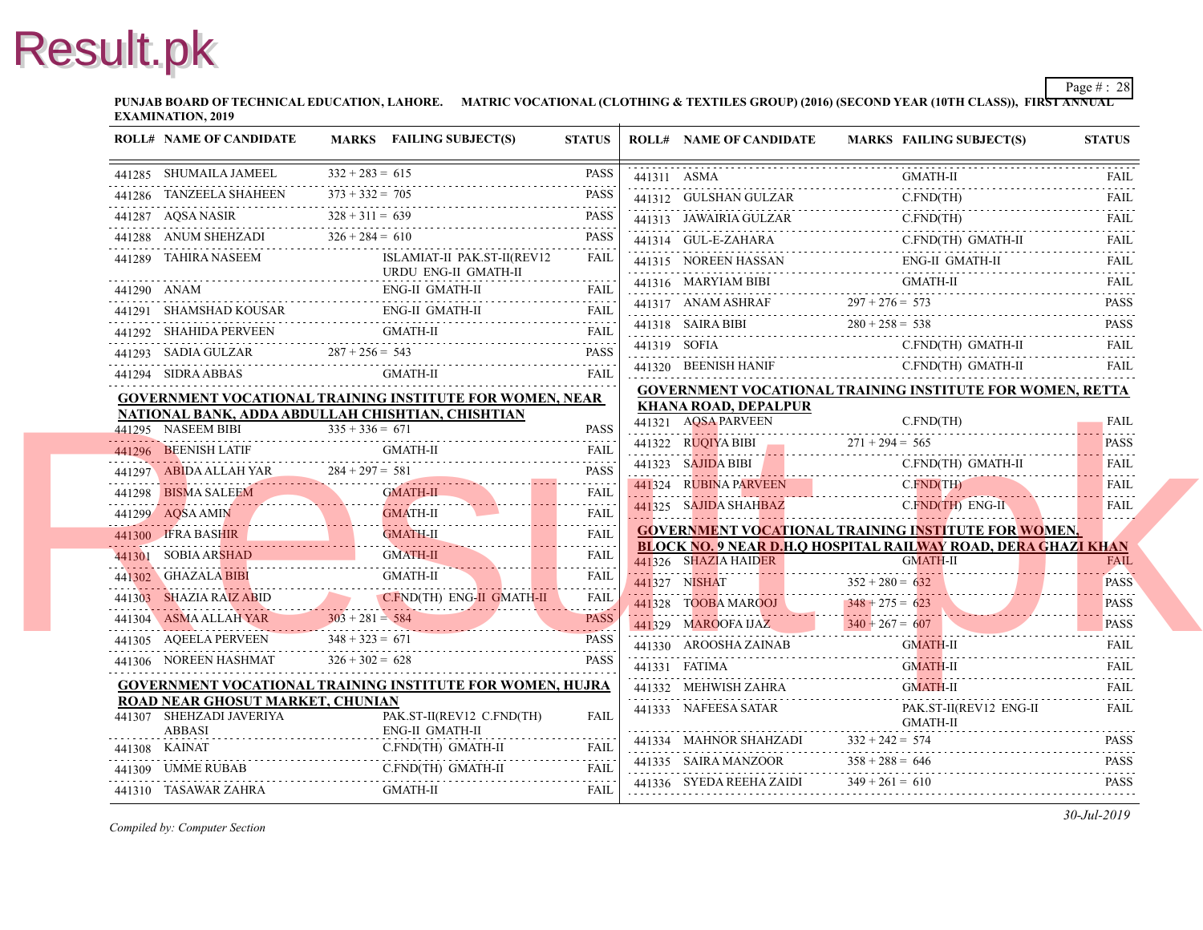PUNJAB BOARD OF TECHNICAL EDUCATION, LAHORE. MATRIC VOCATIONAL (CLOTHING & TEXTILES GROUP) (2016) (SECOND YEAR (10TH CLASS)), FIRST ANNUAL EXAMINATION, 2019

| ROLL# | NAME OF CANDIDATE | MARKS | FAILING SUBJECT(S) | STATUS |
|---|---|---|---|---|
| 441285 | SHUMAILA JAMEEL | 332 + 283 = 615 | | PASS |
| 441286 | TANZEELA SHAHEEN | 373 + 332 = 705 | | PASS |
| 441287 | AQSA NASIR | 328 + 311 = 639 | | PASS |
| 441288 | ANUM SHEHZADI | 326 + 284 = 610 | | PASS |
| 441289 | TAHIRA NASEEM | | ISLAMIAT-II PAK.ST-II(REV12 URDU ENG-II GMATH-II | FAIL |
| 441290 | ANAM | | ENG-II GMATH-II | FAIL |
| 441291 | SHAMSHAD KOUSAR | | ENG-II GMATH-II | FAIL |
| 441292 | SHAHIDA PERVEEN | | GMATH-II | FAIL |
| 441293 | SADIA GULZAR | 287 + 256 = 543 | | PASS |
| 441294 | SIDRA ABBAS | | GMATH-II | FAIL |

**GOVERNMENT VOCATIONAL TRAINING INSTITUTE FOR WOMEN, NEAR NATIONAL BANK, ADDA ABDULLAH CHISHTIAN, CHISHTIAN**

| ROLL# | NAME OF CANDIDATE | MARKS | FAILING SUBJECT(S) | STATUS |
|---|---|---|---|---|
| 441295 | NASEEM BIBI | 335 + 336 = 671 | | PASS |
| 441296 | BEENISH LATIF | | GMATH-II | FAIL |
| 441297 | ABIDA ALLAH YAR | 284 + 297 = 581 | | PASS |
| 441298 | BISMA SALEEM | | GMATH-II | FAIL |
| 441299 | AQSA AMIN | | GMATH-II | FAIL |
| 441300 | IFRA BASHIR | | GMATH-II | FAIL |
| 441301 | SOBIA ARSHAD | | GMATH-II | FAIL |
| 441302 | GHAZALA BIBI | | GMATH-II | FAIL |
| 441303 | SHAZIA RAIZ ABID | | C.FND(TH) ENG-II GMATH-II | FAIL |
| 441304 | ASMA ALLAH YAR | 303 + 281 = 584 | | PASS |
| 441305 | AQEELA PERVEEN | 348 + 323 = 671 | | PASS |
| 441306 | NOREEN HASHMAT | 326 + 302 = 628 | | PASS |

**GOVERNMENT VOCATIONAL TRAINING INSTITUTE FOR WOMEN, HUJRA ROAD NEAR GHOSUT MARKET, CHUNIAN**

| ROLL# | NAME OF CANDIDATE | MARKS | FAILING SUBJECT(S) | STATUS |
|---|---|---|---|---|
| 441307 | SHEHZADI JAVERIYA ABBASI | | PAK.ST-II(REV12 C.FND(TH) ENG-II GMATH-II | FAIL |
| 441308 | KAINAT | | C.FND(TH) GMATH-II | FAIL |
| 441309 | UMME RUBAB | | C.FND(TH) GMATH-II | FAIL |
| 441310 | TASAWAR ZAHRA | | GMATH-II | FAIL |
| 441311 | ASMA | | GMATH-II | FAIL |
| 441312 | GULSHAN GULZAR | | C.FND(TH) | FAIL |
| 441313 | JAWAIRIA GULZAR | | C.FND(TH) | FAIL |
| 441314 | GUL-E-ZAHARA | | C.FND(TH) GMATH-II | FAIL |
| 441315 | NOREEN HASSAN | | ENG-II GMATH-II | FAIL |
| 441316 | MARYIAM BIBI | | GMATH-II | FAIL |
| 441317 | ANAM ASHRAF | 297 + 276 = 573 | | PASS |
| 441318 | SAIRA BIBI | 280 + 258 = 538 | | PASS |
| 441319 | SOFIA | | C.FND(TH) GMATH-II | FAIL |
| 441320 | BEENISH HANIF | | C.FND(TH) GMATH-II | FAIL |

**GOVERNMENT VOCATIONAL TRAINING INSTITUTE FOR WOMEN, RETTA KHANA ROAD, DEPALPUR**

| ROLL# | NAME OF CANDIDATE | MARKS | FAILING SUBJECT(S) | STATUS |
|---|---|---|---|---|
| 441321 | AQSA PARVEEN | | C.FND(TH) | FAIL |
| 441322 | RUQIYA BIBI | 271 + 294 = 565 | | PASS |
| 441323 | SAJIDA BIBI | | C.FND(TH) GMATH-II | FAIL |
| 441324 | RUBINA PARVEEN | | C.FND(TH) | FAIL |
| 441325 | SAJIDA SHAHBAZ | | C.FND(TH) ENG-II | FAIL |

**GOVERNMENT VOCATIONAL TRAINING INSTITUTE FOR WOMEN, BLOCK NO. 9 NEAR D.H.Q HOSPITAL RAILWAY ROAD, DERA GHAZI KHAN**

| ROLL# | NAME OF CANDIDATE | MARKS | FAILING SUBJECT(S) | STATUS |
|---|---|---|---|---|
| 441326 | SHAZIA HAIDER | | GMATH-II | FAIL |
| 441327 | NISHAT | 352 + 280 = 632 | | PASS |
| 441328 | TOOBA MAROOJ | 348 + 275 = 623 | | PASS |
| 441329 | MAROOFA IJAZ | 340 + 267 = 607 | | PASS |
| 441330 | AROOSHA ZAINAB | | GMATH-II | FAIL |
| 441331 | FATIMA | | GMATH-II | FAIL |
| 441332 | MEHWISH ZAHRA | | GMATH-II | FAIL |
| 441333 | NAFEESA SATAR | | PAK.ST-II(REV12 ENG-II GMATH-II | FAIL |
| 441334 | MAHNOR SHAHZADI | 332 + 242 = 574 | | PASS |
| 441335 | SAIRA MANZOOR | 358 + 288 = 646 | | PASS |
| 441336 | SYEDA REEHA ZAIDI | 349 + 261 = 610 | | PASS |

*Compiled by: Computer Section*

*30-Jul-2019*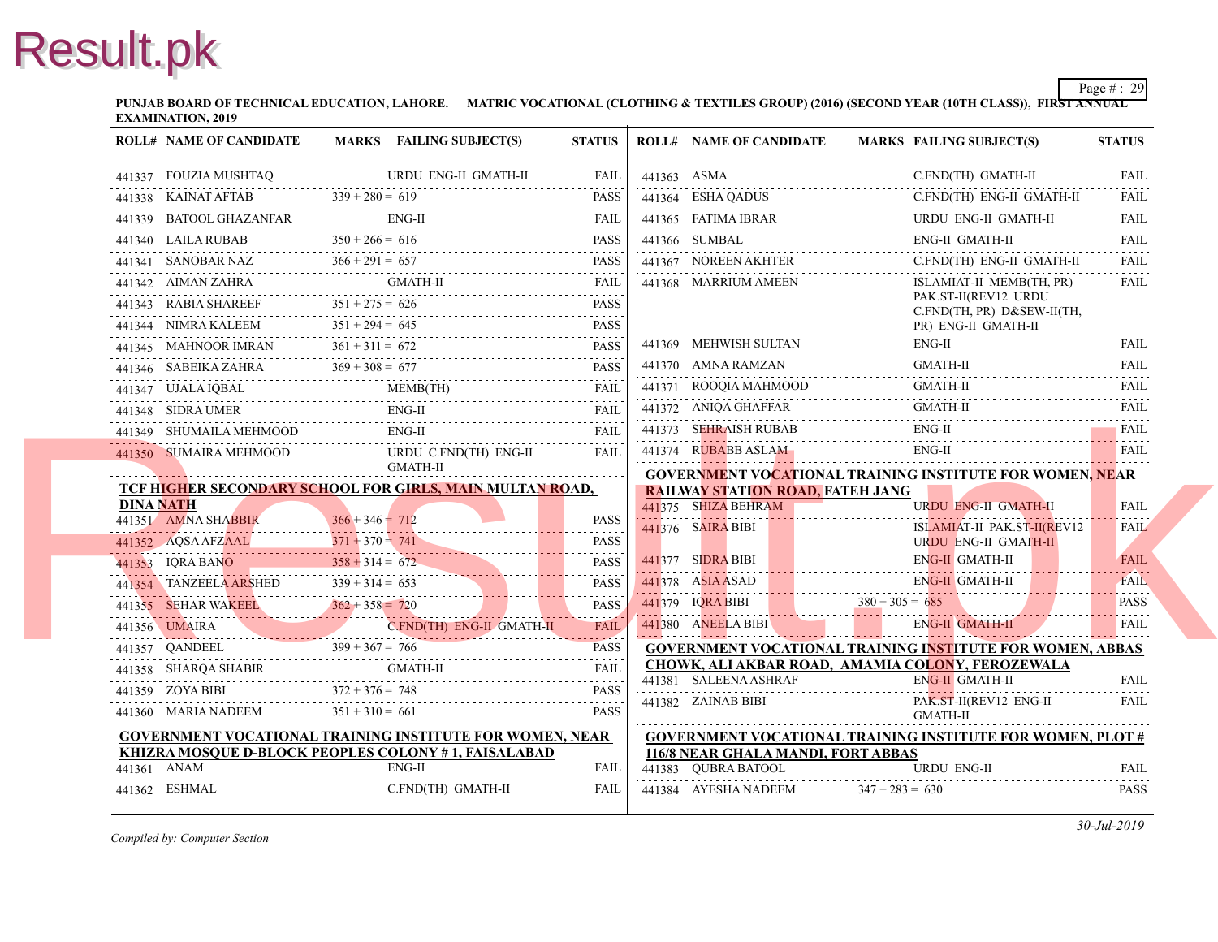PUNJAB BOARD OF TECHNICAL EDUCATION, LAHORE. MATRIC VOCATIONAL (CLOTHING & TEXTILES GROUP) (2016) (SECOND YEAR (10TH CLASS)), FIRST ANNUAL EXAMINATION, 2019

| ROLL# | NAME OF CANDIDATE | MARKS | FAILING SUBJECT(S) | STATUS |
|---|---|---|---|---|
| 441337 | FOUZIA MUSHTAQ | | URDU ENG-II GMATH-II | FAIL |
| 441338 | KAINAT AFTAB | 339 + 280 = 619 | | PASS |
| 441339 | BATOOL GHAZANFAR | | ENG-II | FAIL |
| 441340 | LAILA RUBAB | 350 + 266 = 616 | | PASS |
| 441341 | SANOBAR NAZ | 366 + 291 = 657 | | PASS |
| 441342 | AIMAN ZAHRA | | GMATH-II | FAIL |
| 441343 | RABIA SHAREEF | 351 + 275 = 626 | | PASS |
| 441344 | NIMRA KALEEM | 351 + 294 = 645 | | PASS |
| 441345 | MAHNOOR IMRAN | 361 + 311 = 672 | | PASS |
| 441346 | SABEIKA ZAHRA | 369 + 308 = 677 | | PASS |
| 441347 | UJALA IQBAL | | MEMB(TH) | FAIL |
| 441348 | SIDRA UMER | | ENG-II | FAIL |
| 441349 | SHUMAILA MEHMOOD | | ENG-II | FAIL |
| 441350 | SUMAIRA MEHMOOD | | URDU C.FND(TH) ENG-II GMATH-II | FAIL |

**TCF HIGHER SECONDARY SCHOOL FOR GIRLS, MAIN MULTAN ROAD, DINA NATH**

| ROLL# | NAME OF CANDIDATE | MARKS | FAILING SUBJECT(S) | STATUS |
|---|---|---|---|---|
| 441351 | AMNA SHABBIR | 366 + 346 = 712 | | PASS |
| 441352 | AQSA AFZAAL | 371 + 370 = 741 | | PASS |
| 441353 | IQRA BANO | 358 + 314 = 672 | | PASS |
| 441354 | TANZEELA ARSHED | 339 + 314 = 653 | | PASS |
| 441355 | SEHAR WAKEEL | 362 + 358 = 720 | | PASS |
| 441356 | UMAIRA | | C.FND(TH) ENG-II GMATH-II | FAIL |
| 441357 | QANDEEL | 399 + 367 = 766 | | PASS |
| 441358 | SHARQA SHABIR | | GMATH-II | FAIL |
| 441359 | ZOYA BIBI | 372 + 376 = 748 | | PASS |
| 441360 | MARIA NADEEM | 351 + 310 = 661 | | PASS |

**GOVERNMENT VOCATIONAL TRAINING INSTITUTE FOR WOMEN, NEAR KHIZRA MOSQUE D-BLOCK PEOPLES COLONY # 1, FAISALABAD**

| ROLL# | NAME OF CANDIDATE | MARKS | FAILING SUBJECT(S) | STATUS |
|---|---|---|---|---|
| 441361 | ANAM | | ENG-II | FAIL |
| 441362 | ESHMAL | | C.FND(TH) GMATH-II | FAIL |
| 441363 | ASMA | | C.FND(TH) GMATH-II | FAIL |
| 441364 | ESHA QADUS | | C.FND(TH) ENG-II GMATH-II | FAIL |
| 441365 | FATIMA IBRAR | | URDU ENG-II GMATH-II | FAIL |
| 441366 | SUMBAL | | ENG-II GMATH-II | FAIL |
| 441367 | NOREEN AKHTER | | C.FND(TH) ENG-II GMATH-II | FAIL |
| 441368 | MARRIUM AMEEN | | ISLAMIAT-II MEMB(TH, PR) PAK.ST-II(REV12 URDU C.FND(TH, PR) D&SEW-II(TH, PR) ENG-II GMATH-II | FAIL |
| 441369 | MEHWISH SULTAN | | ENG-II | FAIL |
| 441370 | AMNA RAMZAN | | GMATH-II | FAIL |
| 441371 | ROOQIA MAHMOOD | | GMATH-II | FAIL |
| 441372 | ANIQA GHAFFAR | | GMATH-II | FAIL |
| 441373 | SEHRAISH RUBAB | | ENG-II | FAIL |
| 441374 | RUBABB ASLAM | | ENG-II | FAIL |

**GOVERNMENT VOCATIONAL TRAINING INSTITUTE FOR WOMEN, NEAR RAILWAY STATION ROAD, FATEH JANG**

| ROLL# | NAME OF CANDIDATE | MARKS | FAILING SUBJECT(S) | STATUS |
|---|---|---|---|---|
| 441375 | SHIZA BEHRAM | | URDU ENG-II GMATH-II | FAIL |
| 441376 | SAIRA BIBI | | ISLAMIAT-II PAK.ST-II(REV12 URDU ENG-II GMATH-II | FAIL |
| 441377 | SIDRA BIBI | | ENG-II GMATH-II | FAIL |
| 441378 | ASIA ASAD | | ENG-II GMATH-II | FAIL |
| 441379 | IQRA BIBI | 380 + 305 = 685 | | PASS |
| 441380 | ANEELA BIBI | | ENG-II GMATH-II | FAIL |

**GOVERNMENT VOCATIONAL TRAINING INSTITUTE FOR WOMEN, ABBAS CHOWK, ALI AKBAR ROAD, AMAMIA COLONY, FEROZEWALA**

| ROLL# | NAME OF CANDIDATE | MARKS | FAILING SUBJECT(S) | STATUS |
|---|---|---|---|---|
| 441381 | SALEENA ASHRAF | | ENG-II GMATH-II | FAIL |
| 441382 | ZAINAB BIBI | | PAK.ST-II(REV12 ENG-II GMATH-II | FAIL |

**GOVERNMENT VOCATIONAL TRAINING INSTITUTE FOR WOMEN, PLOT # 116/8 NEAR GHALA MANDI, FORT ABBAS**

| ROLL# | NAME OF CANDIDATE | MARKS | FAILING SUBJECT(S) | STATUS |
|---|---|---|---|---|
| 441383 | QUBRA BATOOL | | URDU ENG-II | FAIL |
| 441384 | AYESHA NADEEM | 347 + 283 = 630 | | PASS |

*Compiled by: Computer Section*

*30-Jul-2019*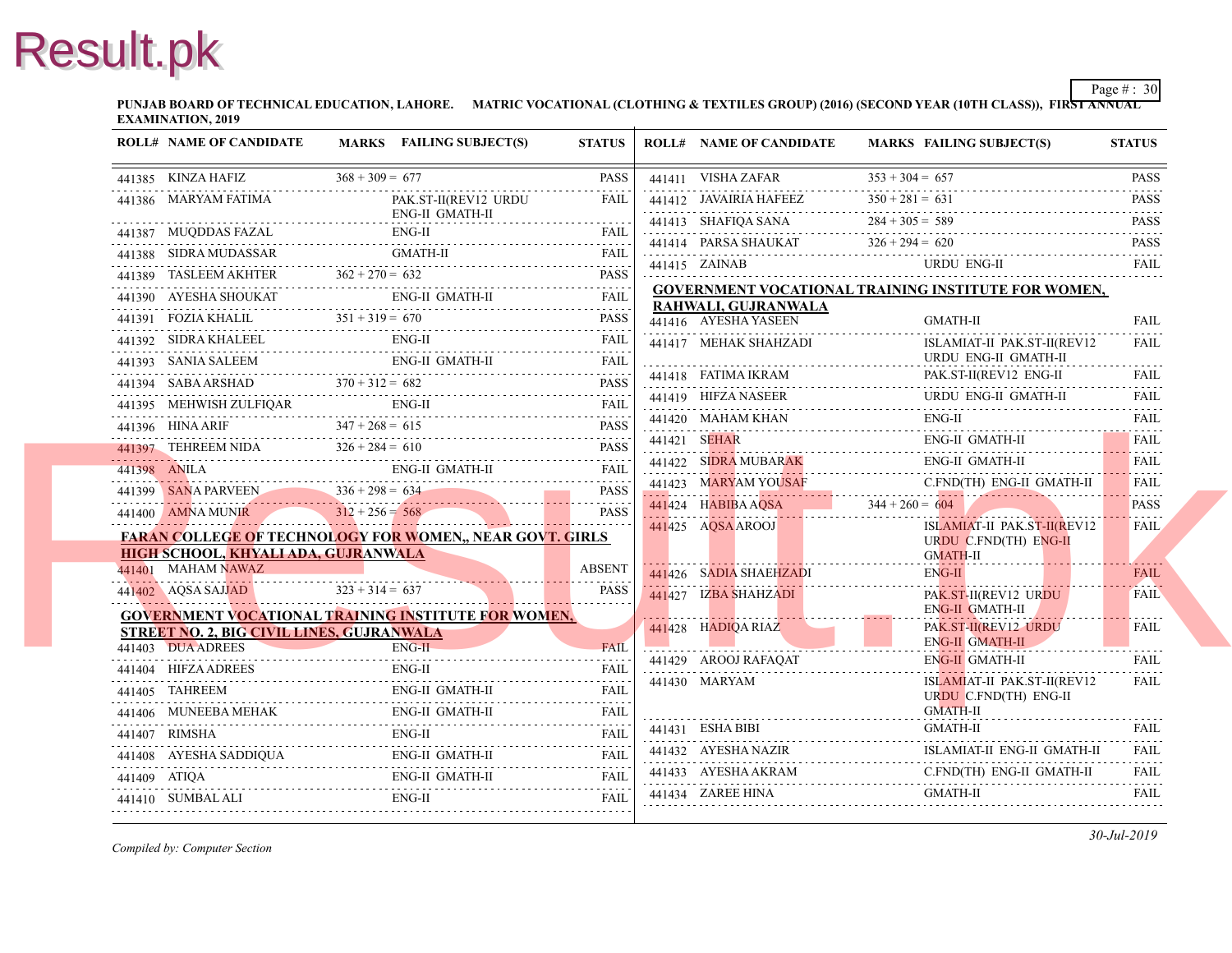**PUNJAB BOARD OF TECHNICAL EDUCATION, LAHORE. MATRIC VOCATIONAL (CLOTHING & TEXTILES GROUP) (2016) (SECOND YEAR (10TH CLASS)), FIRST ANNUAL EXAMINATION, 2019**

| ROLL# | NAME OF CANDIDATE | MARKS | FAILING SUBJECT(S) | STATUS |
|---|---|---|---|---|
| 441385 | KINZA HAFIZ | 368 + 309 = 677 | | PASS |
| 441386 | MARYAM FATIMA | | PAK.ST-II(REV12 URDU ENG-II GMATH-II | FAIL |
| 441387 | MUQDDAS FAZAL | | ENG-II | FAIL |
| 441388 | SIDRA MUDASSAR | | GMATH-II | FAIL |
| 441389 | TASLEEM AKHTER | 362 + 270 = 632 | | PASS |
| 441390 | AYESHA SHOUKAT | | ENG-II GMATH-II | FAIL |
| 441391 | FOZIA KHALIL | 351 + 319 = 670 | | PASS |
| 441392 | SIDRA KHALEEL | | ENG-II | FAIL |
| 441393 | SANIA SALEEM | | ENG-II GMATH-II | FAIL |
| 441394 | SABA ARSHAD | 370 + 312 = 682 | | PASS |
| 441395 | MEHWISH ZULFIQAR | | ENG-II | FAIL |
| 441396 | HINA ARIF | 347 + 268 = 615 | | PASS |
| 441397 | TEHREEM NIDA | 326 + 284 = 610 | | PASS |
| 441398 | ANILA | | ENG-II GMATH-II | FAIL |
| 441399 | SANA PARVEEN | 336 + 298 = 634 | | PASS |
| 441400 | AMNA MUNIR | 312 + 256 = 568 | | PASS |

**FARAN COLLEGE OF TECHNOLOGY FOR WOMEN,, NEAR GOVT. GIRLS HIGH SCHOOL, KHYALI ADA, GUJRANWALA**

| ROLL# | NAME OF CANDIDATE | MARKS | FAILING SUBJECT(S) | STATUS |
|---|---|---|---|---|
| 441401 | MAHAM NAWAZ | | | ABSENT |
| 441402 | AQSA SAJJAD | 323 + 314 = 637 | | PASS |

**GOVERNMENT VOCATIONAL TRAINING INSTITUTE FOR WOMEN, STREET NO. 2, BIG CIVIL LINES, GUJRANWALA**

| ROLL# | NAME OF CANDIDATE | MARKS | FAILING SUBJECT(S) | STATUS |
|---|---|---|---|---|
| 441403 | DUA ADREES | | ENG-II | FAIL |
| 441404 | HIFZA ADREES | | ENG-II | FAIL |
| 441405 | TAHREEM | | ENG-II GMATH-II | FAIL |
| 441406 | MUNEEBA MEHAK | | ENG-II GMATH-II | FAIL |
| 441407 | RIMSHA | | ENG-II | FAIL |
| 441408 | AYESHA SADDIQUA | | ENG-II GMATH-II | FAIL |
| 441409 | ATIQA | | ENG-II GMATH-II | FAIL |
| 441410 | SUMBAL ALI | | ENG-II | FAIL |
| 441411 | VISHA ZAFAR | 353 + 304 = 657 | | PASS |
| 441412 | JAVAIRIA HAFEEZ | 350 + 281 = 631 | | PASS |
| 441413 | SHAFIQA SANA | 284 + 305 = 589 | | PASS |
| 441414 | PARSA SHAUKAT | 326 + 294 = 620 | | PASS |
| 441415 | ZAINAB | | URDU ENG-II | FAIL |

**GOVERNMENT VOCATIONAL TRAINING INSTITUTE FOR WOMEN, RAHWALI, GUJRANWALA**

| ROLL# | NAME OF CANDIDATE | MARKS | FAILING SUBJECT(S) | STATUS |
|---|---|---|---|---|
| 441416 | AYESHA YASEEN | | GMATH-II | FAIL |
| 441417 | MEHAK SHAHZADI | | ISLAMIAT-II PAK.ST-II(REV12 URDU ENG-II GMATH-II | FAIL |
| 441418 | FATIMA IKRAM | | PAK.ST-II(REV12 ENG-II | FAIL |
| 441419 | HIFZA NASEER | | URDU ENG-II GMATH-II | FAIL |
| 441420 | MAHAM KHAN | | ENG-II | FAIL |
| 441421 | SEHAR | | ENG-II GMATH-II | FAIL |
| 441422 | SIDRA MUBARAK | | ENG-II GMATH-II | FAIL |
| 441423 | MARYAM YOUSAF | | C.FND(TH) ENG-II GMATH-II | FAIL |
| 441424 | HABIBA AQSA | 344 + 260 = 604 | | PASS |
| 441425 | AQSA AROOJ | | ISLAMIAT-II PAK.ST-II(REV12 URDU C.FND(TH) ENG-II GMATH-II | FAIL |
| 441426 | SADIA SHAEHZADI | | ENG-II | FAIL |
| 441427 | IZBA SHAHZADI | | PAK.ST-II(REV12 URDU ENG-II GMATH-II | FAIL |
| 441428 | HADIQA RIAZ | | PAK.ST-II(REV12 URDU ENG-II GMATH-II | FAIL |
| 441429 | AROOJ RAFAQAT | | ENG-II GMATH-II | FAIL |
| 441430 | MARYAM | | ISLAMIAT-II PAK.ST-II(REV12 URDU C.FND(TH) ENG-II GMATH-II | FAIL |
| 441431 | ESHA BIBI | | GMATH-II | FAIL |
| 441432 | AYESHA NAZIR | | ISLAMIAT-II ENG-II GMATH-II | FAIL |
| 441433 | AYESHA AKRAM | | C.FND(TH) ENG-II GMATH-II | FAIL |
| 441434 | ZAREE HINA | | GMATH-II | FAIL |

*Compiled by: Computer Section*

*30-Jul-2019*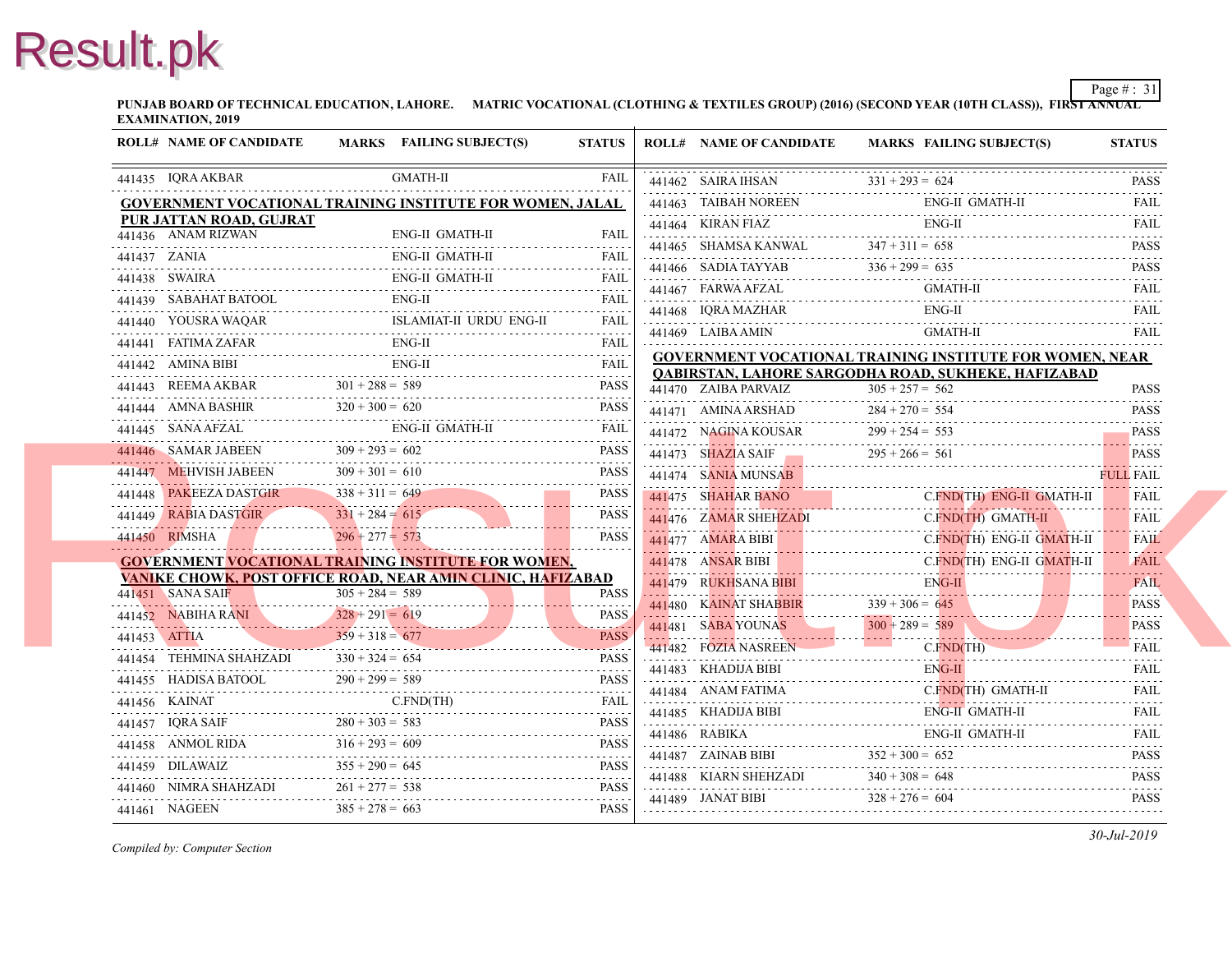**PUNJAB BOARD OF TECHNICAL EDUCATION, LAHORE. MATRIC VOCATIONAL (CLOTHING & TEXTILES GROUP) (2016) (SECOND YEAR (10TH CLASS)), FIRST ANNUAL EXAMINATION, 2019**

| ROLL# | NAME OF CANDIDATE | MARKS | FAILING SUBJECT(S) | STATUS |
|---|---|---|---|---|
| 441435 | IQRA AKBAR | | GMATH-II | FAIL |

**GOVERNMENT VOCATIONAL TRAINING INSTITUTE FOR WOMEN, JALAL PUR JATTAN ROAD, GUJRAT**

| ROLL# | NAME OF CANDIDATE | MARKS | FAILING SUBJECT(S) | STATUS |
|---|---|---|---|---|
| 441436 | ANAM RIZWAN | | ENG-II GMATH-II | FAIL |
| 441437 | ZANIA | | ENG-II GMATH-II | FAIL |
| 441438 | SWAIRA | | ENG-II GMATH-II | FAIL |
| 441439 | SABAHAT BATOOL | | ENG-II | FAIL |
| 441440 | YOUSRA WAQAR | | ISLAMIAT-II URDU ENG-II | FAIL |
| 441441 | FATIMA ZAFAR | | ENG-II | FAIL |
| 441442 | AMINA BIBI | | ENG-II | FAIL |
| 441443 | REEMA AKBAR | 301 + 288 = 589 | | PASS |
| 441444 | AMNA BASHIR | 320 + 300 = 620 | | PASS |
| 441445 | SANA AFZAL | | ENG-II GMATH-II | FAIL |
| 441446 | SAMAR JABEEN | 309 + 293 = 602 | | PASS |
| 441447 | MEHVISH JABEEN | 309 + 301 = 610 | | PASS |
| 441448 | PAKEEZA DASTGIR | 338 + 311 = 649 | | PASS |
| 441449 | RABIA DASTGIR | 331 + 284 = 615 | | PASS |
| 441450 | RIMSHA | 296 + 277 = 573 | | PASS |

**GOVERNMENT VOCATIONAL TRAINING INSTITUTE FOR WOMEN, VANIKE CHOWK, POST OFFICE ROAD, NEAR AMIN CLINIC, HAFIZABAD**

| ROLL# | NAME OF CANDIDATE | MARKS | FAILING SUBJECT(S) | STATUS |
|---|---|---|---|---|
| 441451 | SANA SAIF | 305 + 284 = 589 | | PASS |
| 441452 | NABIHA RANI | 328 + 291 = 619 | | PASS |
| 441453 | ATTIA | 359 + 318 = 677 | | PASS |
| 441454 | TEHMINA SHAHZADI | 330 + 324 = 654 | | PASS |
| 441455 | HADISA BATOOL | 290 + 299 = 589 | | PASS |
| 441456 | KAINAT | | C.FND(TH) | FAIL |
| 441457 | IQRA SAIF | 280 + 303 = 583 | | PASS |
| 441458 | ANMOL RIDA | 316 + 293 = 609 | | PASS |
| 441459 | DILAWAIZ | 355 + 290 = 645 | | PASS |
| 441460 | NIMRA SHAHZADI | 261 + 277 = 538 | | PASS |
| 441461 | NAGEEN | 385 + 278 = 663 | | PASS |
| 441462 | SAIRA IHSAN | 331 + 293 = 624 | | PASS |
| 441463 | TAIBAH NOREEN | | ENG-II GMATH-II | FAIL |
| 441464 | KIRAN FIAZ | | ENG-II | FAIL |
| 441465 | SHAMSA KANWAL | 347 + 311 = 658 | | PASS |
| 441466 | SADIA TAYYAB | 336 + 299 = 635 | | PASS |
| 441467 | FARWA AFZAL | | GMATH-II | FAIL |
| 441468 | IQRA MAZHAR | | ENG-II | FAIL |
| 441469 | LAIBA AMIN | | GMATH-II | FAIL |

**GOVERNMENT VOCATIONAL TRAINING INSTITUTE FOR WOMEN, NEAR QABIRSTAN, LAHORE SARGODHA ROAD, SUKHEKE, HAFIZABAD**

| ROLL# | NAME OF CANDIDATE | MARKS | FAILING SUBJECT(S) | STATUS |
|---|---|---|---|---|
| 441470 | ZAIBA PARVAIZ | 305 + 257 = 562 | | PASS |
| 441471 | AMINA ARSHAD | 284 + 270 = 554 | | PASS |
| 441472 | NAGINA KOUSAR | 299 + 254 = 553 | | PASS |
| 441473 | SHAZIA SAIF | 295 + 266 = 561 | | PASS |
| 441474 | SANIA MUNSAB | | | FULL FAIL |
| 441475 | SHAHAR BANO | | C.FND(TH) ENG-II GMATH-II | FAIL |
| 441476 | ZAMAR SHEHZADI | | C.FND(TH) GMATH-II | FAIL |
| 441477 | AMARA BIBI | | C.FND(TH) ENG-II GMATH-II | FAIL |
| 441478 | ANSAR BIBI | | C.FND(TH) ENG-II GMATH-II | FAIL |
| 441479 | RUKHSANA BIBI | | ENG-II | FAIL |
| 441480 | KAINAT SHABBIR | 339 + 306 = 645 | | PASS |
| 441481 | SABA YOUNAS | 300 + 289 = 589 | | PASS |
| 441482 | FOZIA NASREEN | | C.FND(TH) | FAIL |
| 441483 | KHADIJA BIBI | | ENG-II | FAIL |
| 441484 | ANAM FATIMA | | C.FND(TH) GMATH-II | FAIL |
| 441485 | KHADIJA BIBI | | ENG-II GMATH-II | FAIL |
| 441486 | RABIKA | | ENG-II GMATH-II | FAIL |
| 441487 | ZAINAB BIBI | 352 + 300 = 652 | | PASS |
| 441488 | KIARN SHEHZADI | 340 + 308 = 648 | | PASS |
| 441489 | JANAT BIBI | 328 + 276 = 604 | | PASS |

*Compiled by: Computer Section*

*30-Jul-2019*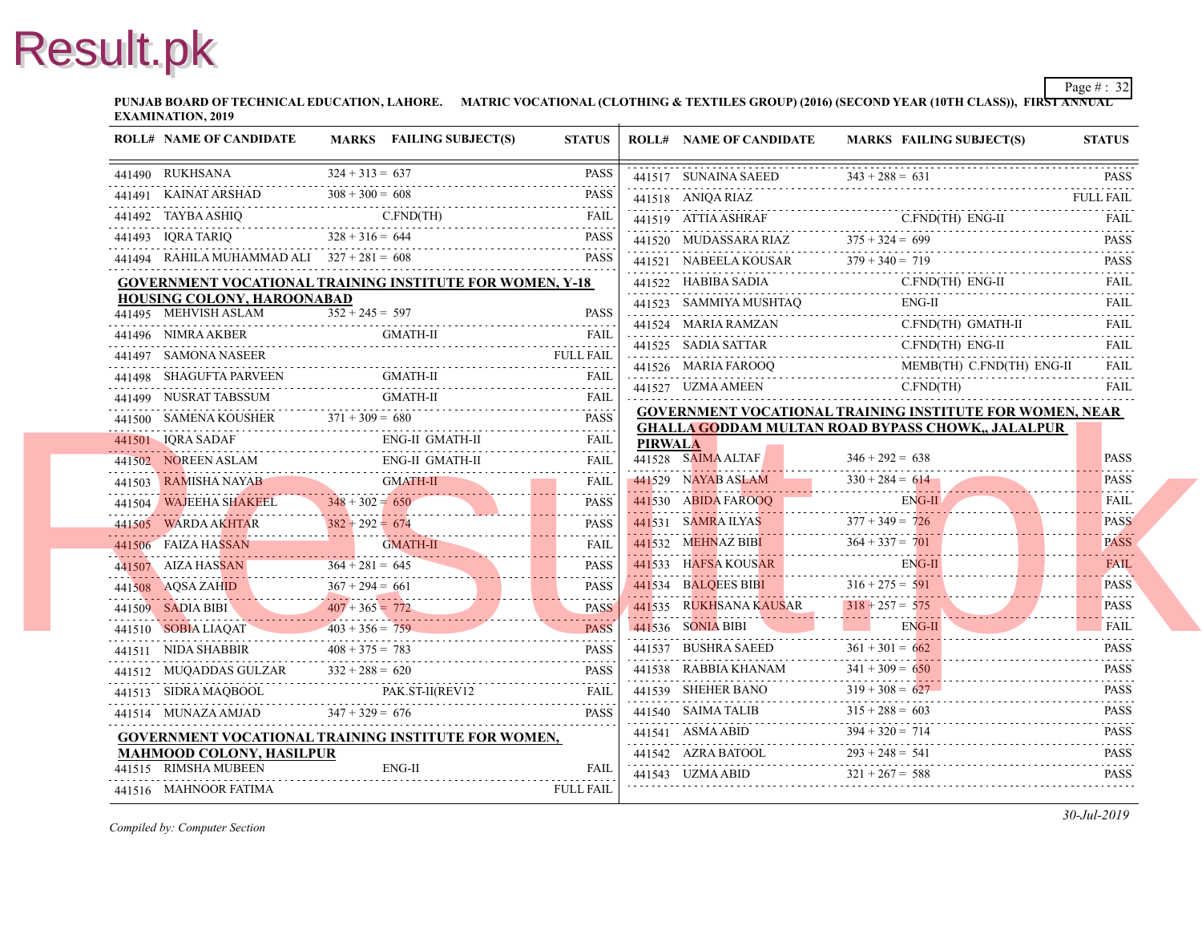**PUNJAB BOARD OF TECHNICAL EDUCATION, LAHORE. MATRIC VOCATIONAL (CLOTHING & TEXTILES GROUP) (2016) (SECOND YEAR (10TH CLASS)), FIRST ANNUAL EXAMINATION, 2019**

| ROLL# | NAME OF CANDIDATE | MARKS | FAILING SUBJECT(S) | STATUS |
|---|---|---|---|---|
| 441490 | RUKHSANA | 324 + 313 = 637 | | PASS |
| 441491 | KAINAT ARSHAD | 308 + 300 = 608 | | PASS |
| 441492 | TAYBA ASHIQ | | C.FND(TH) | FAIL |
| 441493 | IQRA TARIQ | 328 + 316 = 644 | | PASS |
| 441494 | RAHILA MUHAMMAD ALI | 327 + 281 = 608 | | PASS |

**GOVERNMENT VOCATIONAL TRAINING INSTITUTE FOR WOMEN, Y-18 HOUSING COLONY, HAROONABAD**

| ROLL# | NAME OF CANDIDATE | MARKS | FAILING SUBJECT(S) | STATUS |
|---|---|---|---|---|
| 441495 | MEHVISH ASLAM | 352 + 245 = 597 | | PASS |
| 441496 | NIMRA AKBER | | GMATH-II | FAIL |
| 441497 | SAMONA NASEER | | | FULL FAIL |
| 441498 | SHAGUFTA PARVEEN | | GMATH-II | FAIL |
| 441499 | NUSRAT TABSSUM | | GMATH-II | FAIL |
| 441500 | SAMENA KOUSHER | 371 + 309 = 680 | | PASS |
| 441501 | IQRA SADAF | | ENG-II GMATH-II | FAIL |
| 441502 | NOREEN ASLAM | | ENG-II GMATH-II | FAIL |
| 441503 | RAMISHA NAYAB | | GMATH-II | FAIL |
| 441504 | WAJEEHA SHAKEEL | 348 + 302 = 650 | | PASS |
| 441505 | WARDA AKHTAR | 382 + 292 = 674 | | PASS |
| 441506 | FAIZA HASSAN | | GMATH-II | FAIL |
| 441507 | AIZA HASSAN | 364 + 281 = 645 | | PASS |
| 441508 | AQSA ZAHID | 367 + 294 = 661 | | PASS |
| 441509 | SADIA BIBI | 407 + 365 = 772 | | PASS |
| 441510 | SOBIA LIAQAT | 403 + 356 = 759 | | PASS |
| 441511 | NIDA SHABBIR | 408 + 375 = 783 | | PASS |
| 441512 | MUQADDAS GULZAR | 332 + 288 = 620 | | PASS |
| 441513 | SIDRA MAQBOOL | | PAK.ST-II(REV12 | FAIL |
| 441514 | MUNAZA AMJAD | 347 + 329 = 676 | | PASS |

**GOVERNMENT VOCATIONAL TRAINING INSTITUTE FOR WOMEN, MAHMOOD COLONY, HASILPUR**

| ROLL# | NAME OF CANDIDATE | MARKS | FAILING SUBJECT(S) | STATUS |
|---|---|---|---|---|
| 441515 | RIMSHA MUBEEN | | ENG-II | FAIL |
| 441516 | MAHNOOR FATIMA | | | FULL FAIL |
| 441517 | SUNAINA SAEED | 343 + 288 = 631 | | PASS |
| 441518 | ANIQA RIAZ | | | FULL FAIL |
| 441519 | ATTIA ASHRAF | | C.FND(TH) ENG-II | FAIL |
| 441520 | MUDASSARA RIAZ | 375 + 324 = 699 | | PASS |
| 441521 | NABEELA KOUSAR | 379 + 340 = 719 | | PASS |
| 441522 | HABIBA SADIA | | C.FND(TH) ENG-II | FAIL |
| 441523 | SAMMIYA MUSHTAQ | | ENG-II | FAIL |
| 441524 | MARIA RAMZAN | | C.FND(TH) GMATH-II | FAIL |
| 441525 | SADIA SATTAR | | C.FND(TH) ENG-II | FAIL |
| 441526 | MARIA FAROOQ | | MEMB(TH) C.FND(TH) ENG-II | FAIL |
| 441527 | UZMA AMEEN | | C.FND(TH) | FAIL |

**GOVERNMENT VOCATIONAL TRAINING INSTITUTE FOR WOMEN, NEAR GHALLA GODDAM MULTAN ROAD BYPASS CHOWK,, JALALPUR PIRWALA**

| ROLL# | NAME OF CANDIDATE | MARKS | FAILING SUBJECT(S) | STATUS |
|---|---|---|---|---|
| 441528 | SAIMA ALTAF | 346 + 292 = 638 | | PASS |
| 441529 | NAYAB ASLAM | 330 + 284 = 614 | | PASS |
| 441530 | ABIDA FAROOQ | | ENG-II | FAIL |
| 441531 | SAMRA ILYAS | 377 + 349 = 726 | | PASS |
| 441532 | MEHNAZ BIBI | 364 + 337 = 701 | | PASS |
| 441533 | HAFSA KOUSAR | | ENG-II | FAIL |
| 441534 | BALQEES BIBI | 316 + 275 = 591 | | PASS |
| 441535 | RUKHSANA KAUSAR | 318 + 257 = 575 | | PASS |
| 441536 | SONIA BIBI | | ENG-II | FAIL |
| 441537 | BUSHRA SAEED | 361 + 301 = 662 | | PASS |
| 441538 | RABBIA KHANAM | 341 + 309 = 650 | | PASS |
| 441539 | SHEHER BANO | 319 + 308 = 627 | | PASS |
| 441540 | SAIMA TALIB | 315 + 288 = 603 | | PASS |
| 441541 | ASMA ABID | 394 + 320 = 714 | | PASS |
| 441542 | AZRA BATOOL | 293 + 248 = 541 | | PASS |
| 441543 | UZMA ABID | 321 + 267 = 588 | | PASS |

*Compiled by: Computer Section*

*30-Jul-2019*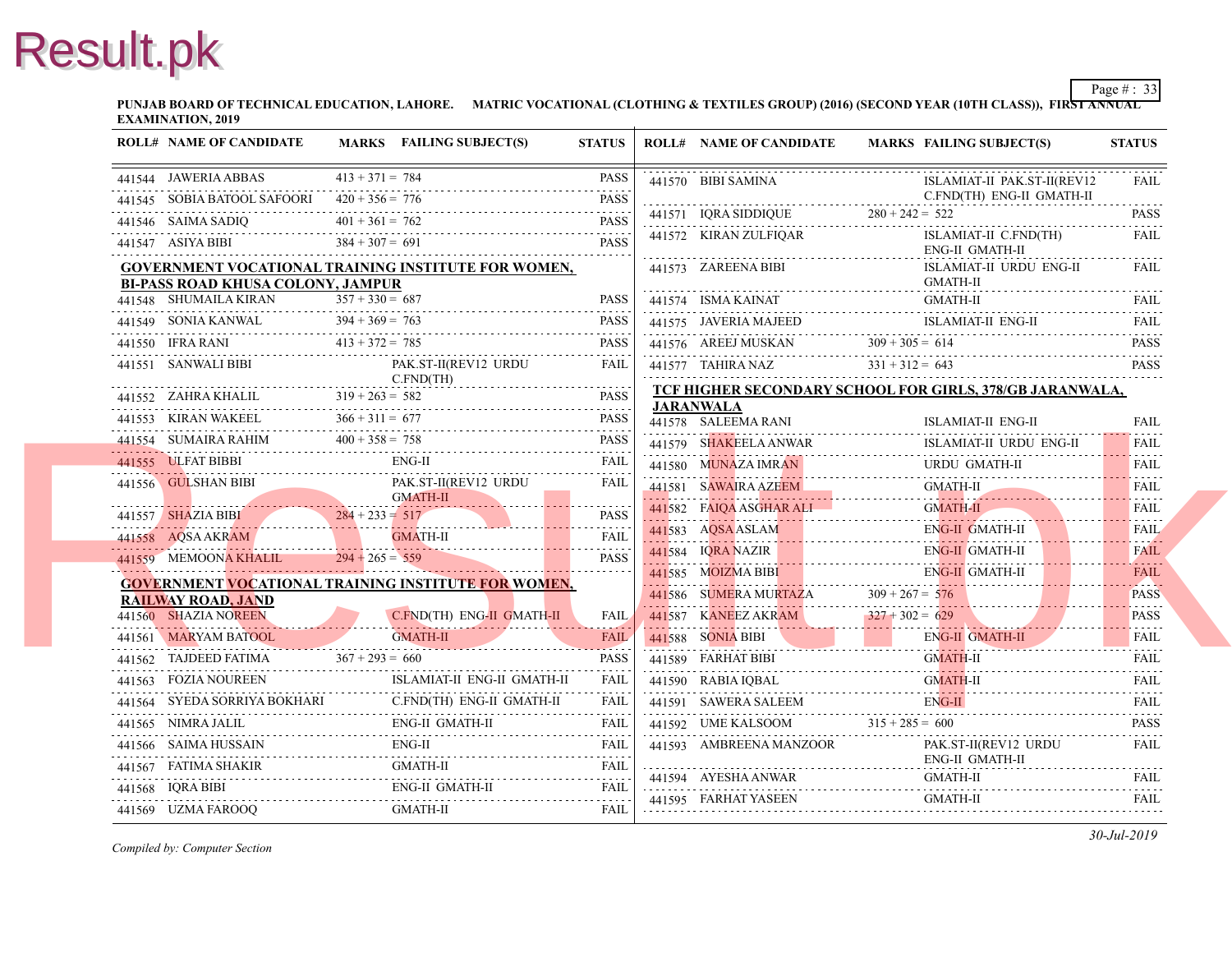PUNJAB BOARD OF TECHNICAL EDUCATION, LAHORE. MATRIC VOCATIONAL (CLOTHING & TEXTILES GROUP) (2016) (SECOND YEAR (10TH CLASS)), FIRST ANNUAL EXAMINATION, 2019

| ROLL# | NAME OF CANDIDATE | MARKS | FAILING SUBJECT(S) | STATUS |
|---|---|---|---|---|
| 441544 | JAWERIA ABBAS | 413 + 371 = 784 | | PASS |
| 441545 | SOBIA BATOOL SAFOORI | 420 + 356 = 776 | | PASS |
| 441546 | SAIMA SADIQ | 401 + 361 = 762 | | PASS |
| 441547 | ASIYA BIBI | 384 + 307 = 691 | | PASS |

**GOVERNMENT VOCATIONAL TRAINING INSTITUTE FOR WOMEN, BI-PASS ROAD KHUSA COLONY, JAMPUR**

| ROLL# | NAME OF CANDIDATE | MARKS | FAILING SUBJECT(S) | STATUS |
|---|---|---|---|---|
| 441548 | SHUMAILA KIRAN | 357 + 330 = 687 | | PASS |
| 441549 | SONIA KANWAL | 394 + 369 = 763 | | PASS |
| 441550 | IFRA RANI | 413 + 372 = 785 | | PASS |
| 441551 | SANWALI BIBI | | PAK.ST-II(REV12 URDU C.FND(TH) | FAIL |
| 441552 | ZAHRA KHALIL | 319 + 263 = 582 | | PASS |
| 441553 | KIRAN WAKEEL | 366 + 311 = 677 | | PASS |
| 441554 | SUMAIRA RAHIM | 400 + 358 = 758 | | PASS |
| 441555 | ULFAT BIBBI | | ENG-II | FAIL |
| 441556 | GULSHAN BIBI | | PAK.ST-II(REV12 URDU GMATH-II | FAIL |
| 441557 | SHAZIA BIBI | 284 + 233 = 517 | | PASS |
| 441558 | AQSA AKRAM | | GMATH-II | FAIL |
| 441559 | MEMOONA KHALIL | 294 + 265 = 559 | | PASS |

**GOVERNMENT VOCATIONAL TRAINING INSTITUTE FOR WOMEN, RAILWAY ROAD, JAND**

| ROLL# | NAME OF CANDIDATE | MARKS | FAILING SUBJECT(S) | STATUS |
|---|---|---|---|---|
| 441560 | SHAZIA NOREEN | | C.FND(TH) ENG-II GMATH-II | FAIL |
| 441561 | MARYAM BATOOL | | GMATH-II | FAIL |
| 441562 | TAJDEED FATIMA | 367 + 293 = 660 | | PASS |
| 441563 | FOZIA NOUREEN | | ISLAMIAT-II ENG-II GMATH-II | FAIL |
| 441564 | SYEDA SORRIYA BOKHARI | | C.FND(TH) ENG-II GMATH-II | FAIL |
| 441565 | NIMRA JALIL | | ENG-II GMATH-II | FAIL |
| 441566 | SAIMA HUSSAIN | | ENG-II | FAIL |
| 441567 | FATIMA SHAKIR | | GMATH-II | FAIL |
| 441568 | IQRA BIBI | | ENG-II GMATH-II | FAIL |
| 441569 | UZMA FAROOQ | | GMATH-II | FAIL |
| 441570 | BIBI SAMINA | | ISLAMIAT-II PAK.ST-II(REV12 C.FND(TH) ENG-II GMATH-II | FAIL |
| 441571 | IQRA SIDDIQUE | 280 + 242 = 522 | | PASS |
| 441572 | KIRAN ZULFIQAR | | ISLAMIAT-II C.FND(TH) ENG-II GMATH-II | FAIL |
| 441573 | ZAREENA BIBI | | ISLAMIAT-II URDU ENG-II GMATH-II | FAIL |
| 441574 | ISMA KAINAT | | GMATH-II | FAIL |
| 441575 | JAVERIA MAJEED | | ISLAMIAT-II ENG-II | FAIL |
| 441576 | AREEJ MUSKAN | 309 + 305 = 614 | | PASS |
| 441577 | TAHIRA NAZ | 331 + 312 = 643 | | PASS |

**TCF HIGHER SECONDARY SCHOOL FOR GIRLS, 378/GB JARANWALA, JARANWALA**

| ROLL# | NAME OF CANDIDATE | MARKS | FAILING SUBJECT(S) | STATUS |
|---|---|---|---|---|
| 441578 | SALEEMA RANI | | ISLAMIAT-II ENG-II | FAIL |
| 441579 | SHAKEELA ANWAR | | ISLAMIAT-II URDU ENG-II | FAIL |
| 441580 | MUNAZA IMRAN | | URDU GMATH-II | FAIL |
| 441581 | SAWAIRA AZEEM | | GMATH-II | FAIL |
| 441582 | FAIQA ASGHAR ALI | | GMATH-II | FAIL |
| 441583 | AQSA ASLAM | | ENG-II GMATH-II | FAIL |
| 441584 | IQRA NAZIR | | ENG-II GMATH-II | FAIL |
| 441585 | MOIZMA BIBI | | ENG-II GMATH-II | FAIL |
| 441586 | SUMERA MURTAZA | 309 + 267 = 576 | | PASS |
| 441587 | KANEEZ AKRAM | 327 + 302 = 629 | | PASS |
| 441588 | SONIA BIBI | | ENG-II GMATH-II | FAIL |
| 441589 | FARHAT BIBI | | GMATH-II | FAIL |
| 441590 | RABIA IQBAL | | GMATH-II | FAIL |
| 441591 | SAWERA SALEEM | | ENG-II | FAIL |
| 441592 | UME KALSOOM | 315 + 285 = 600 | | PASS |
| 441593 | AMBREENA MANZOOR | | PAK.ST-II(REV12 URDU ENG-II GMATH-II | FAIL |
| 441594 | AYESHA ANWAR | | GMATH-II | FAIL |
| 441595 | FARHAT YASEEN | | GMATH-II | FAIL |

*Compiled by: Computer Section*

30-Jul-2019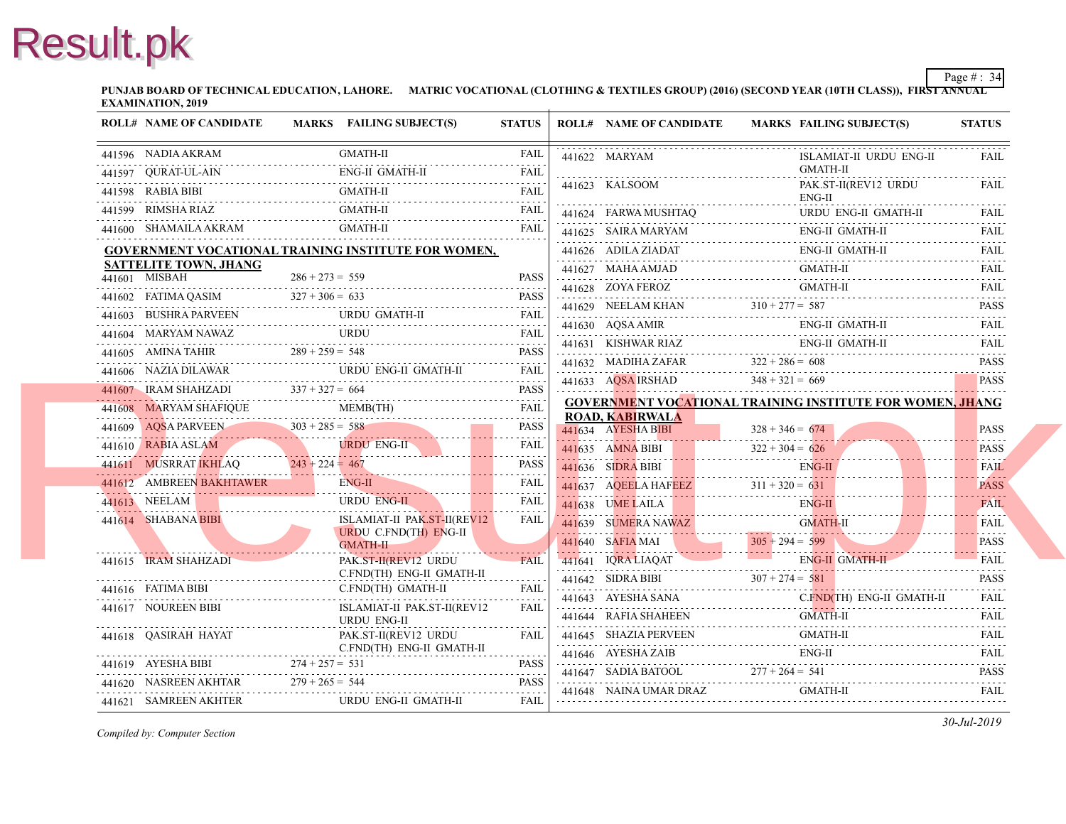**PUNJAB BOARD OF TECHNICAL EDUCATION, LAHORE. MATRIC VOCATIONAL (CLOTHING & TEXTILES GROUP) (2016) (SECOND YEAR (10TH CLASS)), FIRST ANNUAL EXAMINATION, 2019**

| ROLL# | NAME OF CANDIDATE | MARKS | FAILING SUBJECT(S) | STATUS |
|---|---|---|---|---|
| 441596 | NADIA AKRAM | | GMATH-II | FAIL |
| 441597 | QURAT-UL-AIN | | ENG-II GMATH-II | FAIL |
| 441598 | RABIA BIBI | | GMATH-II | FAIL |
| 441599 | RIMSHA RIAZ | | GMATH-II | FAIL |
| 441600 | SHAMAILA AKRAM | | GMATH-II | FAIL |

**GOVERNMENT VOCATIONAL TRAINING INSTITUTE FOR WOMEN, SATTELITE TOWN, JHANG**

| ROLL# | NAME OF CANDIDATE | MARKS | FAILING SUBJECT(S) | STATUS |
|---|---|---|---|---|
| 441601 | MISBAH | 286 + 273 = 559 | | PASS |
| 441602 | FATIMA QASIM | 327 + 306 = 633 | | PASS |
| 441603 | BUSHRA PARVEEN | | URDU GMATH-II | FAIL |
| 441604 | MARYAM NAWAZ | | URDU | FAIL |
| 441605 | AMINA TAHIR | 289 + 259 = 548 | | PASS |
| 441606 | NAZIA DILAWAR | | URDU ENG-II GMATH-II | FAIL |
| 441607 | IRAM SHAHZADI | 337 + 327 = 664 | | PASS |
| 441608 | MARYAM SHAFIQUE | | MEMB(TH) | FAIL |
| 441609 | AQSA PARVEEN | 303 + 285 = 588 | | PASS |
| 441610 | RABIA ASLAM | | URDU ENG-II | FAIL |
| 441611 | MUSRRAT IKHLAQ | 243 + 224 = 467 | | PASS |
| 441612 | AMBREEN BAKHTAWER | | ENG-II | FAIL |
| 441613 | NEELAM | | URDU ENG-II | FAIL |
| 441614 | SHABANA BIBI | | ISLAMIAT-II PAK.ST-II(REV12 URDU C.FND(TH) ENG-II GMATH-II | FAIL |
| 441615 | IRAM SHAHZADI | | PAK.ST-II(REV12 URDU C.FND(TH) ENG-II GMATH-II | FAIL |
| 441616 | FATIMA BIBI | | C.FND(TH) GMATH-II | FAIL |
| 441617 | NOUREEN BIBI | | ISLAMIAT-II PAK.ST-II(REV12 URDU ENG-II | FAIL |
| 441618 | QASIRAH HAYAT | | PAK.ST-II(REV12 URDU C.FND(TH) ENG-II GMATH-II | FAIL |
| 441619 | AYESHA BIBI | 274 + 257 = 531 | | PASS |
| 441620 | NASREEN AKHTAR | 279 + 265 = 544 | | PASS |
| 441621 | SAMREEN AKHTER | | URDU ENG-II GMATH-II | FAIL |
| 441622 | MARYAM | | ISLAMIAT-II URDU ENG-II GMATH-II | FAIL |
| 441623 | KALSOOM | | PAK.ST-II(REV12 URDU ENG-II | FAIL |
| 441624 | FARWA MUSHTAQ | | URDU ENG-II GMATH-II | FAIL |
| 441625 | SAIRA MARYAM | | ENG-II GMATH-II | FAIL |
| 441626 | ADILA ZIADAT | | ENG-II GMATH-II | FAIL |
| 441627 | MAHA AMJAD | | GMATH-II | FAIL |
| 441628 | ZOYA FEROZ | | GMATH-II | FAIL |
| 441629 | NEELAM KHAN | 310 + 277 = 587 | | PASS |
| 441630 | AQSA AMIR | | ENG-II GMATH-II | FAIL |
| 441631 | KISHWAR RIAZ | | ENG-II GMATH-II | FAIL |
| 441632 | MADIHA ZAFAR | 322 + 286 = 608 | | PASS |
| 441633 | AQSA IRSHAD | 348 + 321 = 669 | | PASS |

**GOVERNMENT VOCATIONAL TRAINING INSTITUTE FOR WOMEN, JHANG ROAD, KABIRWALA**

| ROLL# | NAME OF CANDIDATE | MARKS | FAILING SUBJECT(S) | STATUS |
|---|---|---|---|---|
| 441634 | AYESHA BIBI | 328 + 346 = 674 | | PASS |
| 441635 | AMNA BIBI | 322 + 304 = 626 | | PASS |
| 441636 | SIDRA BIBI | | ENG-II | FAIL |
| 441637 | AQEELA HAFEEZ | 311 + 320 = 631 | | PASS |
| 441638 | UME LAILA | | ENG-II | FAIL |
| 441639 | SUMERA NAWAZ | | GMATH-II | FAIL |
| 441640 | SAFIA MAI | 305 + 294 = 599 | | PASS |
| 441641 | IQRA LIAQAT | | ENG-II GMATH-II | FAIL |
| 441642 | SIDRA BIBI | 307 + 274 = 581 | | PASS |
| 441643 | AYESHA SANA | | C.FND(TH) ENG-II GMATH-II | FAIL |
| 441644 | RAFIA SHAHEEN | | GMATH-II | FAIL |
| 441645 | SHAZIA PERVEEN | | GMATH-II | FAIL |
| 441646 | AYESHA ZAIB | | ENG-II | FAIL |
| 441647 | SADIA BATOOL | 277 + 264 = 541 | | PASS |
| 441648 | NAINA UMAR DRAZ | | GMATH-II | FAIL |

*Compiled by: Computer Section*

*30-Jul-2019*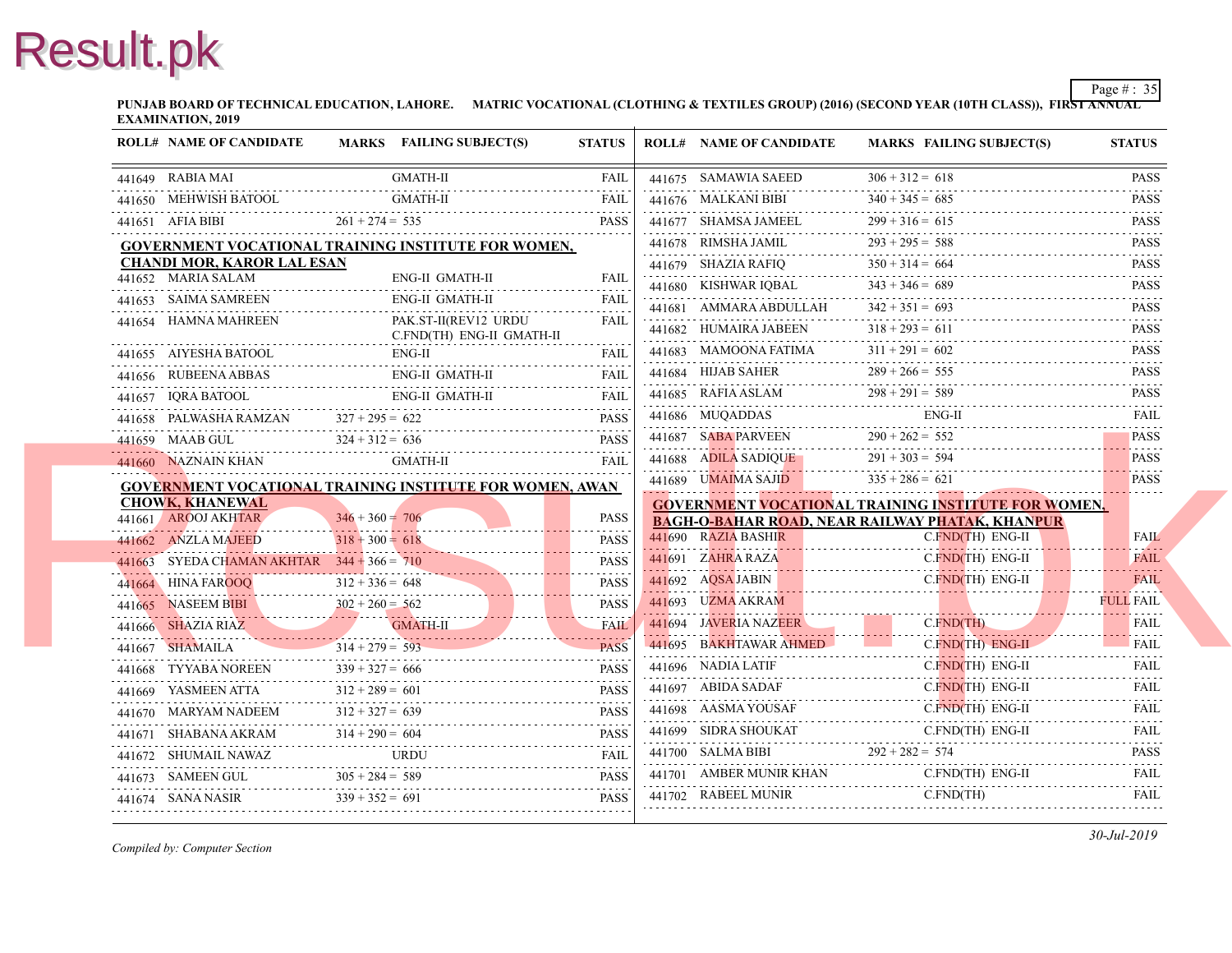PUNJAB BOARD OF TECHNICAL EDUCATION, LAHORE. MATRIC VOCATIONAL (CLOTHING & TEXTILES GROUP) (2016) (SECOND YEAR (10TH CLASS)), FIRST ANNUAL EXAMINATION, 2019

| ROLL# | NAME OF CANDIDATE | MARKS | FAILING SUBJECT(S) | STATUS |
|---|---|---|---|---|
| 441649 | RABIA MAI | | GMATH-II | FAIL |
| 441650 | MEHWISH BATOOL | | GMATH-II | FAIL |
| 441651 | AFIA BIBI | 261 + 274 = 535 | | PASS |
| **GOVERNMENT VOCATIONAL TRAINING INSTITUTE FOR WOMEN, CHANDI MOR, KAROR LAL ESAN** | | | | |
| 441652 | MARIA SALAM | | ENG-II GMATH-II | FAIL |
| 441653 | SAIMA SAMREEN | | ENG-II GMATH-II | FAIL |
| 441654 | HAMNA MAHREEN | | PAK.ST-II(REV12 URDU C.FND(TH) ENG-II GMATH-II | FAIL |
| 441655 | AIYESHA BATOOL | | ENG-II | FAIL |
| 441656 | RUBEENA ABBAS | | ENG-II GMATH-II | FAIL |
| 441657 | IQRA BATOOL | | ENG-II GMATH-II | FAIL |
| 441658 | PALWASHA RAMZAN | 327 + 295 = 622 | | PASS |
| 441659 | MAAB GUL | 324 + 312 = 636 | | PASS |
| 441660 | NAZNAIN KHAN | | GMATH-II | FAIL |
| **GOVERNMENT VOCATIONAL TRAINING INSTITUTE FOR WOMEN, AWAN CHOWK, KHANEWAL** | | | | |
| 441661 | AROOJ AKHTAR | 346 + 360 = 706 | | PASS |
| 441662 | ANZLA MAJEED | 318 + 300 = 618 | | PASS |
| 441663 | SYEDA CHAMAN AKHTAR | 344 + 366 = 710 | | PASS |
| 441664 | HINA FAROOQ | 312 + 336 = 648 | | PASS |
| 441665 | NASEEM BIBI | 302 + 260 = 562 | | PASS |
| 441666 | SHAZIA RIAZ | | GMATH-II | FAIL |
| 441667 | SHAMAILA | 314 + 279 = 593 | | PASS |
| 441668 | TYYABA NOREEN | 339 + 327 = 666 | | PASS |
| 441669 | YASMEEN ATTA | 312 + 289 = 601 | | PASS |
| 441670 | MARYAM NADEEM | 312 + 327 = 639 | | PASS |
| 441671 | SHABANA AKRAM | 314 + 290 = 604 | | PASS |
| 441672 | SHUMAIL NAWAZ | | URDU | FAIL |
| 441673 | SAMEEN GUL | 305 + 284 = 589 | | PASS |
| 441674 | SANA NASIR | 339 + 352 = 691 | | PASS |
| 441675 | SAMAWIA SAEED | 306 + 312 = 618 | | PASS |
| 441676 | MALKANI BIBI | 340 + 345 = 685 | | PASS |
| 441677 | SHAMSA JAMEEL | 299 + 316 = 615 | | PASS |
| 441678 | RIMSHA JAMIL | 293 + 295 = 588 | | PASS |
| 441679 | SHAZIA RAFIQ | 350 + 314 = 664 | | PASS |
| 441680 | KISHWAR IQBAL | 343 + 346 = 689 | | PASS |
| 441681 | AMMARA ABDULLAH | 342 + 351 = 693 | | PASS |
| 441682 | HUMAIRA JABEEN | 318 + 293 = 611 | | PASS |
| 441683 | MAMOONA FATIMA | 311 + 291 = 602 | | PASS |
| 441684 | HIJAB SAHER | 289 + 266 = 555 | | PASS |
| 441685 | RAFIA ASLAM | 298 + 291 = 589 | | PASS |
| 441686 | MUQADDAS | | ENG-II | FAIL |
| 441687 | SABA PARVEEN | 290 + 262 = 552 | | PASS |
| 441688 | ADILA SADIQUE | 291 + 303 = 594 | | PASS |
| 441689 | UMAIMA SAJID | 335 + 286 = 621 | | PASS |
| **GOVERNMENT VOCATIONAL TRAINING INSTITUTE FOR WOMEN, BAGH-O-BAHAR ROAD, NEAR RAILWAY PHATAK, KHANPUR** | | | | |
| 441690 | RAZIA BASHIR | | C.FND(TH) ENG-II | FAIL |
| 441691 | ZAHRA RAZA | | C.FND(TH) ENG-II | FAIL |
| 441692 | AQSA JABIN | | C.FND(TH) ENG-II | FAIL |
| 441693 | UZMA AKRAM | | | FULL FAIL |
| 441694 | JAVERIA NAZEER | | C.FND(TH) | FAIL |
| 441695 | BAKHTAWAR AHMED | | C.FND(TH) ENG-II | FAIL |
| 441696 | NADIA LATIF | | C.FND(TH) ENG-II | FAIL |
| 441697 | ABIDA SADAF | | C.FND(TH) ENG-II | FAIL |
| 441698 | AASMA YOUSAF | | C.FND(TH) ENG-II | FAIL |
| 441699 | SIDRA SHOUKAT | | C.FND(TH) ENG-II | FAIL |
| 441700 | SALMA BIBI | 292 + 282 = 574 | | PASS |
| 441701 | AMBER MUNIR KHAN | | C.FND(TH) ENG-II | FAIL |
| 441702 | RABEEL MUNIR | | C.FND(TH) | FAIL |

*Compiled by: Computer Section*

*30-Jul-2019*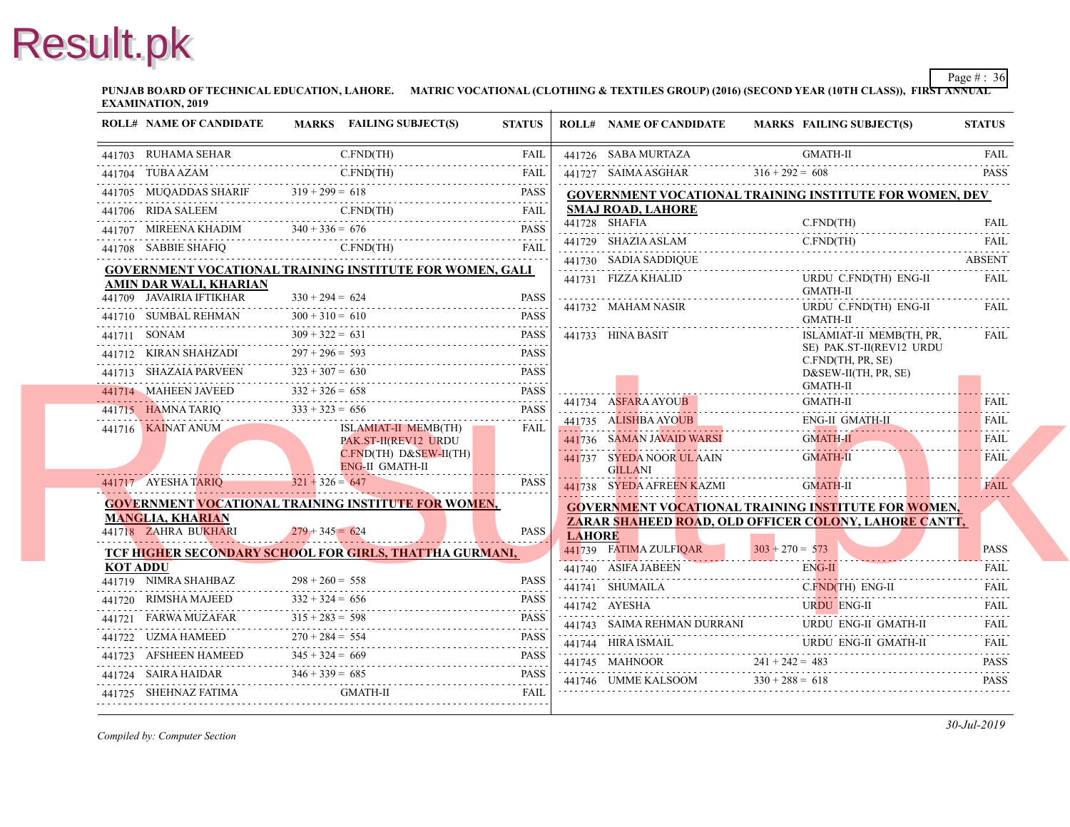PUNJAB BOARD OF TECHNICAL EDUCATION, LAHORE. MATRIC VOCATIONAL (CLOTHING & TEXTILES GROUP) (2016) (SECOND YEAR (10TH CLASS)), FIRST ANNUAL EXAMINATION, 2019

| ROLL# | NAME OF CANDIDATE | MARKS | FAILING SUBJECT(S) | STATUS |
|---|---|---|---|---|
| 441703 | RUHAMA SEHAR | | C.FND(TH) | FAIL |
| 441704 | TUBA AZAM | | C.FND(TH) | FAIL |
| 441705 | MUQADDAS SHARIF | 319 + 299 = 618 | | PASS |
| 441706 | RIDA SALEEM | | C.FND(TH) | FAIL |
| 441707 | MIREENA KHADIM | 340 + 336 = 676 | | PASS |
| 441708 | SABBIE SHAFIQ | | C.FND(TH) | FAIL |

**GOVERNMENT VOCATIONAL TRAINING INSTITUTE FOR WOMEN, GALI AMIN DAR WALI, KHARIAN**

| ROLL# | NAME OF CANDIDATE | MARKS | FAILING SUBJECT(S) | STATUS |
|---|---|---|---|---|
| 441709 | JAVAIRIA IFTIKHAR | 330 + 294 = 624 | | PASS |
| 441710 | SUMBAL REHMAN | 300 + 310 = 610 | | PASS |
| 441711 | SONAM | 309 + 322 = 631 | | PASS |
| 441712 | KIRAN SHAHZADI | 297 + 296 = 593 | | PASS |
| 441713 | SHAZAIA PARVEEN | 323 + 307 = 630 | | PASS |
| 441714 | MAHEEN JAVEED | 332 + 326 = 658 | | PASS |
| 441715 | HAMNA TARIQ | 333 + 323 = 656 | | PASS |
| 441716 | KAINAT ANUM | | ISLAMIAT-II MEMB(TH) PAK.ST-II(REV12 URDU C.FND(TH) D&SEW-II(TH) ENG-II GMATH-II | FAIL |
| 441717 | AYESHA TARIQ | 321 + 326 = 647 | | PASS |

**GOVERNMENT VOCATIONAL TRAINING INSTITUTE FOR WOMEN, MANGLIA, KHARIAN**

| ROLL# | NAME OF CANDIDATE | MARKS | FAILING SUBJECT(S) | STATUS |
|---|---|---|---|---|
| 441718 | ZAHRA BUKHARI | 279 + 345 = 624 | | PASS |

**TCF HIGHER SECONDARY SCHOOL FOR GIRLS, THATTHA GURMANI, KOT ADDU**

| ROLL# | NAME OF CANDIDATE | MARKS | FAILING SUBJECT(S) | STATUS |
|---|---|---|---|---|
| 441719 | NIMRA SHAHBAZ | 298 + 260 = 558 | | PASS |
| 441720 | RIMSHA MAJEED | 332 + 324 = 656 | | PASS |
| 441721 | FARWA MUZAFAR | 315 + 283 = 598 | | PASS |
| 441722 | UZMA HAMEED | 270 + 284 = 554 | | PASS |
| 441723 | AFSHEEN HAMEED | 345 + 324 = 669 | | PASS |
| 441724 | SAIRA HAIDAR | 346 + 339 = 685 | | PASS |
| 441725 | SHEHNAZ FATIMA | | GMATH-II | FAIL |
| 441726 | SABA MURTAZA | | GMATH-II | FAIL |
| 441727 | SAIMA ASGHAR | 316 + 292 = 608 | | PASS |

**GOVERNMENT VOCATIONAL TRAINING INSTITUTE FOR WOMEN, DEV SMAJ ROAD, LAHORE**

| ROLL# | NAME OF CANDIDATE | MARKS | FAILING SUBJECT(S) | STATUS |
|---|---|---|---|---|
| 441728 | SHAFIA | | C.FND(TH) | FAIL |
| 441729 | SHAZIA ASLAM | | C.FND(TH) | FAIL |
| 441730 | SADIA SADDIQUE | | | ABSENT |
| 441731 | FIZZA KHALID | | URDU C.FND(TH) ENG-II GMATH-II | FAIL |
| 441732 | MAHAM NASIR | | URDU C.FND(TH) ENG-II GMATH-II | FAIL |
| 441733 | HINA BASIT | | ISLAMIAT-II MEMB(TH, PR, SE) PAK.ST-II(REV12 URDU C.FND(TH, PR, SE) D&SEW-II(TH, PR, SE) GMATH-II | FAIL |
| 441734 | ASFARA AYOUB | | GMATH-II | FAIL |
| 441735 | ALISHBA AYOUB | | ENG-II GMATH-II | FAIL |
| 441736 | SAMAN JAVAID WARSI | | GMATH-II | FAIL |
| 441737 | SYEDA NOOR UL AAIN GILLANI | | GMATH-II | FAIL |
| 441738 | SYEDA AFREEN KAZMI | | GMATH-II | FAIL |

**GOVERNMENT VOCATIONAL TRAINING INSTITUTE FOR WOMEN, ZARAR SHAHEED ROAD, OLD OFFICER COLONY, LAHORE CANTT, LAHORE**

| ROLL# | NAME OF CANDIDATE | MARKS | FAILING SUBJECT(S) | STATUS |
|---|---|---|---|---|
| 441739 | FATIMA ZULFIQAR | 303 + 270 = 573 | | PASS |
| 441740 | ASIFA JABEEN | | ENG-II | FAIL |
| 441741 | SHUMAILA | | C.FND(TH) ENG-II | FAIL |
| 441742 | AYESHA | | URDU ENG-II | FAIL |
| 441743 | SAIMA REHMAN DURRANI | | URDU ENG-II GMATH-II | FAIL |
| 441744 | HIRA ISMAIL | | URDU ENG-II GMATH-II | FAIL |
| 441745 | MAHNOOR | 241 + 242 = 483 | | PASS |
| 441746 | UMME KALSOOM | 330 + 288 = 618 | | PASS |

*Compiled by: Computer Section*

*30-Jul-2019*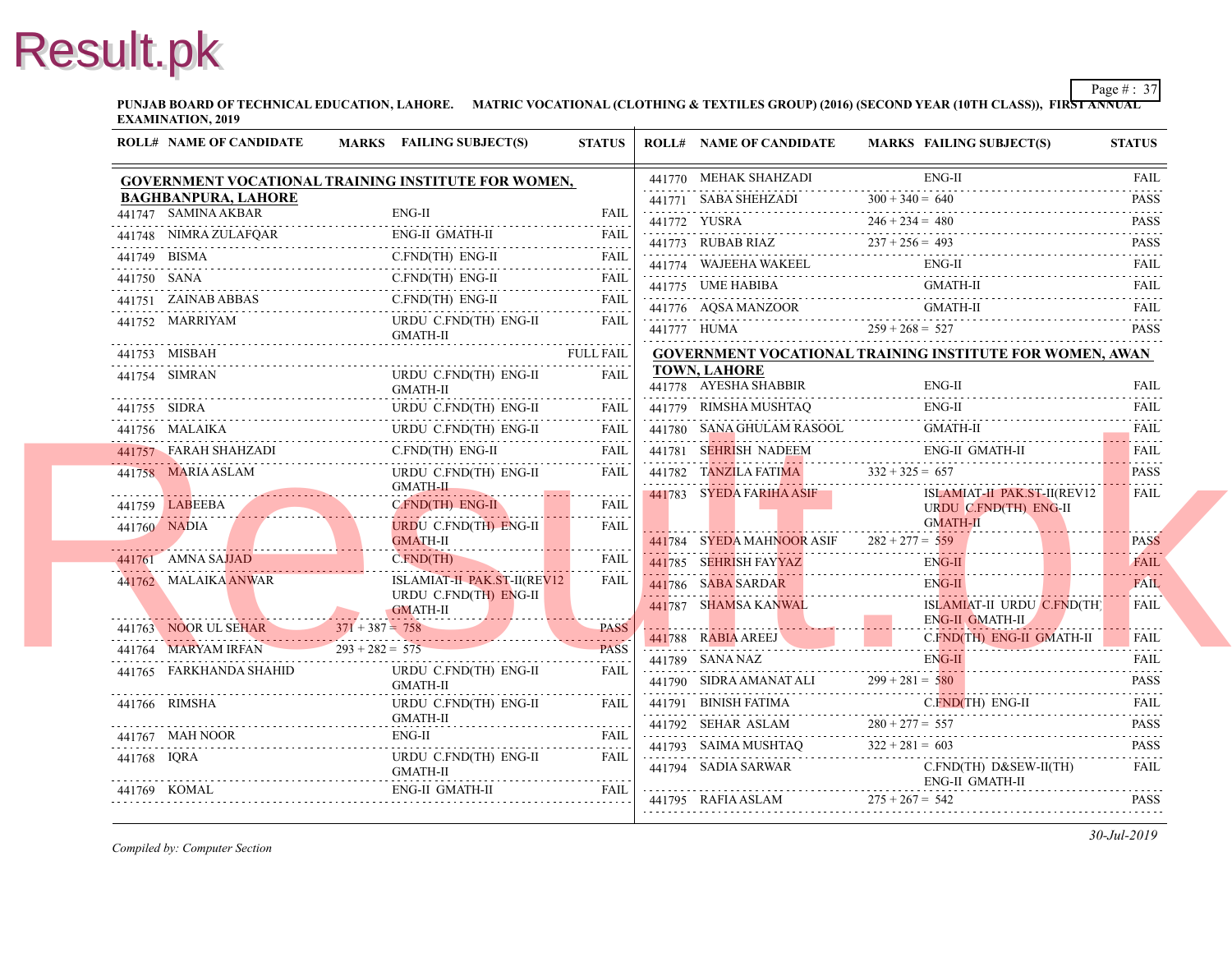PUNJAB BOARD OF TECHNICAL EDUCATION, LAHORE. MATRIC VOCATIONAL (CLOTHING & TEXTILES GROUP) (2016) (SECOND YEAR (10TH CLASS)), FIRST ANNUAL EXAMINATION, 2019

**GOVERNMENT VOCATIONAL TRAINING INSTITUTE FOR WOMEN, BAGHBANPURA, LAHORE**

| ROLL# | NAME OF CANDIDATE | MARKS | FAILING SUBJECT(S) | STATUS |
|---|---|---|---|---|
| 441747 | SAMINA AKBAR | | ENG-II | FAIL |
| 441748 | NIMRA ZULAFQAR | | ENG-II GMATH-II | FAIL |
| 441749 | BISMA | | C.FND(TH) ENG-II | FAIL |
| 441750 | SANA | | C.FND(TH) ENG-II | FAIL |
| 441751 | ZAINAB ABBAS | | C.FND(TH) ENG-II | FAIL |
| 441752 | MARRIYAM | | URDU C.FND(TH) ENG-II GMATH-II | FAIL |
| 441753 | MISBAH | | | FULL FAIL |
| 441754 | SIMRAN | | URDU C.FND(TH) ENG-II GMATH-II | FAIL |
| 441755 | SIDRA | | URDU C.FND(TH) ENG-II | FAIL |
| 441756 | MALAIKA | | URDU C.FND(TH) ENG-II | FAIL |
| 441757 | FARAH SHAHZADI | | C.FND(TH) ENG-II | FAIL |
| 441758 | MARIA ASLAM | | URDU C.FND(TH) ENG-II GMATH-II | FAIL |
| 441759 | LABEEBA | | C.FND(TH) ENG-II | FAIL |
| 441760 | NADIA | | URDU C.FND(TH) ENG-II GMATH-II | FAIL |
| 441761 | AMNA SAJJAD | | C.FND(TH) | FAIL |
| 441762 | MALAIKA ANWAR | | ISLAMIAT-II PAK.ST-II(REV12 URDU C.FND(TH) ENG-II GMATH-II | FAIL |
| 441763 | NOOR UL SEHAR | 371 + 387 = 758 | | PASS |
| 441764 | MARYAM IRFAN | 293 + 282 = 575 | | PASS |
| 441765 | FARKHANDA SHAHID | | URDU C.FND(TH) ENG-II GMATH-II | FAIL |
| 441766 | RIMSHA | | URDU C.FND(TH) ENG-II GMATH-II | FAIL |
| 441767 | MAH NOOR | | ENG-II | FAIL |
| 441768 | IQRA | | URDU C.FND(TH) ENG-II GMATH-II | FAIL |
| 441769 | KOMAL | | ENG-II GMATH-II | FAIL |
| 441770 | MEHAK SHAHZADI | | ENG-II | FAIL |
| 441771 | SABA SHEHZADI | 300 + 340 = 640 | | PASS |
| 441772 | YUSRA | 246 + 234 = 480 | | PASS |
| 441773 | RUBAB RIAZ | 237 + 256 = 493 | | PASS |
| 441774 | WAJEEHA WAKEEL | | ENG-II | FAIL |
| 441775 | UME HABIBA | | GMATH-II | FAIL |
| 441776 | AQSA MANZOOR | | GMATH-II | FAIL |
| 441777 | HUMA | 259 + 268 = 527 | | PASS |

**GOVERNMENT VOCATIONAL TRAINING INSTITUTE FOR WOMEN, AWAN TOWN, LAHORE**

| ROLL# | NAME OF CANDIDATE | MARKS | FAILING SUBJECT(S) | STATUS |
|---|---|---|---|---|
| 441778 | AYESHA SHABBIR | | ENG-II | FAIL |
| 441779 | RIMSHA MUSHTAQ | | ENG-II | FAIL |
| 441780 | SANA GHULAM RASOOL | | GMATH-II | FAIL |
| 441781 | SEHRISH NADEEM | | ENG-II GMATH-II | FAIL |
| 441782 | TANZILA FATIMA | 332 + 325 = 657 | | PASS |
| 441783 | SYEDA FARIHA ASIF | | ISLAMIAT-II PAK.ST-II(REV12 URDU C.FND(TH) ENG-II GMATH-II | FAIL |
| 441784 | SYEDA MAHNOOR ASIF | 282 + 277 = 559 | | PASS |
| 441785 | SEHRISH FAYYAZ | | ENG-II | FAIL |
| 441786 | SABA SARDAR | | ENG-II | FAIL |
| 441787 | SHAMSA KANWAL | | ISLAMIAT-II URDU C.FND(TH) ENG-II GMATH-II | FAIL |
| 441788 | RABIA AREEJ | | C.FND(TH) ENG-II GMATH-II | FAIL |
| 441789 | SANA NAZ | | ENG-II | FAIL |
| 441790 | SIDRA AMANAT ALI | 299 + 281 = 580 | | PASS |
| 441791 | BINISH FATIMA | | C.FND(TH) ENG-II | FAIL |
| 441792 | SEHAR ASLAM | 280 + 277 = 557 | | PASS |
| 441793 | SAIMA MUSHTAQ | 322 + 281 = 603 | | PASS |
| 441794 | SADIA SARWAR | | C.FND(TH) D&SEW-II(TH) ENG-II GMATH-II | FAIL |
| 441795 | RAFIA ASLAM | 275 + 267 = 542 | | PASS |

*Compiled by: Computer Section*

*30-Jul-2019*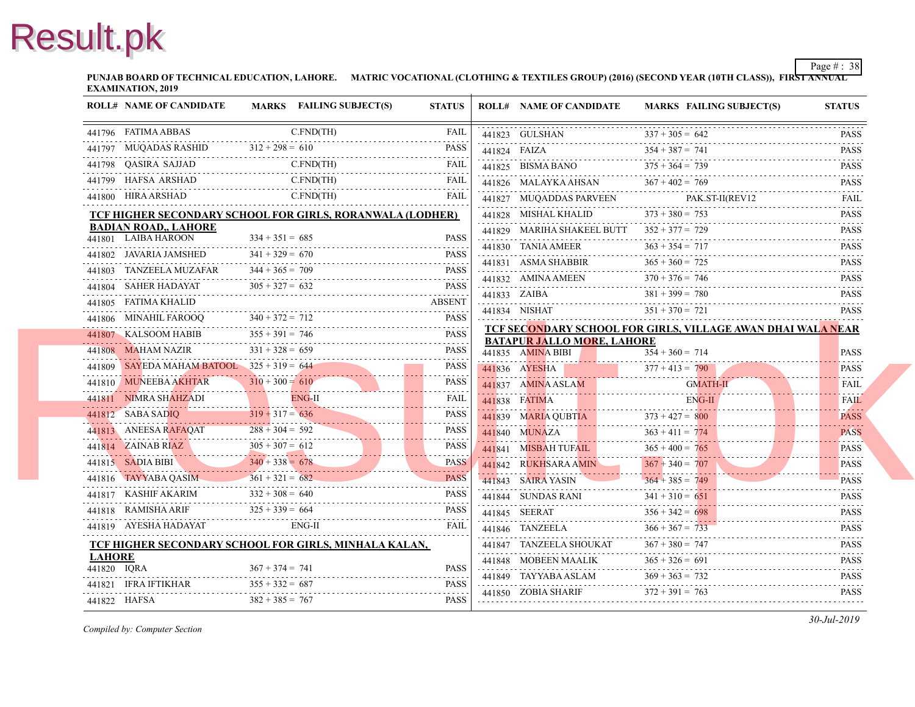**PUNJAB BOARD OF TECHNICAL EDUCATION, LAHORE. MATRIC VOCATIONAL (CLOTHING & TEXTILES GROUP) (2016) (SECOND YEAR (10TH CLASS)), FIRST ANNUAL EXAMINATION, 2019**

| ROLL# | NAME OF CANDIDATE | MARKS | FAILING SUBJECT(S) | STATUS |
|---|---|---|---|---|
| 441796 | FATIMA ABBAS | | C.FND(TH) | FAIL |
| 441797 | MUQADAS RASHID | 312 + 298 = 610 | | PASS |
| 441798 | QASIRA SAJJAD | | C.FND(TH) | FAIL |
| 441799 | HAFSA ARSHAD | | C.FND(TH) | FAIL |
| 441800 | HIRA ARSHAD | | C.FND(TH) | FAIL |

**TCF HIGHER SECONDARY SCHOOL FOR GIRLS, RORANWALA (LODHER) BADIAN ROAD,, LAHORE**

| ROLL# | NAME OF CANDIDATE | MARKS | FAILING SUBJECT(S) | STATUS |
|---|---|---|---|---|
| 441801 | LAIBA HAROON | 334 + 351 = 685 | | PASS |
| 441802 | JAVARIA JAMSHED | 341 + 329 = 670 | | PASS |
| 441803 | TANZEELA MUZAFAR | 344 + 365 = 709 | | PASS |
| 441804 | SAHER HADAYAT | 305 + 327 = 632 | | PASS |
| 441805 | FATIMA KHALID | | | ABSENT |
| 441806 | MINAHIL FAROOQ | 340 + 372 = 712 | | PASS |
| 441807 | KALSOOM HABIB | 355 + 391 = 746 | | PASS |
| 441808 | MAHAM NAZIR | 331 + 328 = 659 | | PASS |
| 441809 | SAYEDA MAHAM BATOOL | 325 + 319 = 644 | | PASS |
| 441810 | MUNEEBA AKHTAR | 310 + 300 = 610 | | PASS |
| 441811 | NIMRA SHAHZADI | | ENG-II | FAIL |
| 441812 | SABA SADIQ | 319 + 317 = 636 | | PASS |
| 441813 | ANEESA RAFAQAT | 288 + 304 = 592 | | PASS |
| 441814 | ZAINAB RIAZ | 305 + 307 = 612 | | PASS |
| 441815 | SADIA BIBI | 340 + 338 = 678 | | PASS |
| 441816 | TAYYABA QASIM | 361 + 321 = 682 | | PASS |
| 441817 | KASHIF AKARIM | 332 + 308 = 640 | | PASS |
| 441818 | RAMISHA ARIF | 325 + 339 = 664 | | PASS |
| 441819 | AYESHA HADAYAT | | ENG-II | FAIL |

**TCF HIGHER SECONDARY SCHOOL FOR GIRLS, MINHALA KALAN, LAHORE**

| ROLL# | NAME OF CANDIDATE | MARKS | FAILING SUBJECT(S) | STATUS |
|---|---|---|---|---|
| 441820 | IQRA | 367 + 374 = 741 | | PASS |
| 441821 | IFRA IFTIKHAR | 355 + 332 = 687 | | PASS |
| 441822 | HAFSA | 382 + 385 = 767 | | PASS |
| 441823 | GULSHAN | 337 + 305 = 642 | | PASS |
| 441824 | FAIZA | 354 + 387 = 741 | | PASS |
| 441825 | BISMA BANO | 375 + 364 = 739 | | PASS |
| 441826 | MALAYKA AHSAN | 367 + 402 = 769 | | PASS |
| 441827 | MUQADDAS PARVEEN | | PAK.ST-II(REV12 | FAIL |
| 441828 | MISHAL KHALID | 373 + 380 = 753 | | PASS |
| 441829 | MARIHA SHAKEEL BUTT | 352 + 377 = 729 | | PASS |
| 441830 | TANIA AMEER | 363 + 354 = 717 | | PASS |
| 441831 | ASMA SHABBIR | 365 + 360 = 725 | | PASS |
| 441832 | AMINA AMEEN | 370 + 376 = 746 | | PASS |
| 441833 | ZAIBA | 381 + 399 = 780 | | PASS |
| 441834 | NISHAT | 351 + 370 = 721 | | PASS |

**TCF SECONDARY SCHOOL FOR GIRLS, VILLAGE AWAN DHAI WALA NEAR BATAPUR JALLO MORE, LAHORE**

| ROLL# | NAME OF CANDIDATE | MARKS | FAILING SUBJECT(S) | STATUS |
|---|---|---|---|---|
| 441835 | AMINA BIBI | 354 + 360 = 714 | | PASS |
| 441836 | AYESHA | 377 + 413 = 790 | | PASS |
| 441837 | AMINA ASLAM | | GMATH-II | FAIL |
| 441838 | FATIMA | | ENG-II | FAIL |
| 441839 | MARIA QUBTIA | 373 + 427 = 800 | | PASS |
| 441840 | MUNAZA | 363 + 411 = 774 | | PASS |
| 441841 | MISBAH TUFAIL | 365 + 400 = 765 | | PASS |
| 441842 | RUKHSARA AMIN | 367 + 340 = 707 | | PASS |
| 441843 | SAIRA YASIN | 364 + 385 = 749 | | PASS |
| 441844 | SUNDAS RANI | 341 + 310 = 651 | | PASS |
| 441845 | SEERAT | 356 + 342 = 698 | | PASS |
| 441846 | TANZEELA | 366 + 367 = 733 | | PASS |
| 441847 | TANZEELA SHOUKAT | 367 + 380 = 747 | | PASS |
| 441848 | MOBEEN MAALIK | 365 + 326 = 691 | | PASS |
| 441849 | TAYYABA ASLAM | 369 + 363 = 732 | | PASS |
| 441850 | ZOBIA SHARIF | 372 + 391 = 763 | | PASS |

*Compiled by: Computer Section*

*30-Jul-2019*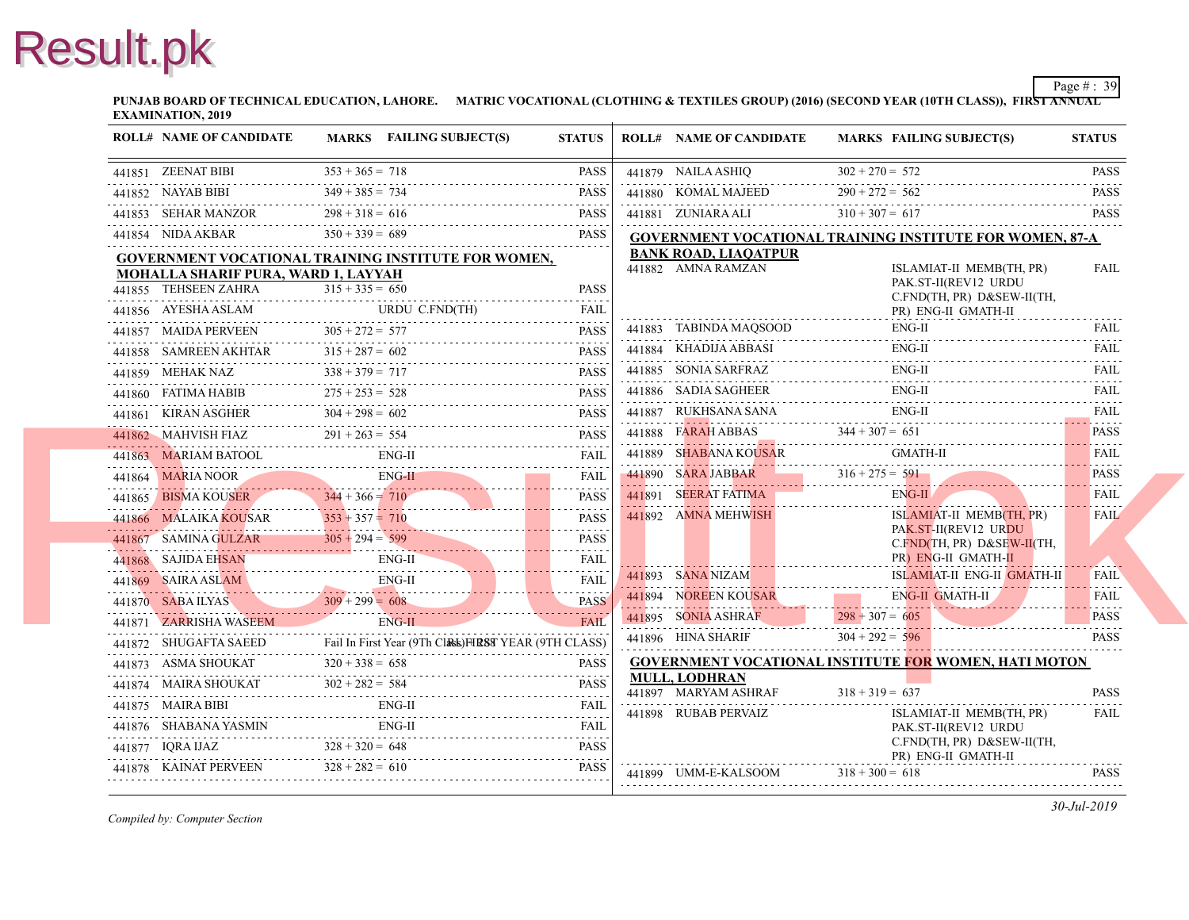**PUNJAB BOARD OF TECHNICAL EDUCATION, LAHORE. MATRIC VOCATIONAL (CLOTHING & TEXTILES GROUP) (2016) (SECOND YEAR (10TH CLASS)), FIRST ANNUAL EXAMINATION, 2019**

| ROLL# | NAME OF CANDIDATE | MARKS | FAILING SUBJECT(S) | STATUS |
|---|---|---|---|---|
| 441851 | ZEENAT BIBI | 353 + 365 = 718 | | PASS |
| 441852 | NAYAB BIBI | 349 + 385 = 734 | | PASS |
| 441853 | SEHAR MANZOR | 298 + 318 = 616 | | PASS |
| 441854 | NIDA AKBAR | 350 + 339 = 689 | | PASS |

**GOVERNMENT VOCATIONAL TRAINING INSTITUTE FOR WOMEN, MOHALLA SHARIF PURA, WARD 1, LAYYAH**

| ROLL# | NAME OF CANDIDATE | MARKS | FAILING SUBJECT(S) | STATUS |
|---|---|---|---|---|
| 441855 | TEHSEEN ZAHRA | 315 + 335 = 650 | | PASS |
| 441856 | AYESHA ASLAM | | URDU C.FND(TH) | FAIL |
| 441857 | MAIDA PERVEEN | 305 + 272 = 577 | | PASS |
| 441858 | SAMREEN AKHTAR | 315 + 287 = 602 | | PASS |
| 441859 | MEHAK NAZ | 338 + 379 = 717 | | PASS |
| 441860 | FATIMA HABIB | 275 + 253 = 528 | | PASS |
| 441861 | KIRAN ASGHER | 304 + 298 = 602 | | PASS |
| 441862 | MAHVISH FIAZ | 291 + 263 = 554 | | PASS |
| 441863 | MARIAM BATOOL | | ENG-II | FAIL |
| 441864 | MARIA NOOR | | ENG-II | FAIL |
| 441865 | BISMA KOUSER | 344 + 366 = 710 | | PASS |
| 441866 | MALAIKA KOUSAR | 353 + 357 = 710 | | PASS |
| 441867 | SAMINA GULZAR | 305 + 294 = 599 | | PASS |
| 441868 | SAJIDA EHSAN | | ENG-II | FAIL |
| 441869 | SAIRA ASLAM | | ENG-II | FAIL |
| 441870 | SABA ILYAS | 309 + 299 = 608 | | PASS |
| 441871 | ZARRISHA WASEEM | | ENG-II | FAIL |
| 441872 | SHUGAFTA SAEED | Fail In First Year (9Th Class) | FIRST YEAR (9TH CLASS) | |
| 441873 | ASMA SHOUKAT | 320 + 338 = 658 | | PASS |
| 441874 | MAIRA SHOUKAT | 302 + 282 = 584 | | PASS |
| 441875 | MAIRA BIBI | | ENG-II | FAIL |
| 441876 | SHABANA YASMIN | | ENG-II | FAIL |
| 441877 | IQRA IJAZ | 328 + 320 = 648 | | PASS |
| 441878 | KAINAT PERVEEN | 328 + 282 = 610 | | PASS |
| 441879 | NAILA ASHIQ | 302 + 270 = 572 | | PASS |
| 441880 | KOMAL MAJEED | 290 + 272 = 562 | | PASS |
| 441881 | ZUNIARA ALI | 310 + 307 = 617 | | PASS |

**GOVERNMENT VOCATIONAL TRAINING INSTITUTE FOR WOMEN, 87-A BANK ROAD, LIAQATPUR**

| ROLL# | NAME OF CANDIDATE | MARKS | FAILING SUBJECT(S) | STATUS |
|---|---|---|---|---|
| 441882 | AMNA RAMZAN | | ISLAMIAT-II MEMB(TH, PR) PAK.ST-II(REV12 URDU C.FND(TH, PR) D&SEW-II(TH, PR) ENG-II GMATH-II | FAIL |
| 441883 | TABINDA MAQSOOD | | ENG-II | FAIL |
| 441884 | KHADIJA ABBASI | | ENG-II | FAIL |
| 441885 | SONIA SARFRAZ | | ENG-II | FAIL |
| 441886 | SADIA SAGHEER | | ENG-II | FAIL |
| 441887 | RUKHSANA SANA | | ENG-II | FAIL |
| 441888 | FARAH ABBAS | 344 + 307 = 651 | | PASS |
| 441889 | SHABANA KOUSAR | | GMATH-II | FAIL |
| 441890 | SARA JABBAR | 316 + 275 = 591 | | PASS |
| 441891 | SEERAT FATIMA | | ENG-II | FAIL |
| 441892 | AMNA MEHWISH | | ISLAMIAT-II MEMB(TH, PR) PAK.ST-II(REV12 URDU C.FND(TH, PR) D&SEW-II(TH, PR) ENG-II GMATH-II | FAIL |
| 441893 | SANA NIZAM | | ISLAMIAT-II ENG-II GMATH-II | FAIL |
| 441894 | NOREEN KOUSAR | | ENG-II GMATH-II | FAIL |
| 441895 | SONIA ASHRAF | 298 + 307 = 605 | | PASS |
| 441896 | HINA SHARIF | 304 + 292 = 596 | | PASS |

**GOVERNMENT VOCATIONAL INSTITUTE FOR WOMEN, HATI MOTON MULL, LODHRAN**

| ROLL# | NAME OF CANDIDATE | MARKS | FAILING SUBJECT(S) | STATUS |
|---|---|---|---|---|
| 441897 | MARYAM ASHRAF | 318 + 319 = 637 | | PASS |
| 441898 | RUBAB PERVAIZ | | ISLAMIAT-II MEMB(TH, PR) PAK.ST-II(REV12 URDU C.FND(TH, PR) D&SEW-II(TH, PR) ENG-II GMATH-II | FAIL |
| 441899 | UMM-E-KALSOOM | 318 + 300 = 618 | | PASS |

*Compiled by: Computer Section*

*30-Jul-2019*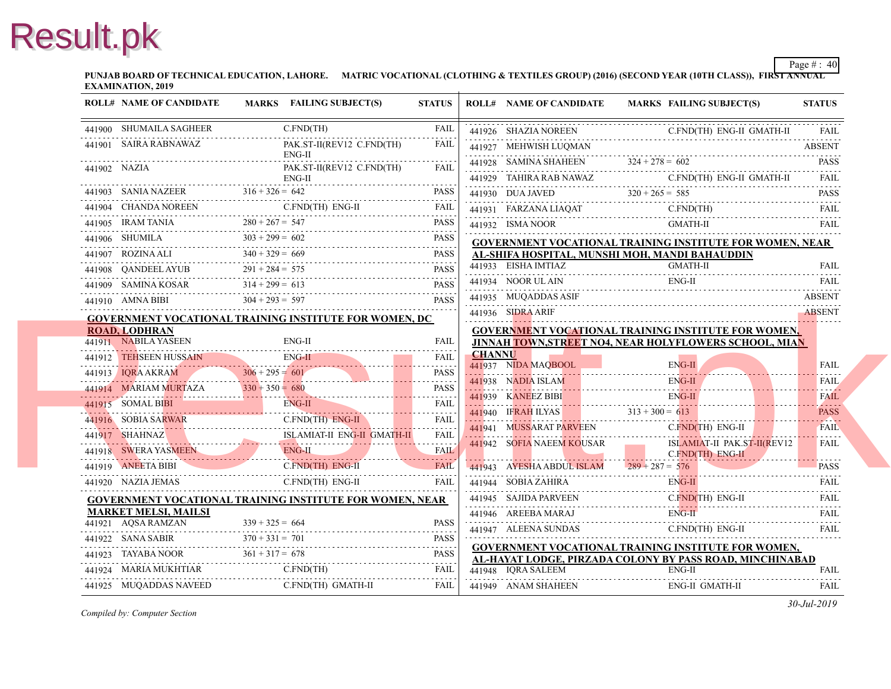**PUNJAB BOARD OF TECHNICAL EDUCATION, LAHORE. MATRIC VOCATIONAL (CLOTHING & TEXTILES GROUP) (2016) (SECOND YEAR (10TH CLASS)), FIRST ANNUAL EXAMINATION, 2019**

| ROLL# | NAME OF CANDIDATE | MARKS | FAILING SUBJECT(S) | STATUS |
|---|---|---|---|---|
| 441900 | SHUMAILA SAGHEER | | C.FND(TH) | FAIL |
| 441901 | SAIRA RABNAWAZ | | PAK.ST-II(REV12 C.FND(TH) ENG-II | FAIL |
| 441902 | NAZIA | | PAK.ST-II(REV12 C.FND(TH) ENG-II | FAIL |
| 441903 | SANIA NAZEER | 316 + 326 = 642 | | PASS |
| 441904 | CHANDA NOREEN | | C.FND(TH) ENG-II | FAIL |
| 441905 | IRAM TANIA | 280 + 267 = 547 | | PASS |
| 441906 | SHUMILA | 303 + 299 = 602 | | PASS |
| 441907 | ROZINA ALI | 340 + 329 = 669 | | PASS |
| 441908 | QANDEEL AYUB | 291 + 284 = 575 | | PASS |
| 441909 | SAMINA KOSAR | 314 + 299 = 613 | | PASS |
| 441910 | AMNA BIBI | 304 + 293 = 597 | | PASS |

**GOVERNMENT VOCATIONAL TRAINING INSTITUTE FOR WOMEN, DC ROAD, LODHRAN**

| ROLL# | NAME OF CANDIDATE | MARKS | FAILING SUBJECT(S) | STATUS |
|---|---|---|---|---|
| 441911 | NABILA YASEEN | | ENG-II | FAIL |
| 441912 | TEHSEEN HUSSAIN | | ENG-II | FAIL |
| 441913 | IQRA AKRAM | 306 + 295 = 601 | | PASS |
| 441914 | MARIAM MURTAZA | 330 + 350 = 680 | | PASS |
| 441915 | SOMAL BIBI | | ENG-II | FAIL |
| 441916 | SOBIA SARWAR | | C.FND(TH) ENG-II | FAIL |
| 441917 | SHAHNAZ | | ISLAMIAT-II ENG-II GMATH-II | FAIL |
| 441918 | SWERA YASMEEN | | ENG-II | FAIL |
| 441919 | ANEETA BIBI | | C.FND(TH) ENG-II | FAIL |
| 441920 | NAZIA JEMAS | | C.FND(TH) ENG-II | FAIL |

**GOVERNMENT VOCATIONAL TRAINING INSTITUTE FOR WOMEN, NEAR MARKET MELSI, MAILSI**

| ROLL# | NAME OF CANDIDATE | MARKS | FAILING SUBJECT(S) | STATUS |
|---|---|---|---|---|
| 441921 | AQSA RAMZAN | 339 + 325 = 664 | | PASS |
| 441922 | SANA SABIR | 370 + 331 = 701 | | PASS |
| 441923 | TAYABA NOOR | 361 + 317 = 678 | | PASS |
| 441924 | MARIA MUKHTIAR | | C.FND(TH) | FAIL |
| 441925 | MUQADDAS NAVEED | | C.FND(TH) GMATH-II | FAIL |
| 441926 | SHAZIA NOREEN | | C.FND(TH) ENG-II GMATH-II | FAIL |
| 441927 | MEHWISH LUQMAN | | | ABSENT |
| 441928 | SAMINA SHAHEEN | 324 + 278 = 602 | | PASS |
| 441929 | TAHIRA RAB NAWAZ | | C.FND(TH) ENG-II GMATH-II | FAIL |
| 441930 | DUA JAVED | 320 + 265 = 585 | | PASS |
| 441931 | FARZANA LIAQAT | | C.FND(TH) | FAIL |
| 441932 | ISMA NOOR | | GMATH-II | FAIL |

**GOVERNMENT VOCATIONAL TRAINING INSTITUTE FOR WOMEN, NEAR AL-SHIFA HOSPITAL, MUNSHI MOH, MANDI BAHAUDDIN**

| ROLL# | NAME OF CANDIDATE | MARKS | FAILING SUBJECT(S) | STATUS |
|---|---|---|---|---|
| 441933 | EISHA IMTIAZ | | GMATH-II | FAIL |
| 441934 | NOOR UL AIN | | ENG-II | FAIL |
| 441935 | MUQADDAS ASIF | | | ABSENT |
| 441936 | SIDRA ARIF | | | ABSENT |

**GOVERNMENT VOCATIONAL TRAINING INSTITUTE FOR WOMEN, JINNAH TOWN,STREET NO4, NEAR HOLYFLOWERS SCHOOL, MIAN CHANNU**

| ROLL# | NAME OF CANDIDATE | MARKS | FAILING SUBJECT(S) | STATUS |
|---|---|---|---|---|
| 441937 | NIDA MAQBOOL | | ENG-II | FAIL |
| 441938 | NADIA ISLAM | | ENG-II | FAIL |
| 441939 | KANEEZ BIBI | | ENG-II | FAIL |
| 441940 | IFRAH ILYAS | 313 + 300 = 613 | | PASS |
| 441941 | MUSSARAT PARVEEN | | C.FND(TH) ENG-II | FAIL |
| 441942 | SOFIA NAEEM KOUSAR | | ISLAMIAT-II PAK.ST-II(REV12 C.FND(TH) ENG-II | FAIL |
| 441943 | AYESHA ABDUL ISLAM | 289 + 287 = 576 | | PASS |
| 441944 | SOBIA ZAHIRA | | ENG-II | FAIL |
| 441945 | SAJIDA PARVEEN | | C.FND(TH) ENG-II | FAIL |
| 441946 | AREEBA MARAJ | | ENG-II | FAIL |
| 441947 | ALEENA SUNDAS | | C.FND(TH) ENG-II | FAIL |

**GOVERNMENT VOCATIONAL TRAINING INSTITUTE FOR WOMEN, AL-HAYAT LODGE, PIRZADA COLONY BY PASS ROAD, MINCHINABAD**

| ROLL# | NAME OF CANDIDATE | MARKS | FAILING SUBJECT(S) | STATUS |
|---|---|---|---|---|
| 441948 | IQRA SALEEM | | ENG-II | FAIL |
| 441949 | ANAM SHAHEEN | | ENG-II GMATH-II | FAIL |

*Compiled by: Computer Section*

*30-Jul-2019*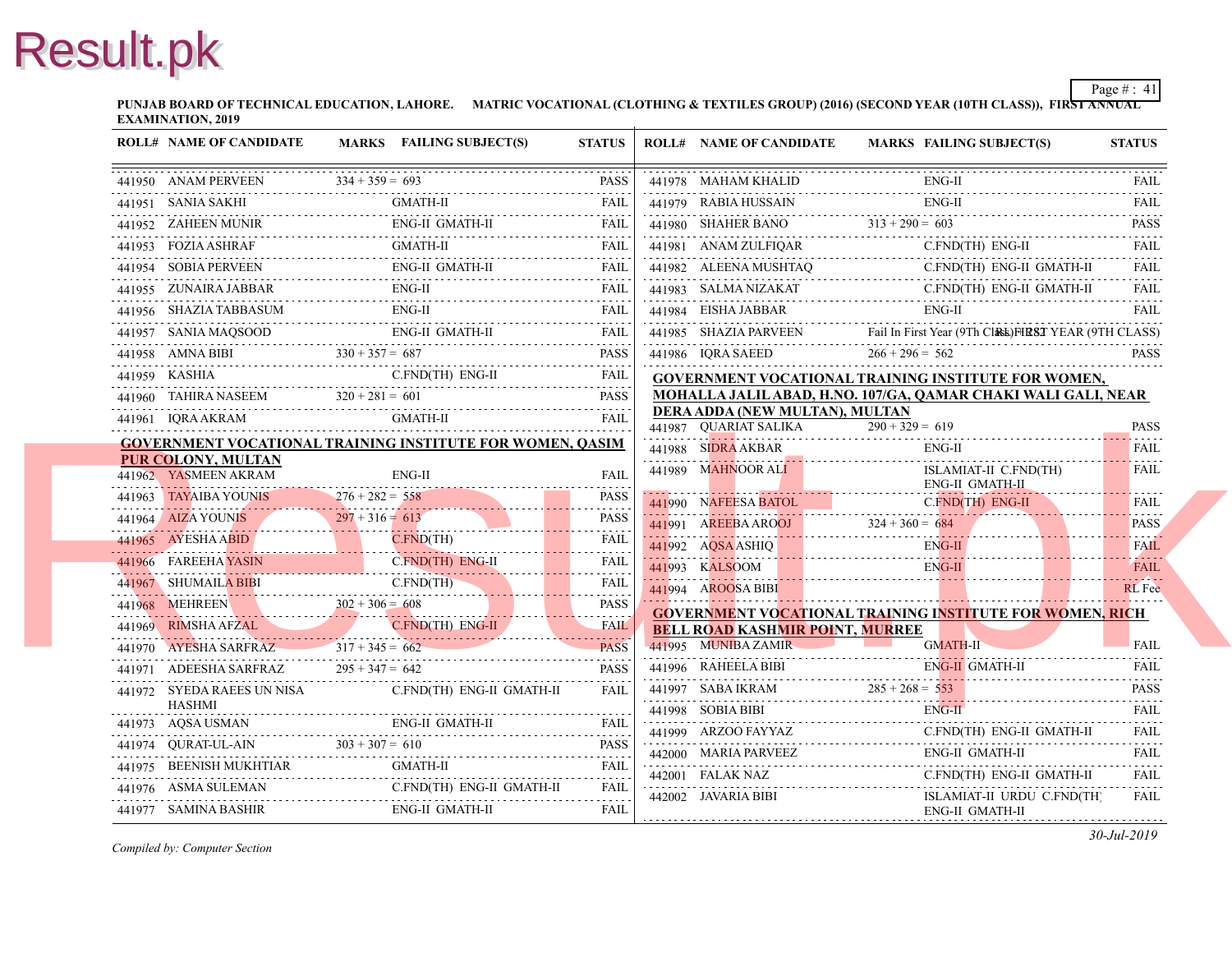**PUNJAB BOARD OF TECHNICAL EDUCATION, LAHORE. MATRIC VOCATIONAL (CLOTHING & TEXTILES GROUP) (2016) (SECOND YEAR (10TH CLASS)), FIRST ANNUAL EXAMINATION, 2019**

| ROLL# | NAME OF CANDIDATE | MARKS | FAILING SUBJECT(S) | STATUS |
|---|---|---|---|---|
| 441950 | ANAM PERVEEN | 334 + 359 = 693 | | PASS |
| 441951 | SANIA SAKHI | | GMATH-II | FAIL |
| 441952 | ZAHEEN MUNIR | | ENG-II GMATH-II | FAIL |
| 441953 | FOZIA ASHRAF | | GMATH-II | FAIL |
| 441954 | SOBIA PERVEEN | | ENG-II GMATH-II | FAIL |
| 441955 | ZUNAIRA JABBAR | | ENG-II | FAIL |
| 441956 | SHAZIA TABBASUM | | ENG-II | FAIL |
| 441957 | SANIA MAQSOOD | | ENG-II GMATH-II | FAIL |
| 441958 | AMNA BIBI | 330 + 357 = 687 | | PASS |
| 441959 | KASHIA | | C.FND(TH) ENG-II | FAIL |
| 441960 | TAHIRA NASEEM | 320 + 281 = 601 | | PASS |
| 441961 | IQRA AKRAM | | GMATH-II | FAIL |

**GOVERNMENT VOCATIONAL TRAINING INSTITUTE FOR WOMEN, QASIM PUR COLONY, MULTAN**

| ROLL# | NAME OF CANDIDATE | MARKS | FAILING SUBJECT(S) | STATUS |
|---|---|---|---|---|
| 441962 | YASMEEN AKRAM | | ENG-II | FAIL |
| 441963 | TAYAIBA YOUNIS | 276 + 282 = 558 | | PASS |
| 441964 | AIZA YOUNIS | 297 + 316 = 613 | | PASS |
| 441965 | AYESHA ABID | | C.FND(TH) | FAIL |
| 441966 | FAREEHA YASIN | | C.FND(TH) ENG-II | FAIL |
| 441967 | SHUMAILA BIBI | | C.FND(TH) | FAIL |
| 441968 | MEHREEN | 302 + 306 = 608 | | PASS |
| 441969 | RIMSHA AFZAL | | C.FND(TH) ENG-II | FAIL |
| 441970 | AYESHA SARFRAZ | 317 + 345 = 662 | | PASS |
| 441971 | ADEESHA SARFRAZ | 295 + 347 = 642 | | PASS |
| 441972 | SYEDA RAEES UN NISA HASHMI | | C.FND(TH) ENG-II GMATH-II | FAIL |
| 441973 | AQSA USMAN | | ENG-II GMATH-II | FAIL |
| 441974 | QURAT-UL-AIN | 303 + 307 = 610 | | PASS |
| 441975 | BEENISH MUKHTIAR | | GMATH-II | FAIL |
| 441976 | ASMA SULEMAN | | C.FND(TH) ENG-II GMATH-II | FAIL |
| 441977 | SAMINA BASHIR | | ENG-II GMATH-II | FAIL |
| 441978 | MAHAM KHALID | | ENG-II | FAIL |
| 441979 | RABIA HUSSAIN | | ENG-II | FAIL |
| 441980 | SHAHER BANO | 313 + 290 = 603 | | PASS |
| 441981 | ANAM ZULFIQAR | | C.FND(TH) ENG-II | FAIL |
| 441982 | ALEENA MUSHTAQ | | C.FND(TH) ENG-II GMATH-II | FAIL |
| 441983 | SALMA NIZAKAT | | C.FND(TH) ENG-II GMATH-II | FAIL |
| 441984 | EISHA JABBAR | | ENG-II | FAIL |
| 441985 | SHAZIA PARVEEN | Fail In First Year (9Th Class) | | RL FIRST YEAR (9TH CLASS) |
| 441986 | IQRA SAEED | 266 + 296 = 562 | | PASS |

**GOVERNMENT VOCATIONAL TRAINING INSTITUTE FOR WOMEN, MOHALLA JALILABAD, H.NO. 107/GA, QAMAR CHAKI WALI GALI, NEAR DERA ADDA (NEW MULTAN), MULTAN**

| ROLL# | NAME OF CANDIDATE | MARKS | FAILING SUBJECT(S) | STATUS |
|---|---|---|---|---|
| 441987 | QUARIAT SALIKA | 290 + 329 = 619 | | PASS |
| 441988 | SIDRA AKBAR | | ENG-II | FAIL |
| 441989 | MAHNOOR ALI | | ISLAMIAT-II C.FND(TH) ENG-II GMATH-II | FAIL |
| 441990 | NAFEESA BATOL | | C.FND(TH) ENG-II | FAIL |
| 441991 | AREEBA AROOJ | 324 + 360 = 684 | | PASS |
| 441992 | AQSA ASHIQ | | ENG-II | FAIL |
| 441993 | KALSOOM | | ENG-II | FAIL |
| 441994 | AROOSA BIBI | | | RL Fee |

**GOVERNMENT VOCATIONAL TRAINING INSTITUTE FOR WOMEN, RICH BELL ROAD KASHMIR POINT, MURREE**

| ROLL# | NAME OF CANDIDATE | MARKS | FAILING SUBJECT(S) | STATUS |
|---|---|---|---|---|
| 441995 | MUNIBA ZAMIR | | GMATH-II | FAIL |
| 441996 | RAHEELA BIBI | | ENG-II GMATH-II | FAIL |
| 441997 | SABA IKRAM | 285 + 268 = 553 | | PASS |
| 441998 | SOBIA BIBI | | ENG-II | FAIL |
| 441999 | ARZOO FAYYAZ | | C.FND(TH) ENG-II GMATH-II | FAIL |
| 442000 | MARIA PARVEEZ | | ENG-II GMATH-II | FAIL |
| 442001 | FALAK NAZ | | C.FND(TH) ENG-II GMATH-II | FAIL |
| 442002 | JAVARIA BIBI | | ISLAMIAT-II URDU C.FND(TH) ENG-II GMATH-II | FAIL |

*Compiled by: Computer Section*

*30-Jul-2019*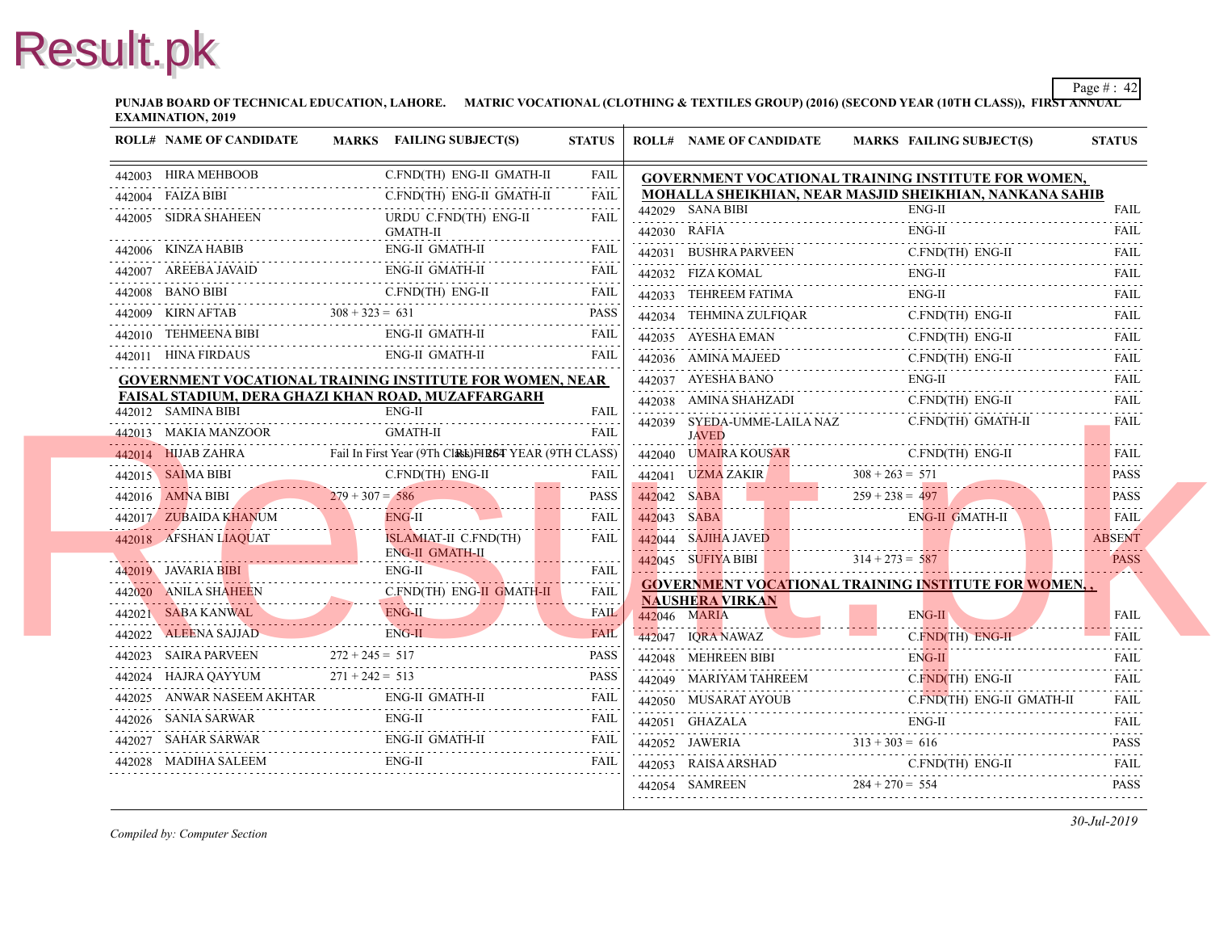**PUNJAB BOARD OF TECHNICAL EDUCATION, LAHORE. MATRIC VOCATIONAL (CLOTHING & TEXTILES GROUP) (2016) (SECOND YEAR (10TH CLASS)), FIRST ANNUAL EXAMINATION, 2019**

| ROLL# | NAME OF CANDIDATE | MARKS | FAILING SUBJECT(S) | STATUS |
|---|---|---|---|---|
| 442003 | HIRA MEHBOOB | | C.FND(TH) ENG-II GMATH-II | FAIL |
| 442004 | FAIZA BIBI | | C.FND(TH) ENG-II GMATH-II | FAIL |
| 442005 | SIDRA SHAHEEN | | URDU C.FND(TH) ENG-II GMATH-II | FAIL |
| 442006 | KINZA HABIB | | ENG-II GMATH-II | FAIL |
| 442007 | AREEBA JAVAID | | ENG-II GMATH-II | FAIL |
| 442008 | BANO BIBI | | C.FND(TH) ENG-II | FAIL |
| 442009 | KIRN AFTAB | 308 + 323 = 631 | | PASS |
| 442010 | TEHMEENA BIBI | | ENG-II GMATH-II | FAIL |
| 442011 | HINA FIRDAUS | | ENG-II GMATH-II | FAIL |

**GOVERNMENT VOCATIONAL TRAINING INSTITUTE FOR WOMEN, NEAR FAISAL STADIUM, DERA GHAZI KHAN ROAD, MUZAFFARGARH**

| ROLL# | NAME OF CANDIDATE | MARKS | FAILING SUBJECT(S) | STATUS |
|---|---|---|---|---|
| 442012 | SAMINA BIBI | | ENG-II | FAIL |
| 442013 | MAKIA MANZOOR | | GMATH-II | FAIL |
| 442014 | HIJAB ZAHRA | Fail In First Year (9Th Class) | | R.L FIRST YEAR (9TH CLASS) |
| 442015 | SAIMA BIBI | | C.FND(TH) ENG-II | FAIL |
| 442016 | AMNA BIBI | 279 + 307 = 586 | | PASS |
| 442017 | ZUBAIDA KHANUM | | ENG-II | FAIL |
| 442018 | AFSHAN LIAQUAT | | ISLAMIAT-II C.FND(TH) ENG-II GMATH-II | FAIL |
| 442019 | JAVARIA BIBI | | ENG-II | FAIL |
| 442020 | ANILA SHAHEEN | | C.FND(TH) ENG-II GMATH-II | FAIL |
| 442021 | SABA KANWAL | | ENG-II | FAIL |
| 442022 | ALEENA SAJJAD | | ENG-II | FAIL |
| 442023 | SAIRA PARVEEN | 272 + 245 = 517 | | PASS |
| 442024 | HAJRA QAYYUM | 271 + 242 = 513 | | PASS |
| 442025 | ANWAR NASEEM AKHTAR | | ENG-II GMATH-II | FAIL |
| 442026 | SANIA SARWAR | | ENG-II | FAIL |
| 442027 | SAHAR SARWAR | | ENG-II GMATH-II | FAIL |
| 442028 | MADIHA SALEEM | | ENG-II | FAIL |

**GOVERNMENT VOCATIONAL TRAINING INSTITUTE FOR WOMEN, MOHALLA SHEIKHIAN, NEAR MASJID SHEIKHIAN, NANKANA SAHIB**

| ROLL# | NAME OF CANDIDATE | MARKS | FAILING SUBJECT(S) | STATUS |
|---|---|---|---|---|
| 442029 | SANA BIBI | | ENG-II | FAIL |
| 442030 | RAFIA | | ENG-II | FAIL |
| 442031 | BUSHRA PARVEEN | | C.FND(TH) ENG-II | FAIL |
| 442032 | FIZA KOMAL | | ENG-II | FAIL |
| 442033 | TEHREEM FATIMA | | ENG-II | FAIL |
| 442034 | TEHMINA ZULFIQAR | | C.FND(TH) ENG-II | FAIL |
| 442035 | AYESHA EMAN | | C.FND(TH) ENG-II | FAIL |
| 442036 | AMINA MAJEED | | C.FND(TH) ENG-II | FAIL |
| 442037 | AYESHA BANO | | ENG-II | FAIL |
| 442038 | AMINA SHAHZADI | | C.FND(TH) ENG-II | FAIL |
| 442039 | SYEDA-UMME-LAILA NAZ JAVED | | C.FND(TH) GMATH-II | FAIL |
| 442040 | UMAIRA KOUSAR | | C.FND(TH) ENG-II | FAIL |
| 442041 | UZMA ZAKIR | 308 + 263 = 571 | | PASS |
| 442042 | SABA | 259 + 238 = 497 | | PASS |
| 442043 | SABA | | ENG-II GMATH-II | FAIL |
| 442044 | SAJIHA JAVED | | | ABSENT |
| 442045 | SUFIYA BIBI | 314 + 273 = 587 | | PASS |

**GOVERNMENT VOCATIONAL TRAINING INSTITUTE FOR WOMEN, , NAUSHERA VIRKAN**

| ROLL# | NAME OF CANDIDATE | MARKS | FAILING SUBJECT(S) | STATUS |
|---|---|---|---|---|
| 442046 | MARIA | | ENG-II | FAIL |
| 442047 | IQRA NAWAZ | | C.FND(TH) ENG-II | FAIL |
| 442048 | MEHREEN BIBI | | ENG-II | FAIL |
| 442049 | MARIYAM TAHREEM | | C.FND(TH) ENG-II | FAIL |
| 442050 | MUSARAT AYOUB | | C.FND(TH) ENG-II GMATH-II | FAIL |
| 442051 | GHAZALA | | ENG-II | FAIL |
| 442052 | JAWERIA | 313 + 303 = 616 | | PASS |
| 442053 | RAISA ARSHAD | | C.FND(TH) ENG-II | FAIL |
| 442054 | SAMREEN | 284 + 270 = 554 | | PASS |

*Compiled by: Computer Section*

*30-Jul-2019*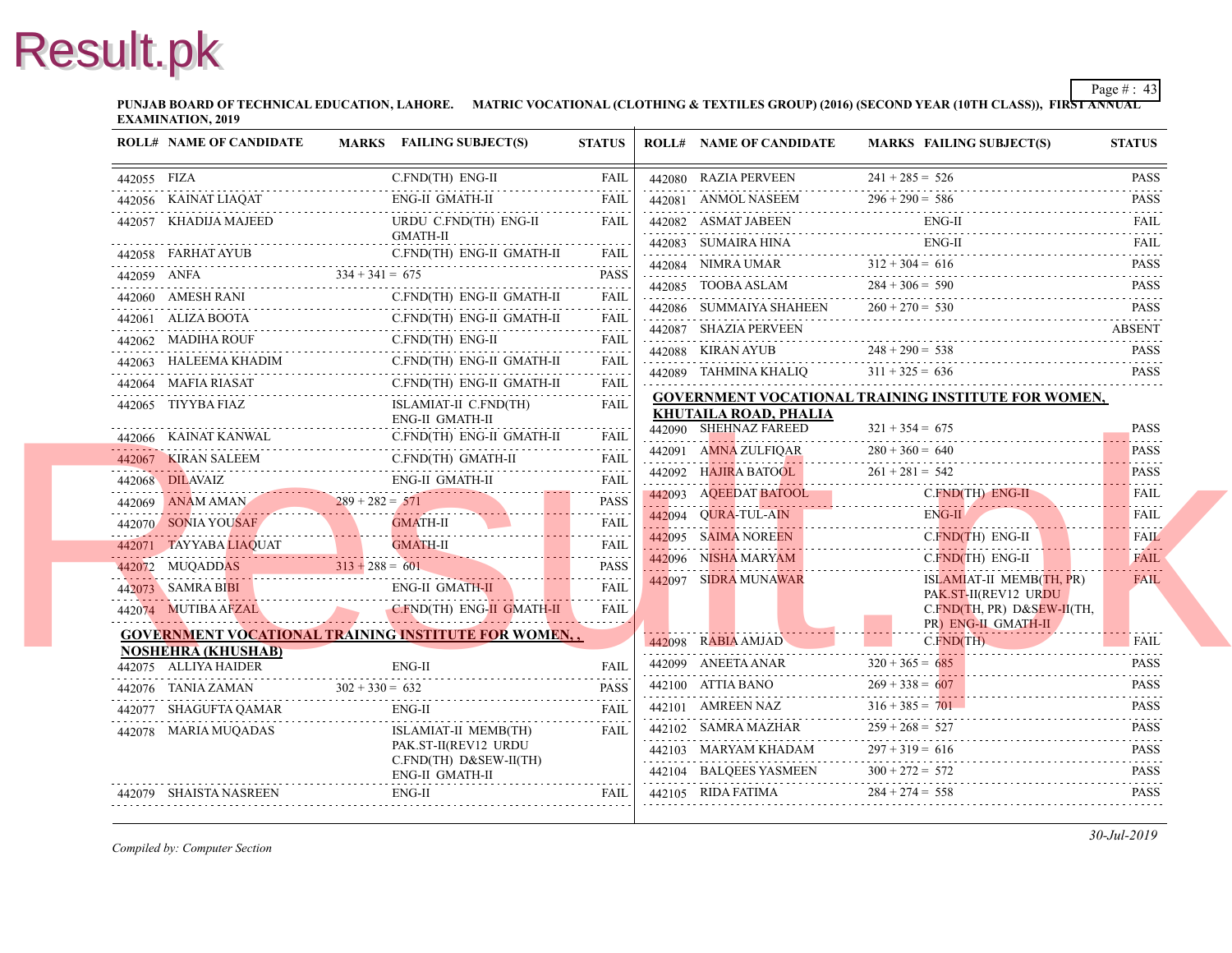**PUNJAB BOARD OF TECHNICAL EDUCATION, LAHORE. MATRIC VOCATIONAL (CLOTHING & TEXTILES GROUP) (2016) (SECOND YEAR (10TH CLASS)), FIRST ANNUAL EXAMINATION, 2019**

| ROLL# | NAME OF CANDIDATE | MARKS | FAILING SUBJECT(S) | STATUS |
|---|---|---|---|---|
| 442055 | FIZA | | C.FND(TH) ENG-II | FAIL |
| 442056 | KAINAT LIAQAT | | ENG-II GMATH-II | FAIL |
| 442057 | KHADIJA MAJEED | | URDU C.FND(TH) ENG-II GMATH-II | FAIL |
| 442058 | FARHAT AYUB | | C.FND(TH) ENG-II GMATH-II | FAIL |
| 442059 | ANFA | 334 + 341 = 675 | | PASS |
| 442060 | AMESH RANI | | C.FND(TH) ENG-II GMATH-II | FAIL |
| 442061 | ALIZA BOOTA | | C.FND(TH) ENG-II GMATH-II | FAIL |
| 442062 | MADIHA ROUF | | C.FND(TH) ENG-II | FAIL |
| 442063 | HALEEMA KHADIM | | C.FND(TH) ENG-II GMATH-II | FAIL |
| 442064 | MAFIA RIASAT | | C.FND(TH) ENG-II GMATH-II | FAIL |
| 442065 | TIYYBA FIAZ | | ISLAMIAT-II C.FND(TH) ENG-II GMATH-II | FAIL |
| 442066 | KAINAT KANWAL | | C.FND(TH) ENG-II GMATH-II | FAIL |
| 442067 | KIRAN SALEEM | | C.FND(TH) GMATH-II | FAIL |
| 442068 | DILAVAIZ | | ENG-II GMATH-II | FAIL |
| 442069 | ANAM AMAN | 289 + 282 = 571 | | PASS |
| 442070 | SONIA YOUSAF | | GMATH-II | FAIL |
| 442071 | TAYYABA LIAQUAT | | GMATH-II | FAIL |
| 442072 | MUQADDAS | 313 + 288 = 601 | | PASS |
| 442073 | SAMRA BIBI | | ENG-II GMATH-II | FAIL |
| 442074 | MUTIBA AFZAL | | C.FND(TH) ENG-II GMATH-II | FAIL |

**GOVERNMENT VOCATIONAL TRAINING INSTITUTE FOR WOMEN, , NOSHEHRA (KHUSHAB)**

| ROLL# | NAME OF CANDIDATE | MARKS | FAILING SUBJECT(S) | STATUS |
|---|---|---|---|---|
| 442075 | ALLIYA HAIDER | | ENG-II | FAIL |
| 442076 | TANIA ZAMAN | 302 + 330 = 632 | | PASS |
| 442077 | SHAGUFTA QAMAR | | ENG-II | FAIL |
| 442078 | MARIA MUQADAS | | ISLAMIAT-II MEMB(TH) PAK.ST-II(REV12 URDU C.FND(TH) D&SEW-II(TH) ENG-II GMATH-II | FAIL |
| 442079 | SHAISTA NASREEN | | ENG-II | FAIL |
| 442080 | RAZIA PERVEEN | 241 + 285 = 526 | | PASS |
| 442081 | ANMOL NASEEM | 296 + 290 = 586 | | PASS |
| 442082 | ASMAT JABEEN | | ENG-II | FAIL |
| 442083 | SUMAIRA HINA | | ENG-II | FAIL |
| 442084 | NIMRA UMAR | 312 + 304 = 616 | | PASS |
| 442085 | TOOBA ASLAM | 284 + 306 = 590 | | PASS |
| 442086 | SUMMAIYA SHAHEEN | 260 + 270 = 530 | | PASS |
| 442087 | SHAZIA PERVEEN | | | ABSENT |
| 442088 | KIRAN AYUB | 248 + 290 = 538 | | PASS |
| 442089 | TAHMINA KHALIQ | 311 + 325 = 636 | | PASS |

**GOVERNMENT VOCATIONAL TRAINING INSTITUTE FOR WOMEN, KHUTAILA ROAD, PHALIA**

| ROLL# | NAME OF CANDIDATE | MARKS | FAILING SUBJECT(S) | STATUS |
|---|---|---|---|---|
| 442090 | SHEHNAZ FAREED | 321 + 354 = 675 | | PASS |
| 442091 | AMNA ZULFIQAR | 280 + 360 = 640 | | PASS |
| 442092 | HAJIRA BATOOL | 261 + 281 = 542 | | PASS |
| 442093 | AQEEDAT BATOOL | | C.FND(TH) ENG-II | FAIL |
| 442094 | QURA-TUL-AIN | | ENG-II | FAIL |
| 442095 | SAIMA NOREEN | | C.FND(TH) ENG-II | FAIL |
| 442096 | NISHA MARYAM | | C.FND(TH) ENG-II | FAIL |
| 442097 | SIDRA MUNAWAR | | ISLAMIAT-II MEMB(TH, PR) PAK.ST-II(REV12 URDU C.FND(TH, PR) D&SEW-II(TH, PR) ENG-II GMATH-II | FAIL |
| 442098 | RABIA AMJAD | | C.FND(TH) | FAIL |
| 442099 | ANEETA ANAR | 320 + 365 = 685 | | PASS |
| 442100 | ATTIA BANO | 269 + 338 = 607 | | PASS |
| 442101 | AMREEN NAZ | 316 + 385 = 701 | | PASS |
| 442102 | SAMRA MAZHAR | 259 + 268 = 527 | | PASS |
| 442103 | MARYAM KHADAM | 297 + 319 = 616 | | PASS |
| 442104 | BALQEES YASMEEN | 300 + 272 = 572 | | PASS |
| 442105 | RIDA FATIMA | 284 + 274 = 558 | | PASS |

*Compiled by: Computer Section*

*30-Jul-2019*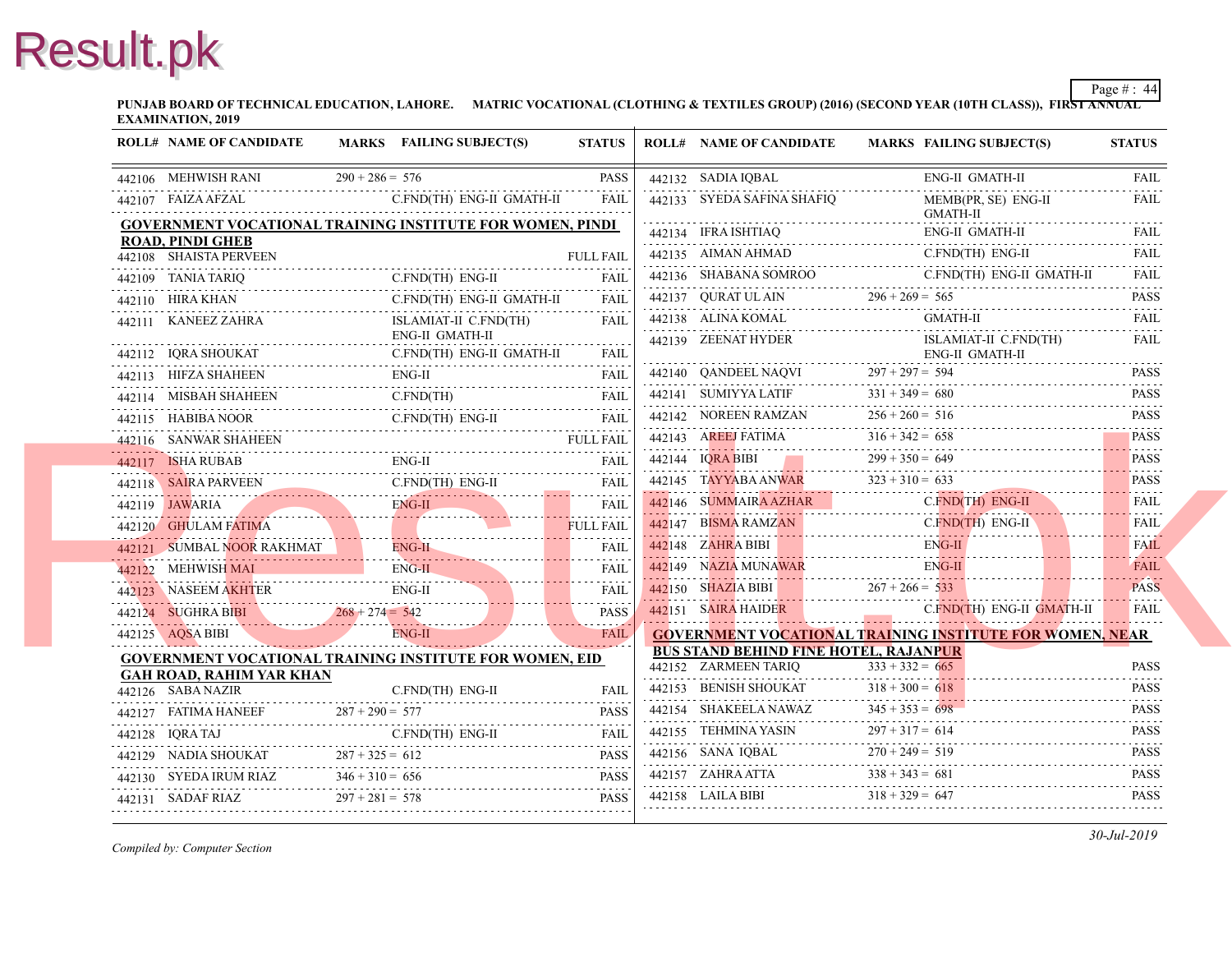PUNJAB BOARD OF TECHNICAL EDUCATION, LAHORE. MATRIC VOCATIONAL (CLOTHING & TEXTILES GROUP) (2016) (SECOND YEAR (10TH CLASS)), FIRST ANNUAL EXAMINATION, 2019

| ROLL# | NAME OF CANDIDATE | MARKS | FAILING SUBJECT(S) | STATUS |
|---|---|---|---|---|
| 442106 | MEHWISH RANI | 290 + 286 = 576 | | PASS |
| 442107 | FAIZA AFZAL | | C.FND(TH) ENG-II GMATH-II | FAIL |

**GOVERNMENT VOCATIONAL TRAINING INSTITUTE FOR WOMEN, PINDI ROAD, PINDI GHEB**

| ROLL# | NAME OF CANDIDATE | MARKS | FAILING SUBJECT(S) | STATUS |
|---|---|---|---|---|
| 442108 | SHAISTA PERVEEN | | | FULL FAIL |
| 442109 | TANIA TARIQ | | C.FND(TH) ENG-II | FAIL |
| 442110 | HIRA KHAN | | C.FND(TH) ENG-II GMATH-II | FAIL |
| 442111 | KANEEZ ZAHRA | | ISLAMIAT-II C.FND(TH) ENG-II GMATH-II | FAIL |
| 442112 | IQRA SHOUKAT | | C.FND(TH) ENG-II GMATH-II | FAIL |
| 442113 | HIFZA SHAHEEN | | ENG-II | FAIL |
| 442114 | MISBAH SHAHEEN | | C.FND(TH) | FAIL |
| 442115 | HABIBA NOOR | | C.FND(TH) ENG-II | FAIL |
| 442116 | SANWAR SHAHEEN | | | FULL FAIL |
| 442117 | ISHA RUBAB | | ENG-II | FAIL |
| 442118 | SAIRA PARVEEN | | C.FND(TH) ENG-II | FAIL |
| 442119 | JAWARIA | | ENG-II | FAIL |
| 442120 | GHULAM FATIMA | | | FULL FAIL |
| 442121 | SUMBAL NOOR RAKHMAT | | ENG-II | FAIL |
| 442122 | MEHWISH MAI | | ENG-II | FAIL |
| 442123 | NASEEM AKHTER | | ENG-II | FAIL |
| 442124 | SUGHRA BIBI | 268 + 274 = 542 | | PASS |
| 442125 | AQSA BIBI | | ENG-II | FAIL |

**GOVERNMENT VOCATIONAL TRAINING INSTITUTE FOR WOMEN, EID GAH ROAD, RAHIM YAR KHAN**

| ROLL# | NAME OF CANDIDATE | MARKS | FAILING SUBJECT(S) | STATUS |
|---|---|---|---|---|
| 442126 | SABA NAZIR | | C.FND(TH) ENG-II | FAIL |
| 442127 | FATIMA HANEEF | 287 + 290 = 577 | | PASS |
| 442128 | IQRA TAJ | | C.FND(TH) ENG-II | FAIL |
| 442129 | NADIA SHOUKAT | 287 + 325 = 612 | | PASS |
| 442130 | SYEDA IRUM RIAZ | 346 + 310 = 656 | | PASS |
| 442131 | SADAF RIAZ | 297 + 281 = 578 | | PASS |
| 442132 | SADIA IQBAL | | ENG-II GMATH-II | FAIL |
| 442133 | SYEDA SAFINA SHAFIQ | | MEMB(PR, SE) ENG-II GMATH-II | FAIL |
| 442134 | IFRA ISHTIAQ | | ENG-II GMATH-II | FAIL |
| 442135 | AIMAN AHMAD | | C.FND(TH) ENG-II | FAIL |
| 442136 | SHABANA SOMROO | | C.FND(TH) ENG-II GMATH-II | FAIL |
| 442137 | QURAT UL AIN | 296 + 269 = 565 | | PASS |
| 442138 | ALINA KOMAL | | GMATH-II | FAIL |
| 442139 | ZEENAT HYDER | | ISLAMIAT-II C.FND(TH) ENG-II GMATH-II | FAIL |
| 442140 | QANDEEL NAQVI | 297 + 297 = 594 | | PASS |
| 442141 | SUMIYYA LATIF | 331 + 349 = 680 | | PASS |
| 442142 | NOREEN RAMZAN | 256 + 260 = 516 | | PASS |
| 442143 | AREEJ FATIMA | 316 + 342 = 658 | | PASS |
| 442144 | IQRA BIBI | 299 + 350 = 649 | | PASS |
| 442145 | TAYYABA ANWAR | 323 + 310 = 633 | | PASS |
| 442146 | SUMMAIRA AZHAR | | C.FND(TH) ENG-II | FAIL |
| 442147 | BISMA RAMZAN | | C.FND(TH) ENG-II | FAIL |
| 442148 | ZAHRA BIBI | | ENG-II | FAIL |
| 442149 | NAZIA MUNAWAR | | ENG-II | FAIL |
| 442150 | SHAZIA BIBI | 267 + 266 = 533 | | PASS |
| 442151 | SAIRA HAIDER | | C.FND(TH) ENG-II GMATH-II | FAIL |

**GOVERNMENT VOCATIONAL TRAINING INSTITUTE FOR WOMEN, NEAR BUS STAND BEHIND FINE HOTEL, RAJANPUR**

| ROLL# | NAME OF CANDIDATE | MARKS | FAILING SUBJECT(S) | STATUS |
|---|---|---|---|---|
| 442152 | ZARMEEN TARIQ | 333 + 332 = 665 | | PASS |
| 442153 | BENISH SHOUKAT | 318 + 300 = 618 | | PASS |
| 442154 | SHAKEELA NAWAZ | 345 + 353 = 698 | | PASS |
| 442155 | TEHMINA YASIN | 297 + 317 = 614 | | PASS |
| 442156 | SANA IQBAL | 270 + 249 = 519 | | PASS |
| 442157 | ZAHRA ATTA | 338 + 343 = 681 | | PASS |
| 442158 | LAILA BIBI | 318 + 329 = 647 | | PASS |

*Compiled by: Computer Section*

*30-Jul-2019*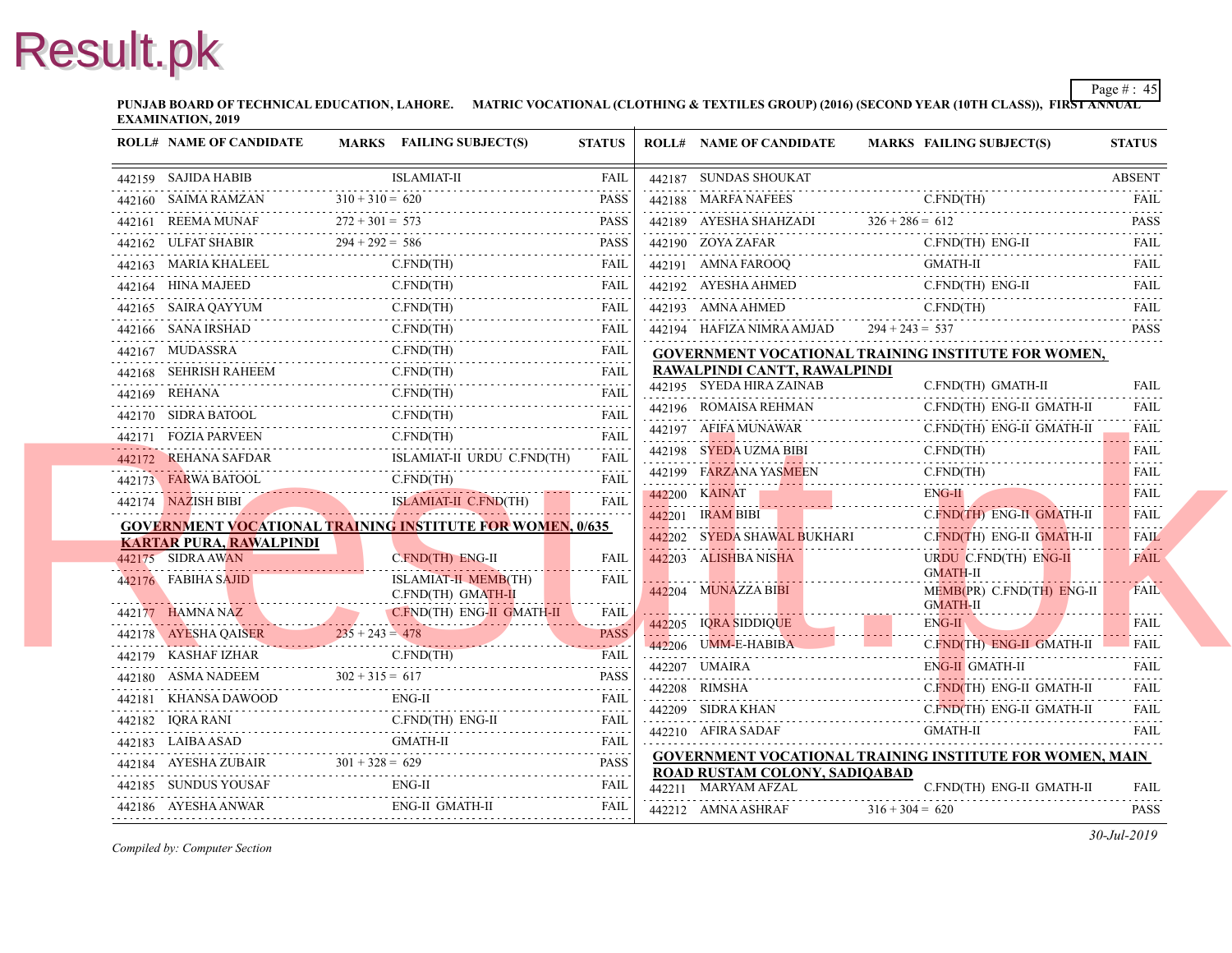PUNJAB BOARD OF TECHNICAL EDUCATION, LAHORE. MATRIC VOCATIONAL (CLOTHING & TEXTILES GROUP) (2016) (SECOND YEAR (10TH CLASS)), FIRST ANNUAL EXAMINATION, 2019

| ROLL# | NAME OF CANDIDATE | MARKS | FAILING SUBJECT(S) | STATUS |
|---|---|---|---|---|
| 442159 | SAJIDA HABIB | | ISLAMIAT-II | FAIL |
| 442160 | SAIMA RAMZAN | 310 + 310 = 620 | | PASS |
| 442161 | REEMA MUNAF | 272 + 301 = 573 | | PASS |
| 442162 | ULFAT SHABIR | 294 + 292 = 586 | | PASS |
| 442163 | MARIA KHALEEL | | C.FND(TH) | FAIL |
| 442164 | HINA MAJEED | | C.FND(TH) | FAIL |
| 442165 | SAIRA QAYYUM | | C.FND(TH) | FAIL |
| 442166 | SANA IRSHAD | | C.FND(TH) | FAIL |
| 442167 | MUDASSRA | | C.FND(TH) | FAIL |
| 442168 | SEHRISH RAHEEM | | C.FND(TH) | FAIL |
| 442169 | REHANA | | C.FND(TH) | FAIL |
| 442170 | SIDRA BATOOL | | C.FND(TH) | FAIL |
| 442171 | FOZIA PARVEEN | | C.FND(TH) | FAIL |
| 442172 | REHANA SAFDAR | | ISLAMIAT-II URDU C.FND(TH) | FAIL |
| 442173 | FARWA BATOOL | | C.FND(TH) | FAIL |
| 442174 | NAZISH BIBI | | ISLAMIAT-II C.FND(TH) | FAIL |

**GOVERNMENT VOCATIONAL TRAINING INSTITUTE FOR WOMEN, 0/635 KARTAR PURA, RAWALPINDI**

| ROLL# | NAME OF CANDIDATE | MARKS | FAILING SUBJECT(S) | STATUS |
|---|---|---|---|---|
| 442175 | SIDRA AWAN | | C.FND(TH) ENG-II | FAIL |
| 442176 | FABIHA SAJID | | ISLAMIAT-II MEMB(TH) C.FND(TH) GMATH-II | FAIL |
| 442177 | HAMNA NAZ | | C.FND(TH) ENG-II GMATH-II | FAIL |
| 442178 | AYESHA QAISER | 235 + 243 = 478 | | PASS |
| 442179 | KASHAF IZHAR | | C.FND(TH) | FAIL |
| 442180 | ASMA NADEEM | 302 + 315 = 617 | | PASS |
| 442181 | KHANSA DAWOOD | | ENG-II | FAIL |
| 442182 | IQRA RANI | | C.FND(TH) ENG-II | FAIL |
| 442183 | LAIBA ASAD | | GMATH-II | FAIL |
| 442184 | AYESHA ZUBAIR | 301 + 328 = 629 | | PASS |
| 442185 | SUNDUS YOUSAF | | ENG-II | FAIL |
| 442186 | AYESHA ANWAR | | ENG-II GMATH-II | FAIL |
| 442187 | SUNDAS SHOUKAT | | | ABSENT |
| 442188 | MARFA NAFEES | | C.FND(TH) | FAIL |
| 442189 | AYESHA SHAHZADI | 326 + 286 = 612 | | PASS |
| 442190 | ZOYA ZAFAR | | C.FND(TH) ENG-II | FAIL |
| 442191 | AMNA FAROOQ | | GMATH-II | FAIL |
| 442192 | AYESHA AHMED | | C.FND(TH) ENG-II | FAIL |
| 442193 | AMNA AHMED | | C.FND(TH) | FAIL |
| 442194 | HAFIZA NIMRA AMJAD | 294 + 243 = 537 | | PASS |

**GOVERNMENT VOCATIONAL TRAINING INSTITUTE FOR WOMEN, RAWALPINDI CANTT, RAWALPINDI**

| ROLL# | NAME OF CANDIDATE | MARKS | FAILING SUBJECT(S) | STATUS |
|---|---|---|---|---|
| 442195 | SYEDA HIRA ZAINAB | | C.FND(TH) GMATH-II | FAIL |
| 442196 | ROMAISA REHMAN | | C.FND(TH) ENG-II GMATH-II | FAIL |
| 442197 | AFIFA MUNAWAR | | C.FND(TH) ENG-II GMATH-II | FAIL |
| 442198 | SYEDA UZMA BIBI | | C.FND(TH) | FAIL |
| 442199 | FARZANA YASMEEN | | C.FND(TH) | FAIL |
| 442200 | KAINAT | | ENG-II | FAIL |
| 442201 | IRAM BIBI | | C.FND(TH) ENG-II GMATH-II | FAIL |
| 442202 | SYEDA SHAWAL BUKHARI | | C.FND(TH) ENG-II GMATH-II | FAIL |
| 442203 | ALISHBA NISHA | | URDU C.FND(TH) ENG-II GMATH-II | FAIL |
| 442204 | MUNAZZA BIBI | | MEMB(PR) C.FND(TH) ENG-II GMATH-II | FAIL |
| 442205 | IQRA SIDDIQUE | | ENG-II | FAIL |
| 442206 | UMM-E-HABIBA | | C.FND(TH) ENG-II GMATH-II | FAIL |
| 442207 | UMAIRA | | ENG-II GMATH-II | FAIL |
| 442208 | RIMSHA | | C.FND(TH) ENG-II GMATH-II | FAIL |
| 442209 | SIDRA KHAN | | C.FND(TH) ENG-II GMATH-II | FAIL |
| 442210 | AFIRA SADAF | | GMATH-II | FAIL |

**GOVERNMENT VOCATIONAL TRAINING INSTITUTE FOR WOMEN, MAIN ROAD RUSTAM COLONY, SADIQABAD**

| ROLL# | NAME OF CANDIDATE | MARKS | FAILING SUBJECT(S) | STATUS |
|---|---|---|---|---|
| 442211 | MARYAM AFZAL | | C.FND(TH) ENG-II GMATH-II | FAIL |
| 442212 | AMNA ASHRAF | 316 + 304 = 620 | | PASS |

*Compiled by: Computer Section*

*30-Jul-2019*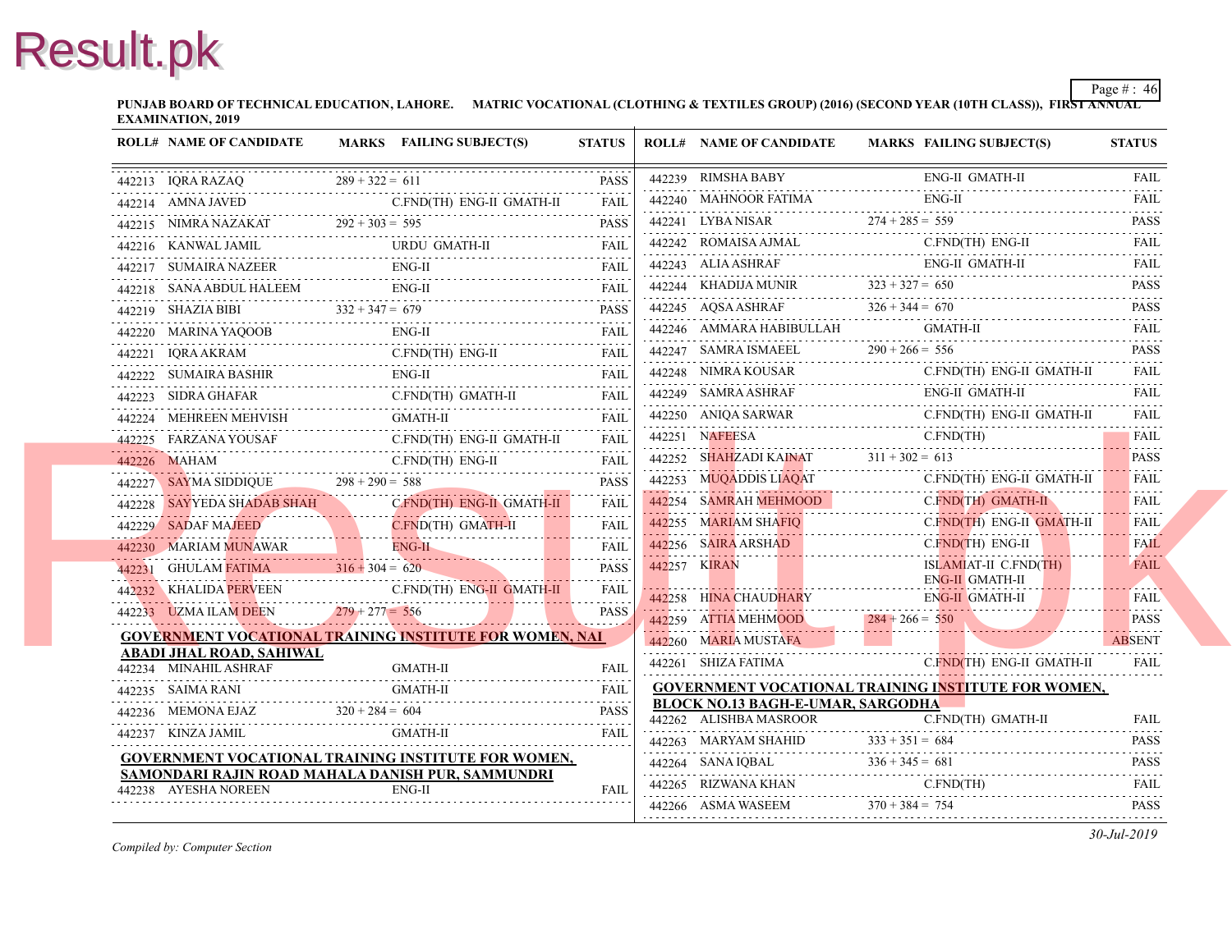PUNJAB BOARD OF TECHNICAL EDUCATION, LAHORE. MATRIC VOCATIONAL (CLOTHING & TEXTILES GROUP) (2016) (SECOND YEAR (10TH CLASS)), FIRST ANNUAL EXAMINATION, 2019

| ROLL# | NAME OF CANDIDATE | MARKS | FAILING SUBJECT(S) | STATUS |
|---|---|---|---|---|
| 442213 | IQRA RAZAQ | 289 + 322 = 611 | | PASS |
| 442214 | AMNA JAVED | | C.FND(TH) ENG-II GMATH-II | FAIL |
| 442215 | NIMRA NAZAKAT | 292 + 303 = 595 | | PASS |
| 442216 | KANWAL JAMIL | | URDU GMATH-II | FAIL |
| 442217 | SUMAIRA NAZEER | | ENG-II | FAIL |
| 442218 | SANA ABDUL HALEEM | | ENG-II | FAIL |
| 442219 | SHAZIA BIBI | 332 + 347 = 679 | | PASS |
| 442220 | MARINA YAQOOB | | ENG-II | FAIL |
| 442221 | IQRA AKRAM | | C.FND(TH) ENG-II | FAIL |
| 442222 | SUMAIRA BASHIR | | ENG-II | FAIL |
| 442223 | SIDRA GHAFAR | | C.FND(TH) GMATH-II | FAIL |
| 442224 | MEHREEN MEHVISH | | GMATH-II | FAIL |
| 442225 | FARZANA YOUSAF | | C.FND(TH) ENG-II GMATH-II | FAIL |
| 442226 | MAHAM | | C.FND(TH) ENG-II | FAIL |
| 442227 | SAYMA SIDDIQUE | 298 + 290 = 588 | | PASS |
| 442228 | SAYYEDA SHADAB SHAH | | C.FND(TH) ENG-II GMATH-II | FAIL |
| 442229 | SADAF MAJEED | | C.FND(TH) GMATH-II | FAIL |
| 442230 | MARIAM MUNAWAR | | ENG-II | FAIL |
| 442231 | GHULAM FATIMA | 316 + 304 = 620 | | PASS |
| 442232 | KHALIDA PERVEEN | | C.FND(TH) ENG-II GMATH-II | FAIL |
| 442233 | UZMA ILAM DEEN | 279 + 277 = 556 | | PASS |

**GOVERNMENT VOCATIONAL TRAINING INSTITUTE FOR WOMEN, NAI ABADI JHAL ROAD, SAHIWAL**

| ROLL# | NAME OF CANDIDATE | MARKS | FAILING SUBJECT(S) | STATUS |
|---|---|---|---|---|
| 442234 | MINAHIL ASHRAF | | GMATH-II | FAIL |
| 442235 | SAIMA RANI | | GMATH-II | FAIL |
| 442236 | MEMONA EJAZ | 320 + 284 = 604 | | PASS |
| 442237 | KINZA JAMIL | | GMATH-II | FAIL |

**GOVERNMENT VOCATIONAL TRAINING INSTITUTE FOR WOMEN, SAMONDARI RAJIN ROAD MAHALA DANISH PUR, SAMMUNDRI**

| ROLL# | NAME OF CANDIDATE | MARKS | FAILING SUBJECT(S) | STATUS |
|---|---|---|---|---|
| 442238 | AYESHA NOREEN | | ENG-II | FAIL |
| 442239 | RIMSHA BABY | | ENG-II GMATH-II | FAIL |
| 442240 | MAHNOOR FATIMA | | ENG-II | FAIL |
| 442241 | LYBA NISAR | 274 + 285 = 559 | | PASS |
| 442242 | ROMAISA AJMAL | | C.FND(TH) ENG-II | FAIL |
| 442243 | ALIA ASHRAF | | ENG-II GMATH-II | FAIL |
| 442244 | KHADIJA MUNIR | 323 + 327 = 650 | | PASS |
| 442245 | AQSA ASHRAF | 326 + 344 = 670 | | PASS |
| 442246 | AMMARA HABIBULLAH | | GMATH-II | FAIL |
| 442247 | SAMRA ISMAEEL | 290 + 266 = 556 | | PASS |
| 442248 | NIMRA KOUSAR | | C.FND(TH) ENG-II GMATH-II | FAIL |
| 442249 | SAMRA ASHRAF | | ENG-II GMATH-II | FAIL |
| 442250 | ANIQA SARWAR | | C.FND(TH) ENG-II GMATH-II | FAIL |
| 442251 | NAFEESA | | C.FND(TH) | FAIL |
| 442252 | SHAHZADI KAINAT | 311 + 302 = 613 | | PASS |
| 442253 | MUQADDIS LIAQAT | | C.FND(TH) ENG-II GMATH-II | FAIL |
| 442254 | SAMRAH MEHMOOD | | C.FND(TH) GMATH-II | FAIL |
| 442255 | MARIAM SHAFIQ | | C.FND(TH) ENG-II GMATH-II | FAIL |
| 442256 | SAIRA ARSHAD | | C.FND(TH) ENG-II | FAIL |
| 442257 | KIRAN | | ISLAMIAT-II C.FND(TH) ENG-II GMATH-II | FAIL |
| 442258 | HINA CHAUDHARY | | ENG-II GMATH-II | FAIL |
| 442259 | ATTIA MEHMOOD | 284 + 266 = 550 | | PASS |
| 442260 | MARIA MUSTAFA | | | ABSENT |
| 442261 | SHIZA FATIMA | | C.FND(TH) ENG-II GMATH-II | FAIL |

**GOVERNMENT VOCATIONAL TRAINING INSTITUTE FOR WOMEN, BLOCK NO.13 BAGH-E-UMAR, SARGODHA**

| ROLL# | NAME OF CANDIDATE | MARKS | FAILING SUBJECT(S) | STATUS |
|---|---|---|---|---|
| 442262 | ALISHBA MASROOR | | C.FND(TH) GMATH-II | FAIL |
| 442263 | MARYAM SHAHID | 333 + 351 = 684 | | PASS |
| 442264 | SANA IQBAL | 336 + 345 = 681 | | PASS |
| 442265 | RIZWANA KHAN | | C.FND(TH) | FAIL |
| 442266 | ASMA WASEEM | 370 + 384 = 754 | | PASS |

*Compiled by: Computer Section*

*30-Jul-2019*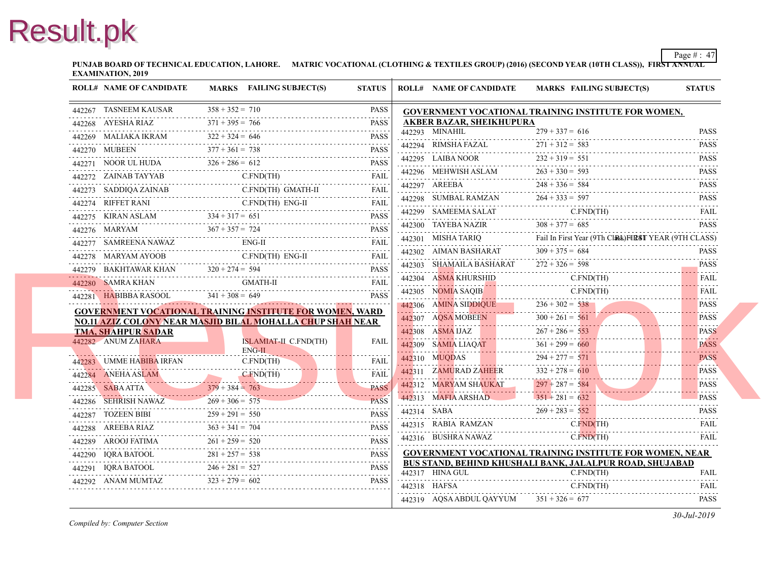**PUNJAB BOARD OF TECHNICAL EDUCATION, LAHORE. MATRIC VOCATIONAL (CLOTHING & TEXTILES GROUP) (2016) (SECOND YEAR (10TH CLASS)), FIRST ANNUAL EXAMINATION, 2019**

| ROLL# | NAME OF CANDIDATE | MARKS | FAILING SUBJECT(S) | STATUS |
|---|---|---|---|---|
| 442267 | TASNEEM KAUSAR | 358 + 352 = 710 | | PASS |
| 442268 | AYESHA RIAZ | 371 + 395 = 766 | | PASS |
| 442269 | MALIAKA IKRAM | 322 + 324 = 646 | | PASS |
| 442270 | MUBEEN | 377 + 361 = 738 | | PASS |
| 442271 | NOOR UL HUDA | 326 + 286 = 612 | | PASS |
| 442272 | ZAINAB TAYYAB | | C.FND(TH) | FAIL |
| 442273 | SADDIQA ZAINAB | | C.FND(TH) GMATH-II | FAIL |
| 442274 | RIFFET RANI | | C.FND(TH) ENG-II | FAIL |
| 442275 | KIRAN ASLAM | 334 + 317 = 651 | | PASS |
| 442276 | MARYAM | 367 + 357 = 724 | | PASS |
| 442277 | SAMREENA NAWAZ | | ENG-II | FAIL |
| 442278 | MARYAM AYOOB | | C.FND(TH) ENG-II | FAIL |
| 442279 | BAKHTAWAR KHAN | 320 + 274 = 594 | | PASS |
| 442280 | SAMRA KHAN | | GMATH-II | FAIL |
| 442281 | HABIBBA RASOOL | 341 + 308 = 649 | | PASS |

**GOVERNMENT VOCATIONAL TRAINING INSTITUTE FOR WOMEN, WARD NO.11 AZIZ COLONY NEAR MASJID BILAL MOHALLA CHUP SHAH NEAR TMA, SHAHPUR SADAR**

| ROLL# | NAME OF CANDIDATE | MARKS | FAILING SUBJECT(S) | STATUS |
|---|---|---|---|---|
| 442282 | ANUM ZAHARA | | ISLAMIAT-II C.FND(TH) ENG-II | FAIL |
| 442283 | UMME HABIBA IRFAN | | C.FND(TH) | FAIL |
| 442284 | ANEHA ASLAM | | C.FND(TH) | FAIL |
| 442285 | SABA ATTA | 379 + 384 = 763 | | PASS |
| 442286 | SEHRISH NAWAZ | 269 + 306 = 575 | | PASS |
| 442287 | TOZEEN BIBI | 259 + 291 = 550 | | PASS |
| 442288 | AREEBA RIAZ | 363 + 341 = 704 | | PASS |
| 442289 | AROOJ FATIMA | 261 + 259 = 520 | | PASS |
| 442290 | IQRA BATOOL | 281 + 257 = 538 | | PASS |
| 442291 | IQRA BATOOL | 246 + 281 = 527 | | PASS |
| 442292 | ANAM MUMTAZ | 323 + 279 = 602 | | PASS |

**GOVERNMENT VOCATIONAL TRAINING INSTITUTE FOR WOMEN, AKBER BAZAR, SHEIKHUPURA**

| ROLL# | NAME OF CANDIDATE | MARKS | FAILING SUBJECT(S) | STATUS |
|---|---|---|---|---|
| 442293 | MINAHIL | 279 + 337 = 616 | | PASS |
| 442294 | RIMSHA FAZAL | 271 + 312 = 583 | | PASS |
| 442295 | LAIBA NOOR | 232 + 319 = 551 | | PASS |
| 442296 | MEHWISH ASLAM | 263 + 330 = 593 | | PASS |
| 442297 | AREEBA | 248 + 336 = 584 | | PASS |
| 442298 | SUMBAL RAMZAN | 264 + 333 = 597 | | PASS |
| 442299 | SAMEEMA SALAT | | C.FND(TH) | FAIL |
| 442300 | TAYEBA NAZIR | 308 + 377 = 685 | | PASS |
| 442301 | MISHA TARIQ | Fail In First Year (9Th Class) | | FIRST YEAR (9TH CLASS) |
| 442302 | AIMAN BASHARAT | 309 + 375 = 684 | | PASS |
| 442303 | SHAMAILA BASHARAT | 272 + 326 = 598 | | PASS |
| 442304 | ASMA KHURSHID | | C.FND(TH) | FAIL |
| 442305 | NOMIA SAQIB | | C.FND(TH) | FAIL |
| 442306 | AMINA SIDDIQUE | 236 + 302 = 538 | | PASS |
| 442307 | AQSA MOBEEN | 300 + 261 = 561 | | PASS |
| 442308 | ASMA IJAZ | 267 + 286 = 553 | | PASS |
| 442309 | SAMIA LIAQAT | 361 + 299 = 660 | | PASS |
| 442310 | MUQDAS | 294 + 277 = 571 | | PASS |
| 442311 | ZAMURAD ZAHEER | 332 + 278 = 610 | | PASS |
| 442312 | MARYAM SHAUKAT | 297 + 287 = 584 | | PASS |
| 442313 | MAFIA ARSHAD | 351 + 281 = 632 | | PASS |
| 442314 | SABA | 269 + 283 = 552 | | PASS |
| 442315 | RABIA RAMZAN | | C.FND(TH) | FAIL |
| 442316 | BUSHRA NAWAZ | | C.FND(TH) | FAIL |

**GOVERNMENT VOCATIONAL TRAINING INSTITUTE FOR WOMEN, NEAR BUS STAND, BEHIND KHUSHALI BANK, JALALPUR ROAD, SHUJABAD**

| ROLL# | NAME OF CANDIDATE | MARKS | FAILING SUBJECT(S) | STATUS |
|---|---|---|---|---|
| 442317 | HINA GUL | | C.FND(TH) | FAIL |
| 442318 | HAFSA | | C.FND(TH) | FAIL |
| 442319 | AQSA ABDUL QAYYUM | 351 + 326 = 677 | | PASS |

*Compiled by: Computer Section*

*30-Jul-2019*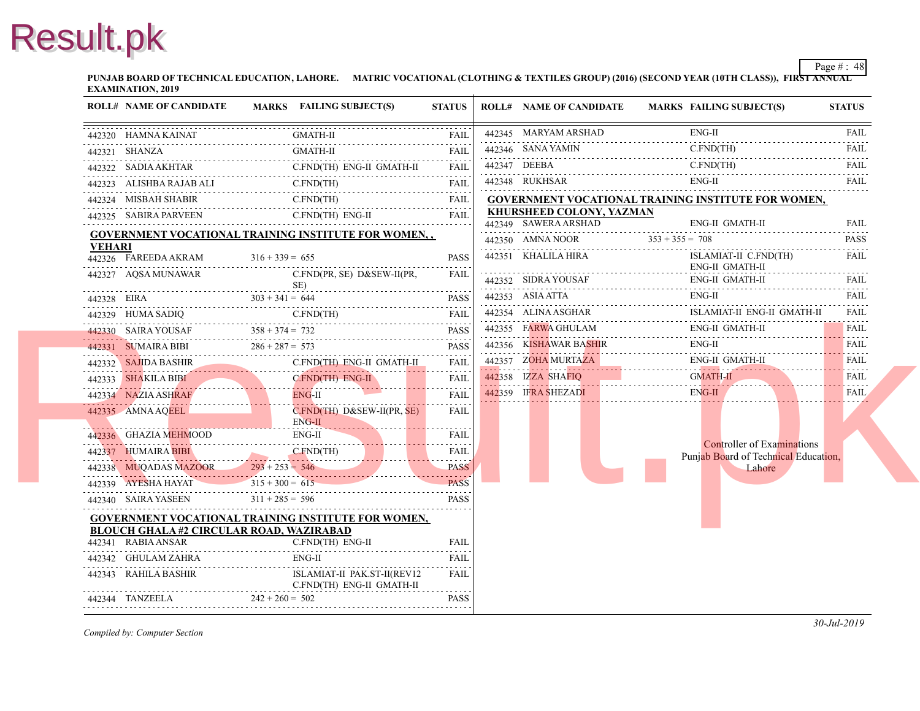**PUNJAB BOARD OF TECHNICAL EDUCATION, LAHORE. MATRIC VOCATIONAL (CLOTHING & TEXTILES GROUP) (2016) (SECOND YEAR (10TH CLASS)), FIRST ANNUAL EXAMINATION, 2019**

| ROLL# | NAME OF CANDIDATE | MARKS | FAILING SUBJECT(S) | STATUS |
|---|---|---|---|---|
| 442320 | HAMNA KAINAT | | GMATH-II | FAIL |
| 442321 | SHANZA | | GMATH-II | FAIL |
| 442322 | SADIA AKHTAR | | C.FND(TH) ENG-II GMATH-II | FAIL |
| 442323 | ALISHBA RAJAB ALI | | C.FND(TH) | FAIL |
| 442324 | MISBAH SHABIR | | C.FND(TH) | FAIL |
| 442325 | SABIRA PARVEEN | | C.FND(TH) ENG-II | FAIL |

**GOVERNMENT VOCATIONAL TRAINING INSTITUTE FOR WOMEN, , VEHARI**

| ROLL# | NAME OF CANDIDATE | MARKS | FAILING SUBJECT(S) | STATUS |
|---|---|---|---|---|
| 442326 | FAREEDA AKRAM | 316 + 339 = 655 | | PASS |
| 442327 | AQSA MUNAWAR | | C.FND(PR, SE) D&SEW-II(PR, SE) | FAIL |
| 442328 | EIRA | 303 + 341 = 644 | | PASS |
| 442329 | HUMA SADIQ | | C.FND(TH) | FAIL |
| 442330 | SAIRA YOUSAF | 358 + 374 = 732 | | PASS |
| 442331 | SUMAIRA BIBI | 286 + 287 = 573 | | PASS |
| 442332 | SAJIDA BASHIR | | C.FND(TH) ENG-II GMATH-II | FAIL |
| 442333 | SHAKILA BIBI | | C.FND(TH) ENG-II | FAIL |
| 442334 | NAZIA ASHRAF | | ENG-II | FAIL |
| 442335 | AMNA AQEEL | | C.FND(TH) D&SEW-II(PR, SE) ENG-II | FAIL |
| 442336 | GHAZIA MEHMOOD | | ENG-II | FAIL |
| 442337 | HUMAIRA BIBI | | C.FND(TH) | FAIL |
| 442338 | MUQADAS MAZOOR | 293 + 253 = 546 | | PASS |
| 442339 | AYESHA HAYAT | 315 + 300 = 615 | | PASS |
| 442340 | SAIRA YASEEN | 311 + 285 = 596 | | PASS |

**GOVERNMENT VOCATIONAL TRAINING INSTITUTE FOR WOMEN, BLOUCH GHALA #2 CIRCULAR ROAD, WAZIRABAD**

| ROLL# | NAME OF CANDIDATE | MARKS | FAILING SUBJECT(S) | STATUS |
|---|---|---|---|---|
| 442341 | RABIA ANSAR | | C.FND(TH) ENG-II | FAIL |
| 442342 | GHULAM ZAHRA | | ENG-II | FAIL |
| 442343 | RAHILA BASHIR | | ISLAMIAT-II PAK.ST-II(REV12 C.FND(TH) ENG-II GMATH-II | FAIL |
| 442344 | TANZEELA | 242 + 260 = 502 | | PASS |
| 442345 | MARYAM ARSHAD | | ENG-II | FAIL |
| 442346 | SANA YAMIN | | C.FND(TH) | FAIL |
| 442347 | DEEBA | | C.FND(TH) | FAIL |
| 442348 | RUKHSAR | | ENG-II | FAIL |

**GOVERNMENT VOCATIONAL TRAINING INSTITUTE FOR WOMEN, KHURSHEED COLONY, YAZMAN**

| ROLL# | NAME OF CANDIDATE | MARKS | FAILING SUBJECT(S) | STATUS |
|---|---|---|---|---|
| 442349 | SAWERA ARSHAD | | ENG-II GMATH-II | FAIL |
| 442350 | AMNA NOOR | 353 + 355 = 708 | | PASS |
| 442351 | KHALILA HIRA | | ISLAMIAT-II C.FND(TH) ENG-II GMATH-II | FAIL |
| 442352 | SIDRA YOUSAF | | ENG-II GMATH-II | FAIL |
| 442353 | ASIA ATTA | | ENG-II | FAIL |
| 442354 | ALINA ASGHAR | | ISLAMIAT-II ENG-II GMATH-II | FAIL |
| 442355 | FARWA GHULAM | | ENG-II GMATH-II | FAIL |
| 442356 | KISHAWAR BASHIR | | ENG-II | FAIL |
| 442357 | ZOHA MURTAZA | | ENG-II GMATH-II | FAIL |
| 442358 | IZZA SHAFIQ | | GMATH-II | FAIL |
| 442359 | IFRA SHEZADI | | ENG-II | FAIL |

Controller of Examinations
Punjab Board of Technical Education,
Lahore

*Compiled by: Computer Section*

*30-Jul-2019*